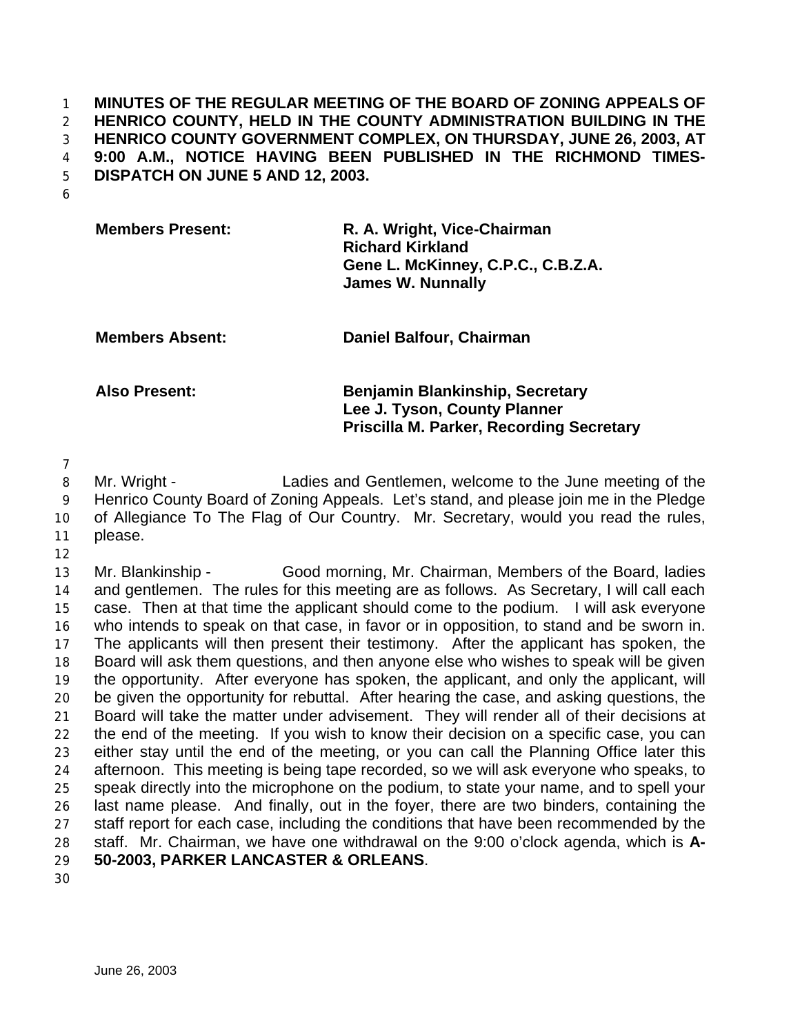**MINUTES OF THE REGULAR MEETING OF THE BOARD OF ZONING APPEALS OF HENRICO COUNTY, HELD IN THE COUNTY ADMINISTRATION BUILDING IN THE HENRICO COUNTY GOVERNMENT COMPLEX, ON THURSDAY, JUNE 26, 2003, AT 9:00 A.M., NOTICE HAVING BEEN PUBLISHED IN THE RICHMOND TIMES-DISPATCH ON JUNE 5 AND 12, 2003.**

| | |
|---|---|
| **Members Present:** | **R. A. Wright, Vice-Chairman**<br>**Richard Kirkland**<br>**Gene L. McKinney, C.P.C., C.B.Z.A.**<br>**James W. Nunnally** |
| **Members Absent:** | **Daniel Balfour, Chairman** |
| **Also Present:** | **Benjamin Blankinship, Secretary**<br>**Lee J. Tyson, County Planner**<br>**Priscilla M. Parker, Recording Secretary** |

Mr. Wright - Ladies and Gentlemen, welcome to the June meeting of the Henrico County Board of Zoning Appeals. Let's stand, and please join me in the Pledge of Allegiance To The Flag of Our Country. Mr. Secretary, would you read the rules, please.

Mr. Blankinship - Good morning, Mr. Chairman, Members of the Board, ladies and gentlemen. The rules for this meeting are as follows. As Secretary, I will call each case. Then at that time the applicant should come to the podium. I will ask everyone who intends to speak on that case, in favor or in opposition, to stand and be sworn in. The applicants will then present their testimony. After the applicant has spoken, the Board will ask them questions, and then anyone else who wishes to speak will be given the opportunity. After everyone has spoken, the applicant, and only the applicant, will be given the opportunity for rebuttal. After hearing the case, and asking questions, the Board will take the matter under advisement. They will render all of their decisions at the end of the meeting. If you wish to know their decision on a specific case, you can either stay until the end of the meeting, or you can call the Planning Office later this afternoon. This meeting is being tape recorded, so we will ask everyone who speaks, to speak directly into the microphone on the podium, to state your name, and to spell your last name please. And finally, out in the foyer, there are two binders, containing the staff report for each case, including the conditions that have been recommended by the staff. Mr. Chairman, we have one withdrawal on the 9:00 o'clock agenda, which is **A-50-2003, PARKER LANCASTER & ORLEANS**.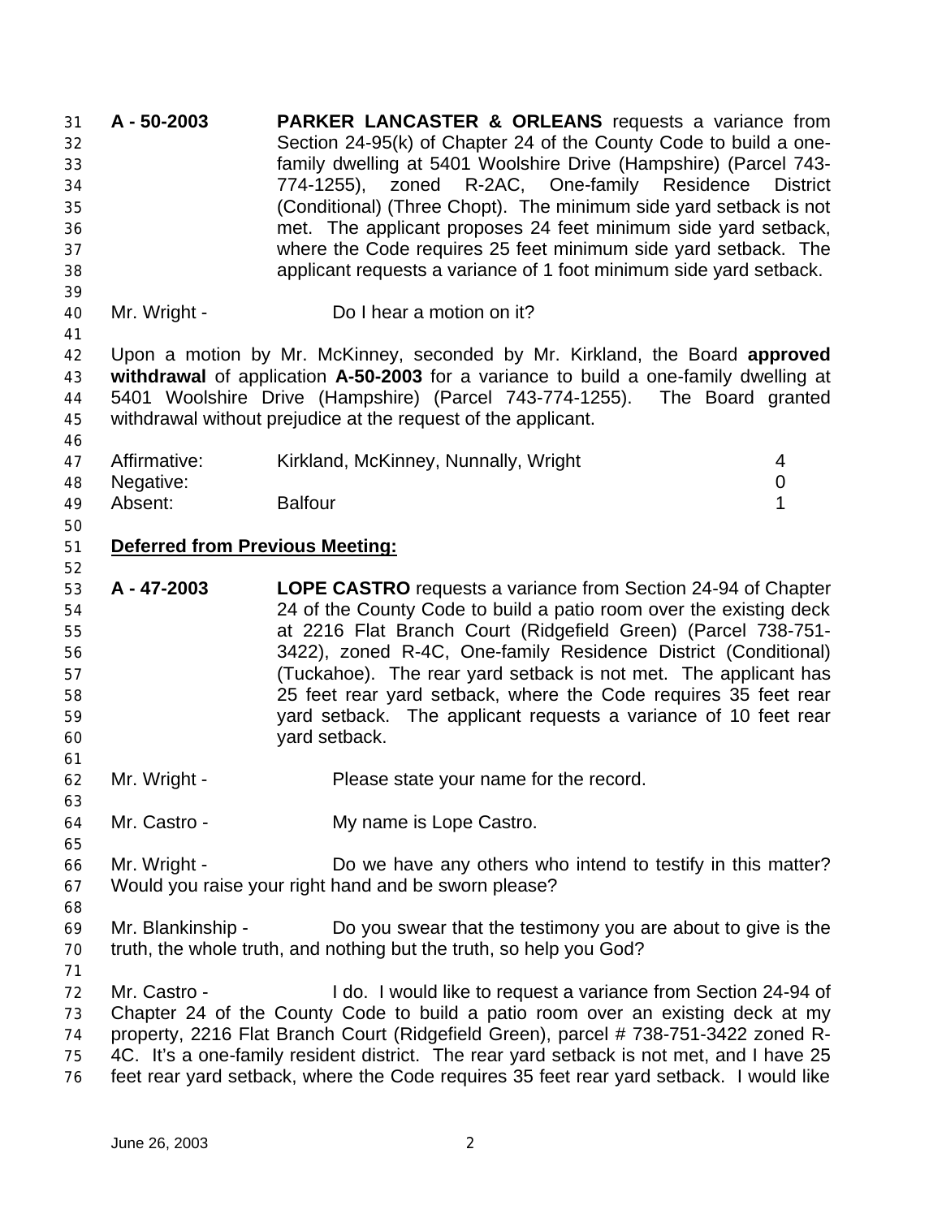**A - 50-2003** **PARKER LANCASTER & ORLEANS** requests a variance from Section 24-95(k) of Chapter 24 of the County Code to build a one-family dwelling at 5401 Woolshire Drive (Hampshire) (Parcel 743-774-1255), zoned R-2AC, One-family Residence District (Conditional) (Three Chopt). The minimum side yard setback is not met. The applicant proposes 24 feet minimum side yard setback, where the Code requires 25 feet minimum side yard setback. The applicant requests a variance of 1 foot minimum side yard setback.

Mr. Wright - Do I hear a motion on it?

Upon a motion by Mr. McKinney, seconded by Mr. Kirkland, the Board **approved withdrawal** of application **A-50-2003** for a variance to build a one-family dwelling at 5401 Woolshire Drive (Hampshire) (Parcel 743-774-1255). The Board granted withdrawal without prejudice at the request of the applicant.

| | | |
|---|---|---|
| Affirmative: | Kirkland, McKinney, Nunnally, Wright | 4 |
| Negative: | | 0 |
| Absent: | Balfour | 1 |

**<u>Deferred from Previous Meeting:</u>**

**A - 47-2003** **LOPE CASTRO** requests a variance from Section 24-94 of Chapter 24 of the County Code to build a patio room over the existing deck at 2216 Flat Branch Court (Ridgefield Green) (Parcel 738-751-3422), zoned R-4C, One-family Residence District (Conditional) (Tuckahoe). The rear yard setback is not met. The applicant has 25 feet rear yard setback, where the Code requires 35 feet rear yard setback. The applicant requests a variance of 10 feet rear yard setback.

Mr. Wright - Please state your name for the record.

Mr. Castro - My name is Lope Castro.

Mr. Wright - Do we have any others who intend to testify in this matter? Would you raise your right hand and be sworn please?

Mr. Blankinship - Do you swear that the testimony you are about to give is the truth, the whole truth, and nothing but the truth, so help you God?

Mr. Castro - I do. I would like to request a variance from Section 24-94 of Chapter 24 of the County Code to build a patio room over an existing deck at my property, 2216 Flat Branch Court (Ridgefield Green), parcel # 738-751-3422 zoned R-4C. It's a one-family resident district. The rear yard setback is not met, and I have 25 feet rear yard setback, where the Code requires 35 feet rear yard setback. I would like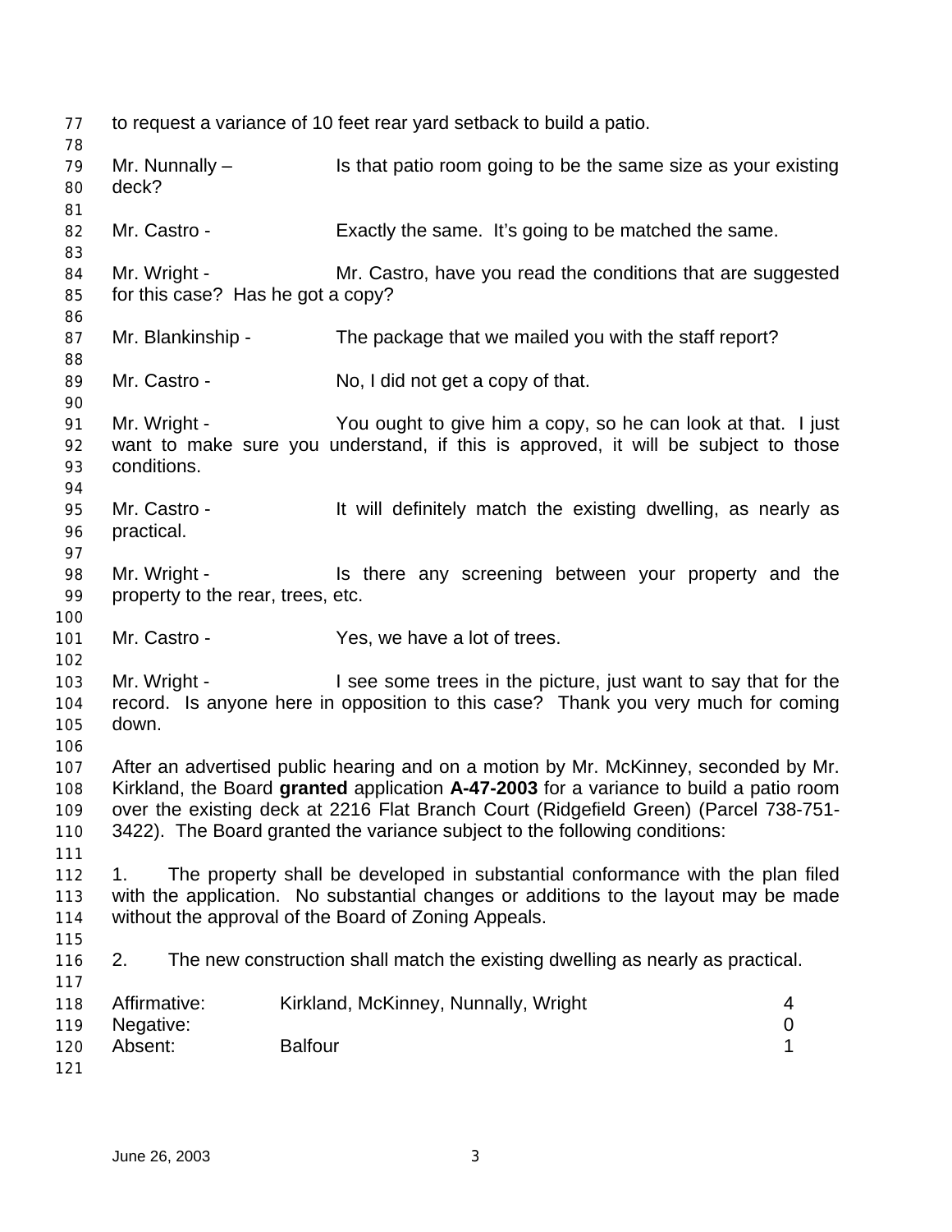to request a variance of 10 feet rear yard setback to build a patio.

Mr. Nunnally – Is that patio room going to be the same size as your existing deck?

Mr. Castro - Exactly the same. It's going to be matched the same.

Mr. Wright - Mr. Castro, have you read the conditions that are suggested for this case? Has he got a copy?

Mr. Blankinship - The package that we mailed you with the staff report?

Mr. Castro - No, I did not get a copy of that.

Mr. Wright - You ought to give him a copy, so he can look at that. I just want to make sure you understand, if this is approved, it will be subject to those conditions.

Mr. Castro - It will definitely match the existing dwelling, as nearly as practical.

Mr. Wright - Is there any screening between your property and the property to the rear, trees, etc.

Mr. Castro - Yes, we have a lot of trees.

Mr. Wright - I see some trees in the picture, just want to say that for the record. Is anyone here in opposition to this case? Thank you very much for coming down.

After an advertised public hearing and on a motion by Mr. McKinney, seconded by Mr. Kirkland, the Board **granted** application **A-47-2003** for a variance to build a patio room over the existing deck at 2216 Flat Branch Court (Ridgefield Green) (Parcel 738-751-3422). The Board granted the variance subject to the following conditions:

1. The property shall be developed in substantial conformance with the plan filed with the application. No substantial changes or additions to the layout may be made without the approval of the Board of Zoning Appeals.

2. The new construction shall match the existing dwelling as nearly as practical.

| | | |
|---|---|---|
| Affirmative: | Kirkland, McKinney, Nunnally, Wright | 4 |
| Negative: | | 0 |
| Absent: | Balfour | 1 |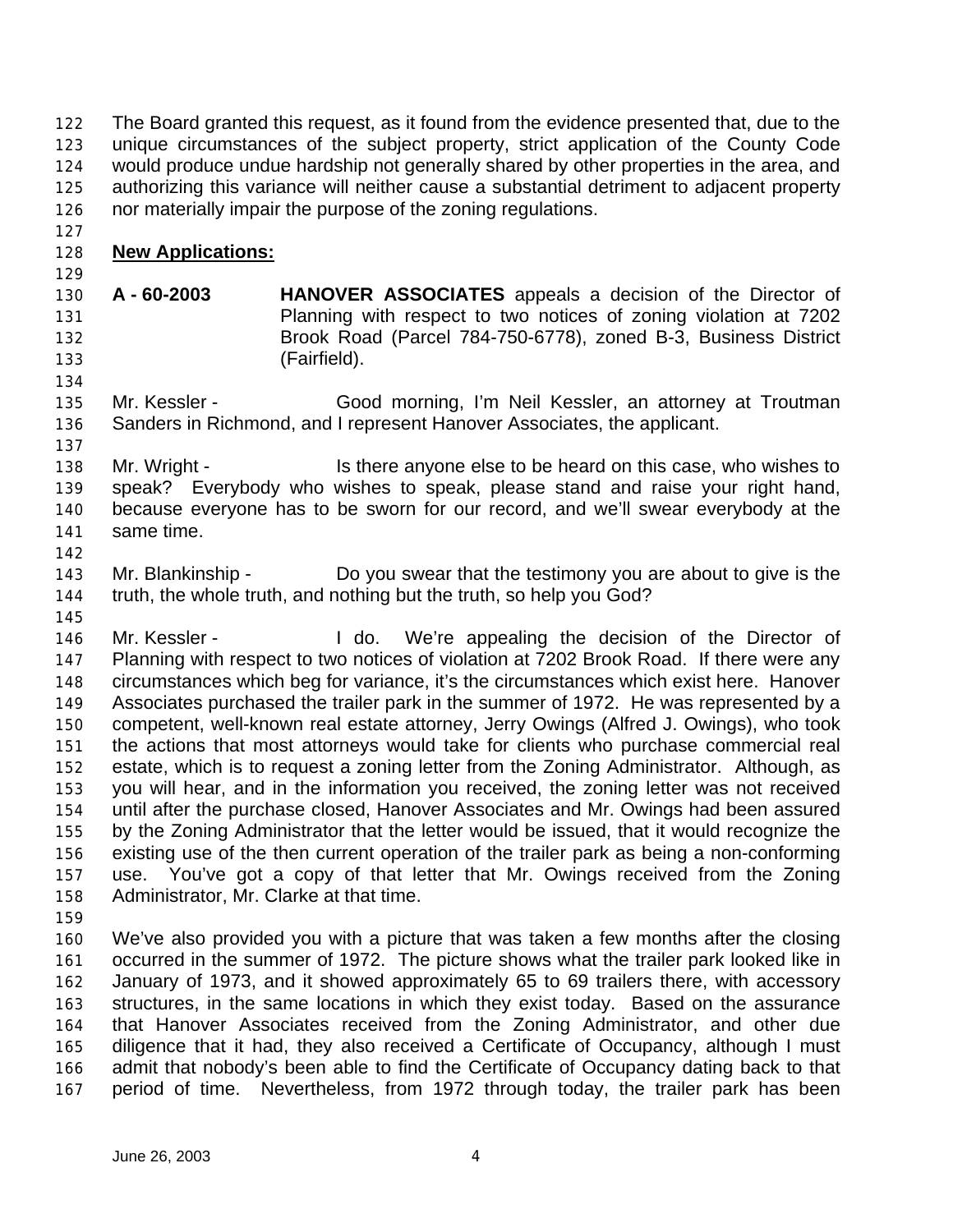The Board granted this request, as it found from the evidence presented that, due to the unique circumstances of the subject property, strict application of the County Code would produce undue hardship not generally shared by other properties in the area, and authorizing this variance will neither cause a substantial detriment to adjacent property nor materially impair the purpose of the zoning regulations.

**New Applications:**

**A - 60-2003** **HANOVER ASSOCIATES** appeals a decision of the Director of Planning with respect to two notices of zoning violation at 7202 Brook Road (Parcel 784-750-6778), zoned B-3, Business District (Fairfield).

Mr. Kessler - Good morning, I'm Neil Kessler, an attorney at Troutman Sanders in Richmond, and I represent Hanover Associates, the applicant.

Mr. Wright - Is there anyone else to be heard on this case, who wishes to speak? Everybody who wishes to speak, please stand and raise your right hand, because everyone has to be sworn for our record, and we'll swear everybody at the same time.

Mr. Blankinship - Do you swear that the testimony you are about to give is the truth, the whole truth, and nothing but the truth, so help you God?

Mr. Kessler - I do. We're appealing the decision of the Director of Planning with respect to two notices of violation at 7202 Brook Road. If there were any circumstances which beg for variance, it's the circumstances which exist here. Hanover Associates purchased the trailer park in the summer of 1972. He was represented by a competent, well-known real estate attorney, Jerry Owings (Alfred J. Owings), who took the actions that most attorneys would take for clients who purchase commercial real estate, which is to request a zoning letter from the Zoning Administrator. Although, as you will hear, and in the information you received, the zoning letter was not received until after the purchase closed, Hanover Associates and Mr. Owings had been assured by the Zoning Administrator that the letter would be issued, that it would recognize the existing use of the then current operation of the trailer park as being a non-conforming use. You've got a copy of that letter that Mr. Owings received from the Zoning Administrator, Mr. Clarke at that time.

We've also provided you with a picture that was taken a few months after the closing occurred in the summer of 1972. The picture shows what the trailer park looked like in January of 1973, and it showed approximately 65 to 69 trailers there, with accessory structures, in the same locations in which they exist today. Based on the assurance that Hanover Associates received from the Zoning Administrator, and other due diligence that it had, they also received a Certificate of Occupancy, although I must admit that nobody's been able to find the Certificate of Occupancy dating back to that period of time. Nevertheless, from 1972 through today, the trailer park has been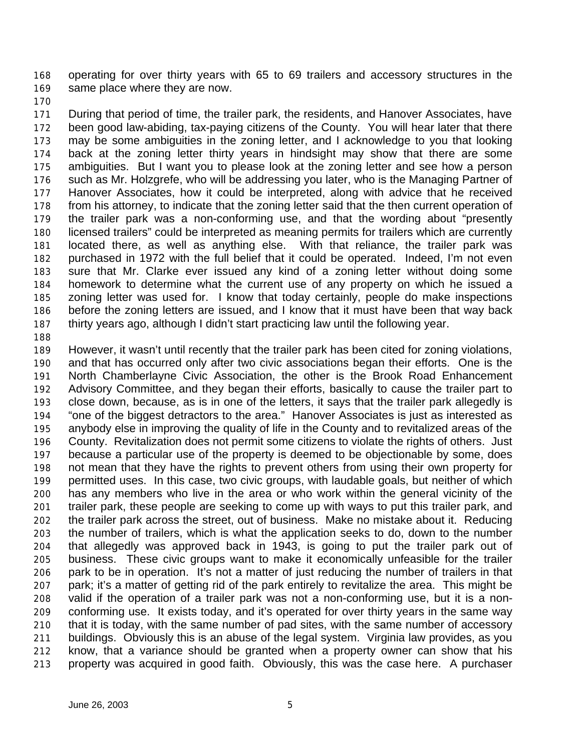operating for over thirty years with 65 to 69 trailers and accessory structures in the same place where they are now.

During that period of time, the trailer park, the residents, and Hanover Associates, have been good law-abiding, tax-paying citizens of the County. You will hear later that there may be some ambiguities in the zoning letter, and I acknowledge to you that looking back at the zoning letter thirty years in hindsight may show that there are some ambiguities. But I want you to please look at the zoning letter and see how a person such as Mr. Holzgrefe, who will be addressing you later, who is the Managing Partner of Hanover Associates, how it could be interpreted, along with advice that he received from his attorney, to indicate that the zoning letter said that the then current operation of the trailer park was a non-conforming use, and that the wording about "presently licensed trailers" could be interpreted as meaning permits for trailers which are currently located there, as well as anything else. With that reliance, the trailer park was purchased in 1972 with the full belief that it could be operated. Indeed, I'm not even sure that Mr. Clarke ever issued any kind of a zoning letter without doing some homework to determine what the current use of any property on which he issued a zoning letter was used for. I know that today certainly, people do make inspections before the zoning letters are issued, and I know that it must have been that way back thirty years ago, although I didn't start practicing law until the following year.

However, it wasn't until recently that the trailer park has been cited for zoning violations, and that has occurred only after two civic associations began their efforts. One is the North Chamberlayne Civic Association, the other is the Brook Road Enhancement Advisory Committee, and they began their efforts, basically to cause the trailer part to close down, because, as is in one of the letters, it says that the trailer park allegedly is "one of the biggest detractors to the area." Hanover Associates is just as interested as anybody else in improving the quality of life in the County and to revitalized areas of the County. Revitalization does not permit some citizens to violate the rights of others. Just because a particular use of the property is deemed to be objectionable by some, does not mean that they have the rights to prevent others from using their own property for permitted uses. In this case, two civic groups, with laudable goals, but neither of which has any members who live in the area or who work within the general vicinity of the trailer park, these people are seeking to come up with ways to put this trailer park, and the trailer park across the street, out of business. Make no mistake about it. Reducing the number of trailers, which is what the application seeks to do, down to the number that allegedly was approved back in 1943, is going to put the trailer park out of business. These civic groups want to make it economically unfeasible for the trailer park to be in operation. It's not a matter of just reducing the number of trailers in that park; it's a matter of getting rid of the park entirely to revitalize the area. This might be valid if the operation of a trailer park was not a non-conforming use, but it is a non-conforming use. It exists today, and it's operated for over thirty years in the same way that it is today, with the same number of pad sites, with the same number of accessory buildings. Obviously this is an abuse of the legal system. Virginia law provides, as you know, that a variance should be granted when a property owner can show that his property was acquired in good faith. Obviously, this was the case here. A purchaser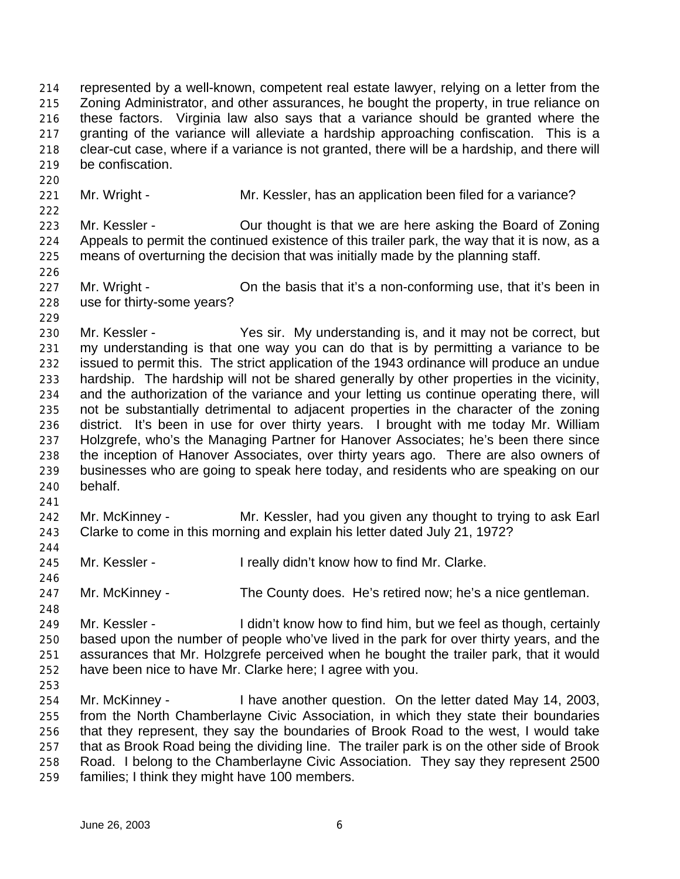represented by a well-known, competent real estate lawyer, relying on a letter from the Zoning Administrator, and other assurances, he bought the property, in true reliance on these factors. Virginia law also says that a variance should be granted where the granting of the variance will alleviate a hardship approaching confiscation. This is a clear-cut case, where if a variance is not granted, there will be a hardship, and there will be confiscation.

Mr. Wright - Mr. Kessler, has an application been filed for a variance?

Mr. Kessler - Our thought is that we are here asking the Board of Zoning Appeals to permit the continued existence of this trailer park, the way that it is now, as a means of overturning the decision that was initially made by the planning staff.

Mr. Wright - On the basis that it's a non-conforming use, that it's been in use for thirty-some years?

Mr. Kessler - Yes sir. My understanding is, and it may not be correct, but my understanding is that one way you can do that is by permitting a variance to be issued to permit this. The strict application of the 1943 ordinance will produce an undue hardship. The hardship will not be shared generally by other properties in the vicinity, and the authorization of the variance and your letting us continue operating there, will not be substantially detrimental to adjacent properties in the character of the zoning district. It's been in use for over thirty years. I brought with me today Mr. William Holzgrefe, who's the Managing Partner for Hanover Associates; he's been there since the inception of Hanover Associates, over thirty years ago. There are also owners of businesses who are going to speak here today, and residents who are speaking on our behalf.

Mr. McKinney - Mr. Kessler, had you given any thought to trying to ask Earl Clarke to come in this morning and explain his letter dated July 21, 1972?

Mr. Kessler - I really didn't know how to find Mr. Clarke.

Mr. McKinney - The County does. He's retired now; he's a nice gentleman.

Mr. Kessler - I didn't know how to find him, but we feel as though, certainly based upon the number of people who've lived in the park for over thirty years, and the assurances that Mr. Holzgrefe perceived when he bought the trailer park, that it would have been nice to have Mr. Clarke here; I agree with you.

Mr. McKinney - I have another question. On the letter dated May 14, 2003, from the North Chamberlayne Civic Association, in which they state their boundaries that they represent, they say the boundaries of Brook Road to the west, I would take that as Brook Road being the dividing line. The trailer park is on the other side of Brook Road. I belong to the Chamberlayne Civic Association. They say they represent 2500 families; I think they might have 100 members.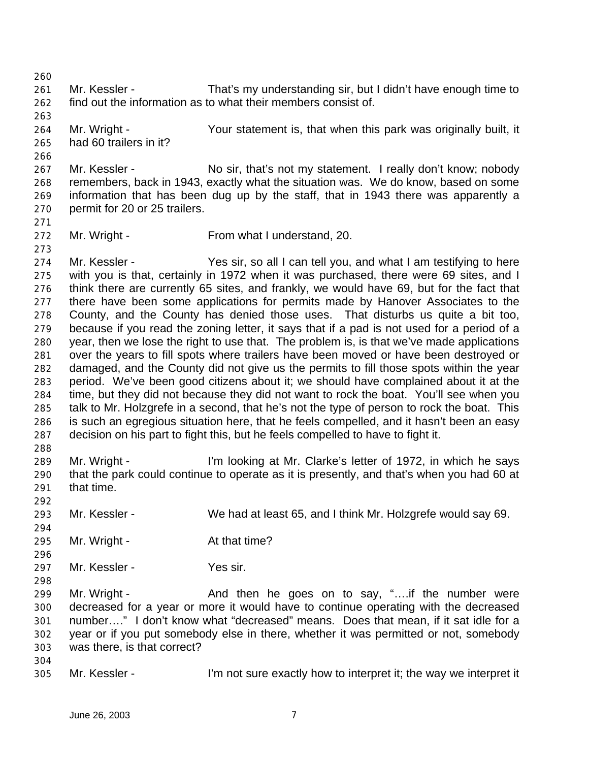Mr. Kessler - That's my understanding sir, but I didn't have enough time to find out the information as to what their members consist of.

Mr. Wright - Your statement is, that when this park was originally built, it had 60 trailers in it?

Mr. Kessler - No sir, that's not my statement. I really don't know; nobody remembers, back in 1943, exactly what the situation was. We do know, based on some information that has been dug up by the staff, that in 1943 there was apparently a permit for 20 or 25 trailers.

Mr. Wright - From what I understand, 20.

Mr. Kessler - Yes sir, so all I can tell you, and what I am testifying to here with you is that, certainly in 1972 when it was purchased, there were 69 sites, and I think there are currently 65 sites, and frankly, we would have 69, but for the fact that there have been some applications for permits made by Hanover Associates to the County, and the County has denied those uses. That disturbs us quite a bit too, because if you read the zoning letter, it says that if a pad is not used for a period of a year, then we lose the right to use that. The problem is, is that we've made applications over the years to fill spots where trailers have been moved or have been destroyed or damaged, and the County did not give us the permits to fill those spots within the year period. We've been good citizens about it; we should have complained about it at the time, but they did not because they did not want to rock the boat. You'll see when you talk to Mr. Holzgrefe in a second, that he's not the type of person to rock the boat. This is such an egregious situation here, that he feels compelled, and it hasn't been an easy decision on his part to fight this, but he feels compelled to have to fight it.

Mr. Wright - I'm looking at Mr. Clarke's letter of 1972, in which he says that the park could continue to operate as it is presently, and that's when you had 60 at that time.

Mr. Kessler - We had at least 65, and I think Mr. Holzgrefe would say 69.

Mr. Wright - At that time?

Mr. Kessler - Yes sir.

Mr. Wright - And then he goes on to say, "….if the number were decreased for a year or more it would have to continue operating with the decreased number…." I don't know what "decreased" means. Does that mean, if it sat idle for a year or if you put somebody else in there, whether it was permitted or not, somebody was there, is that correct?

Mr. Kessler - I'm not sure exactly how to interpret it; the way we interpret it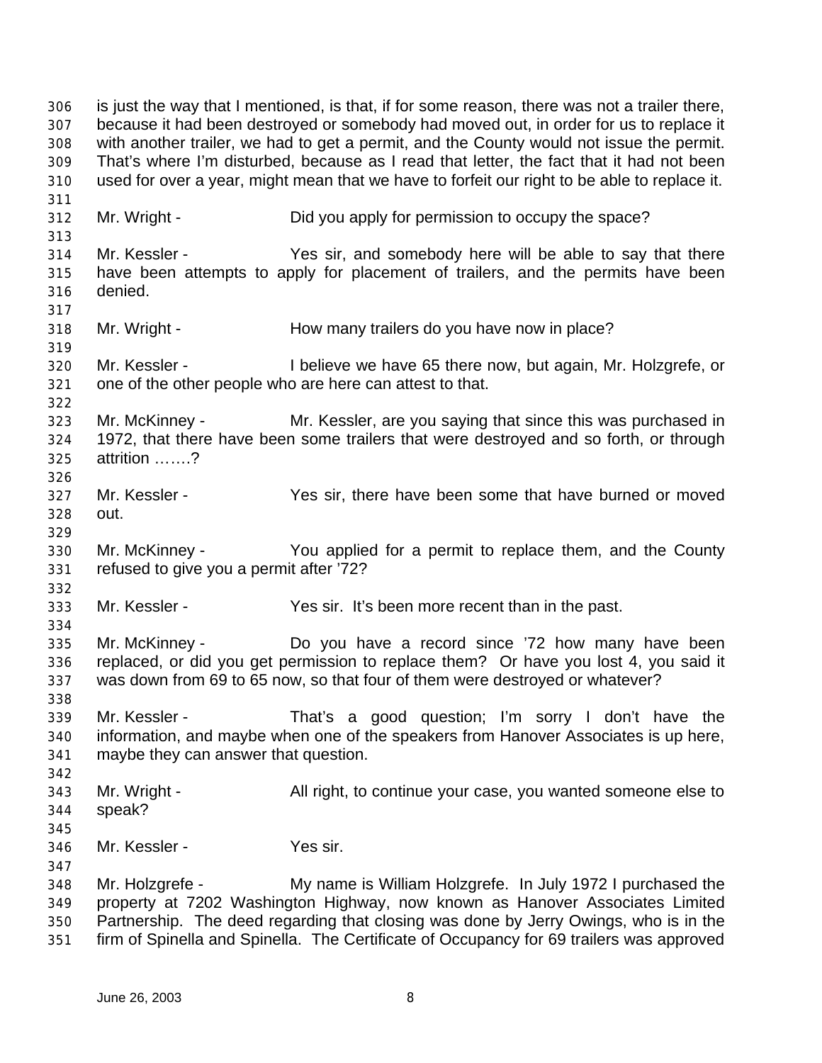is just the way that I mentioned, is that, if for some reason, there was not a trailer there, because it had been destroyed or somebody had moved out, in order for us to replace it with another trailer, we had to get a permit, and the County would not issue the permit. That's where I'm disturbed, because as I read that letter, the fact that it had not been used for over a year, might mean that we have to forfeit our right to be able to replace it.

Mr. Wright - Did you apply for permission to occupy the space?

Mr. Kessler - Yes sir, and somebody here will be able to say that there have been attempts to apply for placement of trailers, and the permits have been denied.

Mr. Wright - How many trailers do you have now in place?

Mr. Kessler - I believe we have 65 there now, but again, Mr. Holzgrefe, or one of the other people who are here can attest to that.

Mr. McKinney - Mr. Kessler, are you saying that since this was purchased in 1972, that there have been some trailers that were destroyed and so forth, or through attrition …….?

Mr. Kessler - Yes sir, there have been some that have burned or moved out.

Mr. McKinney - You applied for a permit to replace them, and the County refused to give you a permit after '72?

Mr. Kessler - Yes sir. It's been more recent than in the past.

Mr. McKinney - Do you have a record since '72 how many have been replaced, or did you get permission to replace them? Or have you lost 4, you said it was down from 69 to 65 now, so that four of them were destroyed or whatever?

Mr. Kessler - That's a good question; I'm sorry I don't have the information, and maybe when one of the speakers from Hanover Associates is up here, maybe they can answer that question.

Mr. Wright - All right, to continue your case, you wanted someone else to speak?

Mr. Kessler - Yes sir.

Mr. Holzgrefe - My name is William Holzgrefe. In July 1972 I purchased the property at 7202 Washington Highway, now known as Hanover Associates Limited Partnership. The deed regarding that closing was done by Jerry Owings, who is in the firm of Spinella and Spinella. The Certificate of Occupancy for 69 trailers was approved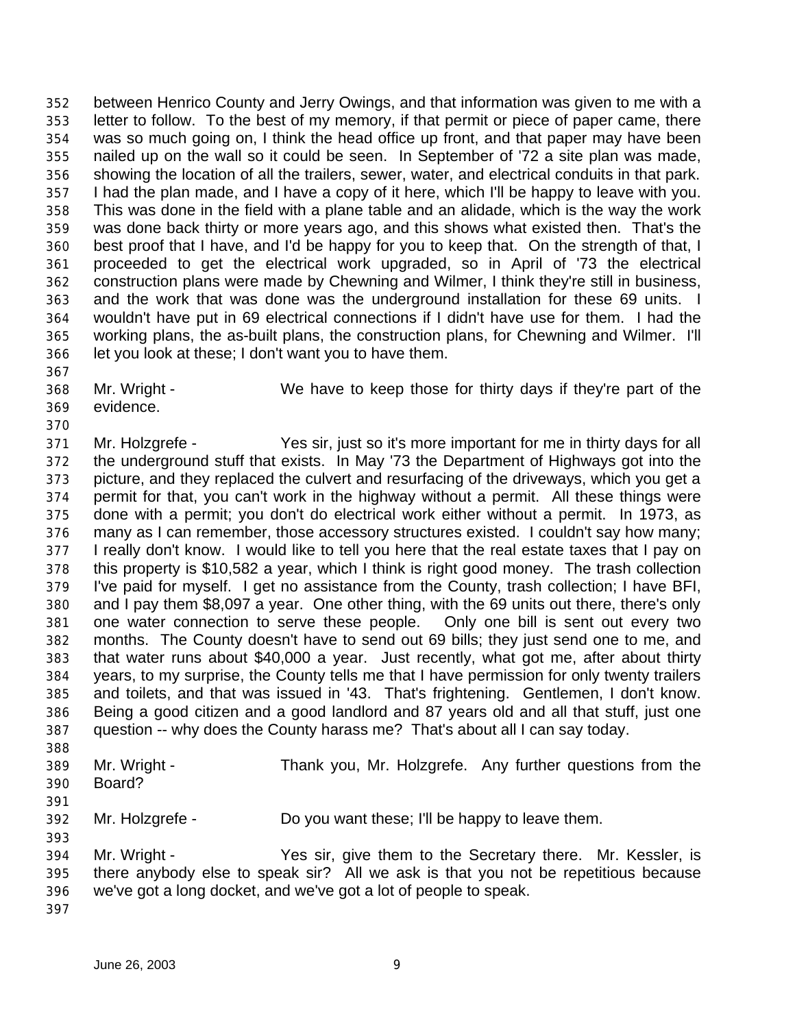between Henrico County and Jerry Owings, and that information was given to me with a letter to follow. To the best of my memory, if that permit or piece of paper came, there was so much going on, I think the head office up front, and that paper may have been nailed up on the wall so it could be seen. In September of '72 a site plan was made, showing the location of all the trailers, sewer, water, and electrical conduits in that park. I had the plan made, and I have a copy of it here, which I'll be happy to leave with you. This was done in the field with a plane table and an alidade, which is the way the work was done back thirty or more years ago, and this shows what existed then. That's the best proof that I have, and I'd be happy for you to keep that. On the strength of that, I proceeded to get the electrical work upgraded, so in April of '73 the electrical construction plans were made by Chewning and Wilmer, I think they're still in business, and the work that was done was the underground installation for these 69 units. I wouldn't have put in 69 electrical connections if I didn't have use for them. I had the working plans, the as-built plans, the construction plans, for Chewning and Wilmer. I'll let you look at these; I don't want you to have them.

Mr. Wright - We have to keep those for thirty days if they're part of the evidence.

Mr. Holzgrefe - Yes sir, just so it's more important for me in thirty days for all the underground stuff that exists. In May '73 the Department of Highways got into the picture, and they replaced the culvert and resurfacing of the driveways, which you get a permit for that, you can't work in the highway without a permit. All these things were done with a permit; you don't do electrical work either without a permit. In 1973, as many as I can remember, those accessory structures existed. I couldn't say how many; I really don't know. I would like to tell you here that the real estate taxes that I pay on this property is $10,582 a year, which I think is right good money. The trash collection I've paid for myself. I get no assistance from the County, trash collection; I have BFI, and I pay them $8,097 a year. One other thing, with the 69 units out there, there's only one water connection to serve these people. Only one bill is sent out every two months. The County doesn't have to send out 69 bills; they just send one to me, and that water runs about $40,000 a year. Just recently, what got me, after about thirty years, to my surprise, the County tells me that I have permission for only twenty trailers and toilets, and that was issued in '43. That's frightening. Gentlemen, I don't know. Being a good citizen and a good landlord and 87 years old and all that stuff, just one question -- why does the County harass me? That's about all I can say today.

Mr. Wright - Thank you, Mr. Holzgrefe. Any further questions from the Board?

Mr. Holzgrefe - Do you want these; I'll be happy to leave them.

Mr. Wright - Yes sir, give them to the Secretary there. Mr. Kessler, is there anybody else to speak sir? All we ask is that you not be repetitious because we've got a long docket, and we've got a lot of people to speak.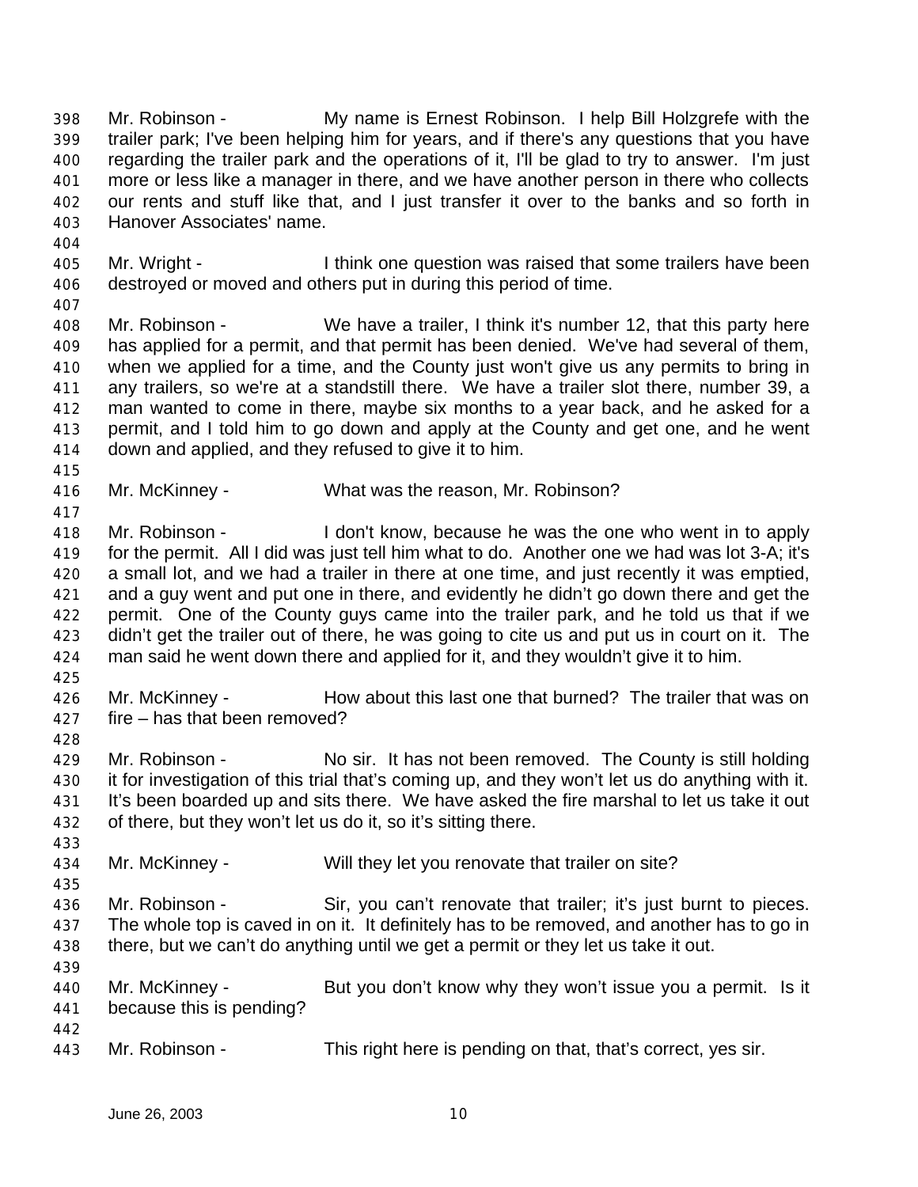Mr. Robinson - My name is Ernest Robinson. I help Bill Holzgrefe with the trailer park; I've been helping him for years, and if there's any questions that you have regarding the trailer park and the operations of it, I'll be glad to try to answer. I'm just more or less like a manager in there, and we have another person in there who collects our rents and stuff like that, and I just transfer it over to the banks and so forth in Hanover Associates' name.

Mr. Wright - I think one question was raised that some trailers have been destroyed or moved and others put in during this period of time.

Mr. Robinson - We have a trailer, I think it's number 12, that this party here has applied for a permit, and that permit has been denied. We've had several of them, when we applied for a time, and the County just won't give us any permits to bring in any trailers, so we're at a standstill there. We have a trailer slot there, number 39, a man wanted to come in there, maybe six months to a year back, and he asked for a permit, and I told him to go down and apply at the County and get one, and he went down and applied, and they refused to give it to him.

Mr. McKinney - What was the reason, Mr. Robinson?

Mr. Robinson - I don't know, because he was the one who went in to apply for the permit. All I did was just tell him what to do. Another one we had was lot 3-A; it's a small lot, and we had a trailer in there at one time, and just recently it was emptied, and a guy went and put one in there, and evidently he didn't go down there and get the permit. One of the County guys came into the trailer park, and he told us that if we didn't get the trailer out of there, he was going to cite us and put us in court on it. The man said he went down there and applied for it, and they wouldn't give it to him.

Mr. McKinney - How about this last one that burned? The trailer that was on fire – has that been removed?

Mr. Robinson - No sir. It has not been removed. The County is still holding it for investigation of this trial that's coming up, and they won't let us do anything with it. It's been boarded up and sits there. We have asked the fire marshal to let us take it out of there, but they won't let us do it, so it's sitting there.

Mr. McKinney - Will they let you renovate that trailer on site?

Mr. Robinson - Sir, you can't renovate that trailer; it's just burnt to pieces. The whole top is caved in on it. It definitely has to be removed, and another has to go in there, but we can't do anything until we get a permit or they let us take it out.

Mr. McKinney - But you don't know why they won't issue you a permit. Is it because this is pending?

Mr. Robinson - This right here is pending on that, that's correct, yes sir.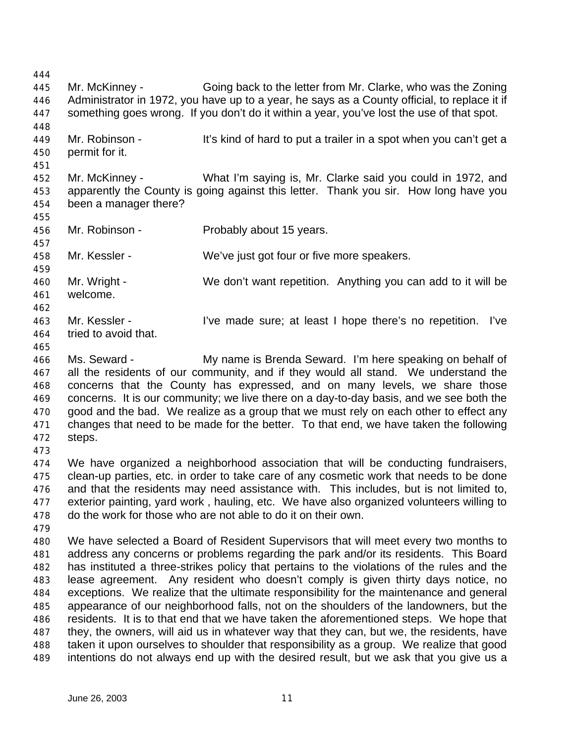Mr. McKinney - Going back to the letter from Mr. Clarke, who was the Zoning Administrator in 1972, you have up to a year, he says as a County official, to replace it if something goes wrong. If you don't do it within a year, you've lost the use of that spot.

Mr. Robinson - It's kind of hard to put a trailer in a spot when you can't get a permit for it.

Mr. McKinney - What I'm saying is, Mr. Clarke said you could in 1972, and apparently the County is going against this letter. Thank you sir. How long have you been a manager there?

Mr. Robinson - Probably about 15 years.

Mr. Kessler - We've just got four or five more speakers.

Mr. Wright - We don't want repetition. Anything you can add to it will be welcome.

Mr. Kessler - I've made sure; at least I hope there's no repetition. I've tried to avoid that.

Ms. Seward - My name is Brenda Seward. I'm here speaking on behalf of all the residents of our community, and if they would all stand. We understand the concerns that the County has expressed, and on many levels, we share those concerns. It is our community; we live there on a day-to-day basis, and we see both the good and the bad. We realize as a group that we must rely on each other to effect any changes that need to be made for the better. To that end, we have taken the following steps.

We have organized a neighborhood association that will be conducting fundraisers, clean-up parties, etc. in order to take care of any cosmetic work that needs to be done and that the residents may need assistance with. This includes, but is not limited to, exterior painting, yard work , hauling, etc. We have also organized volunteers willing to do the work for those who are not able to do it on their own.

We have selected a Board of Resident Supervisors that will meet every two months to address any concerns or problems regarding the park and/or its residents. This Board has instituted a three-strikes policy that pertains to the violations of the rules and the lease agreement. Any resident who doesn't comply is given thirty days notice, no exceptions. We realize that the ultimate responsibility for the maintenance and general appearance of our neighborhood falls, not on the shoulders of the landowners, but the residents. It is to that end that we have taken the aforementioned steps. We hope that they, the owners, will aid us in whatever way that they can, but we, the residents, have taken it upon ourselves to shoulder that responsibility as a group. We realize that good intentions do not always end up with the desired result, but we ask that you give us a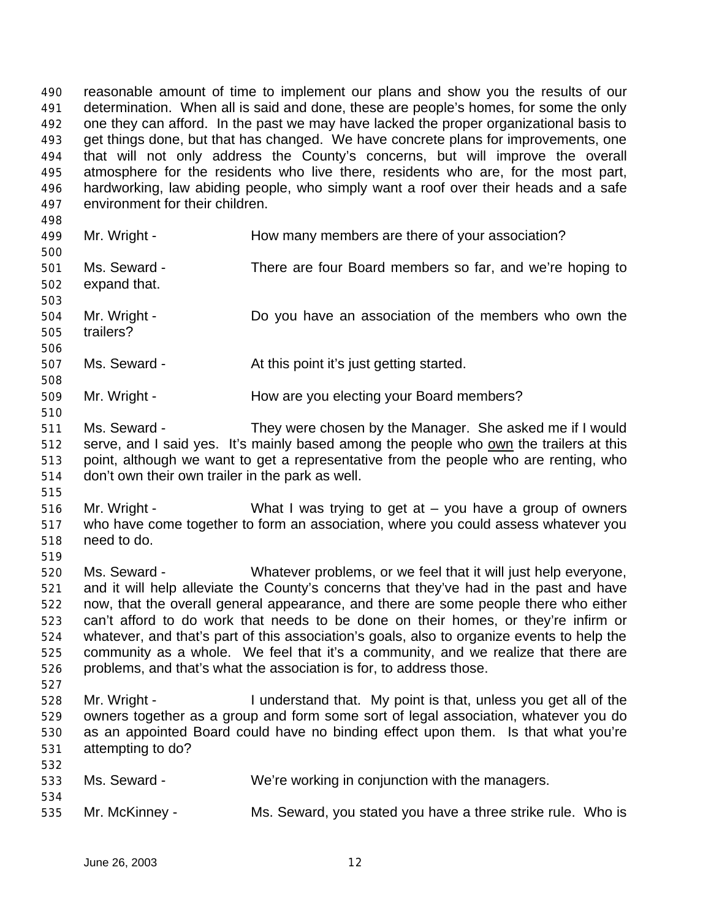reasonable amount of time to implement our plans and show you the results of our determination. When all is said and done, these are people's homes, for some the only one they can afford. In the past we may have lacked the proper organizational basis to get things done, but that has changed. We have concrete plans for improvements, one that will not only address the County's concerns, but will improve the overall atmosphere for the residents who live there, residents who are, for the most part, hardworking, law abiding people, who simply want a roof over their heads and a safe environment for their children.

Mr. Wright - How many members are there of your association?

Ms. Seward - There are four Board members so far, and we're hoping to expand that.

Mr. Wright - Do you have an association of the members who own the trailers?

Ms. Seward - At this point it's just getting started.

Mr. Wright - How are you electing your Board members?

Ms. Seward - They were chosen by the Manager. She asked me if I would serve, and I said yes. It's mainly based among the people who <u>own</u> the trailers at this point, although we want to get a representative from the people who are renting, who don't own their own trailer in the park as well.

Mr. Wright - What I was trying to get at – you have a group of owners who have come together to form an association, where you could assess whatever you need to do.

Ms. Seward - Whatever problems, or we feel that it will just help everyone, and it will help alleviate the County's concerns that they've had in the past and have now, that the overall general appearance, and there are some people there who either can't afford to do work that needs to be done on their homes, or they're infirm or whatever, and that's part of this association's goals, also to organize events to help the community as a whole. We feel that it's a community, and we realize that there are problems, and that's what the association is for, to address those.

Mr. Wright - I understand that. My point is that, unless you get all of the owners together as a group and form some sort of legal association, whatever you do as an appointed Board could have no binding effect upon them. Is that what you're attempting to do?

Ms. Seward - We're working in conjunction with the managers.

Mr. McKinney - Ms. Seward, you stated you have a three strike rule. Who is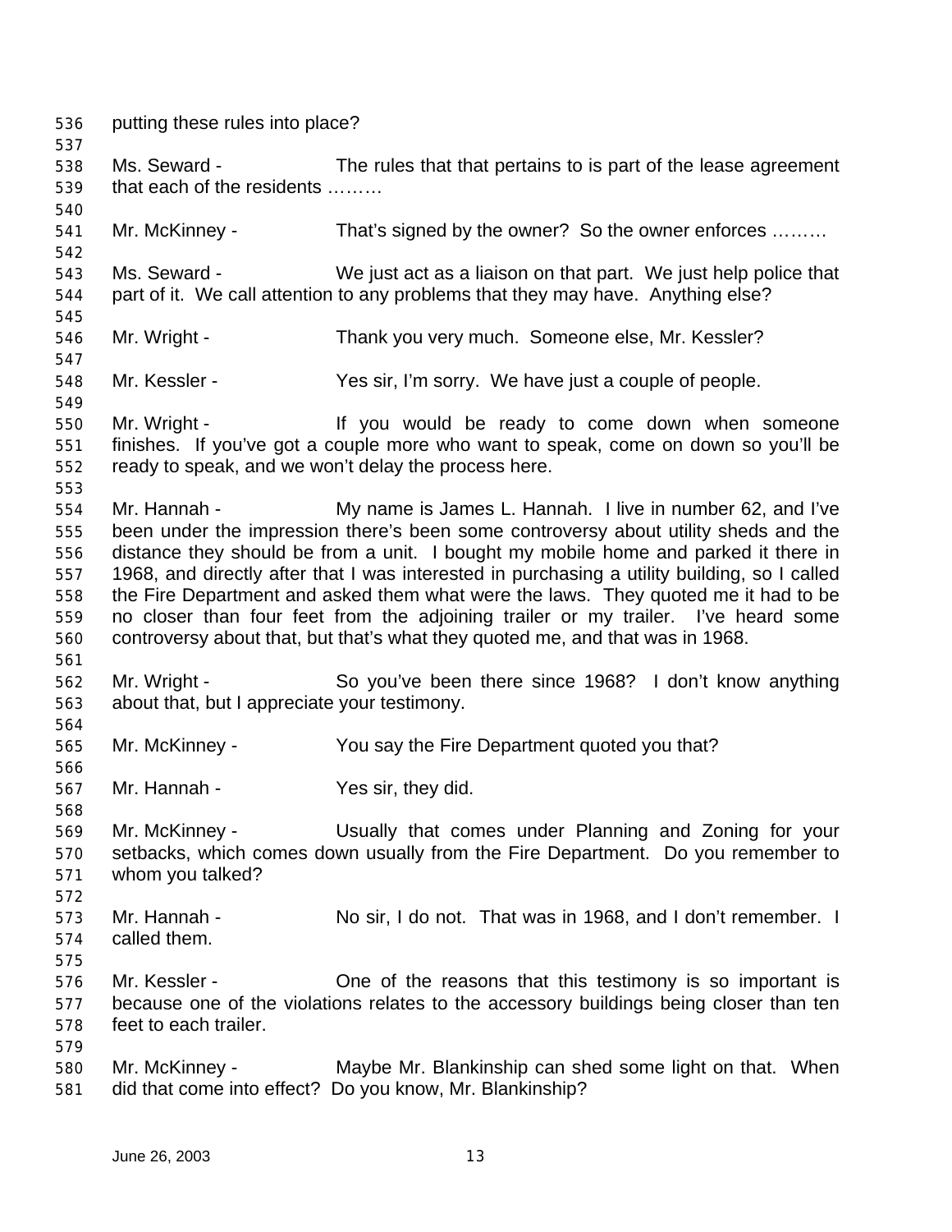putting these rules into place?

Ms. Seward - The rules that that pertains to is part of the lease agreement that each of the residents ………

Mr. McKinney - That's signed by the owner? So the owner enforces ………

Ms. Seward - We just act as a liaison on that part. We just help police that part of it. We call attention to any problems that they may have. Anything else?

Mr. Wright - Thank you very much. Someone else, Mr. Kessler?

Mr. Kessler - Yes sir, I'm sorry. We have just a couple of people.

Mr. Wright - If you would be ready to come down when someone finishes. If you've got a couple more who want to speak, come on down so you'll be ready to speak, and we won't delay the process here.

Mr. Hannah - My name is James L. Hannah. I live in number 62, and I've been under the impression there's been some controversy about utility sheds and the distance they should be from a unit. I bought my mobile home and parked it there in 1968, and directly after that I was interested in purchasing a utility building, so I called the Fire Department and asked them what were the laws. They quoted me it had to be no closer than four feet from the adjoining trailer or my trailer. I've heard some controversy about that, but that's what they quoted me, and that was in 1968.

Mr. Wright - So you've been there since 1968? I don't know anything about that, but I appreciate your testimony.

Mr. McKinney - You say the Fire Department quoted you that?

Mr. Hannah - Yes sir, they did.

Mr. McKinney - Usually that comes under Planning and Zoning for your setbacks, which comes down usually from the Fire Department. Do you remember to whom you talked?

Mr. Hannah - No sir, I do not. That was in 1968, and I don't remember. I called them.

Mr. Kessler - One of the reasons that this testimony is so important is because one of the violations relates to the accessory buildings being closer than ten feet to each trailer.

Mr. McKinney - Maybe Mr. Blankinship can shed some light on that. When did that come into effect? Do you know, Mr. Blankinship?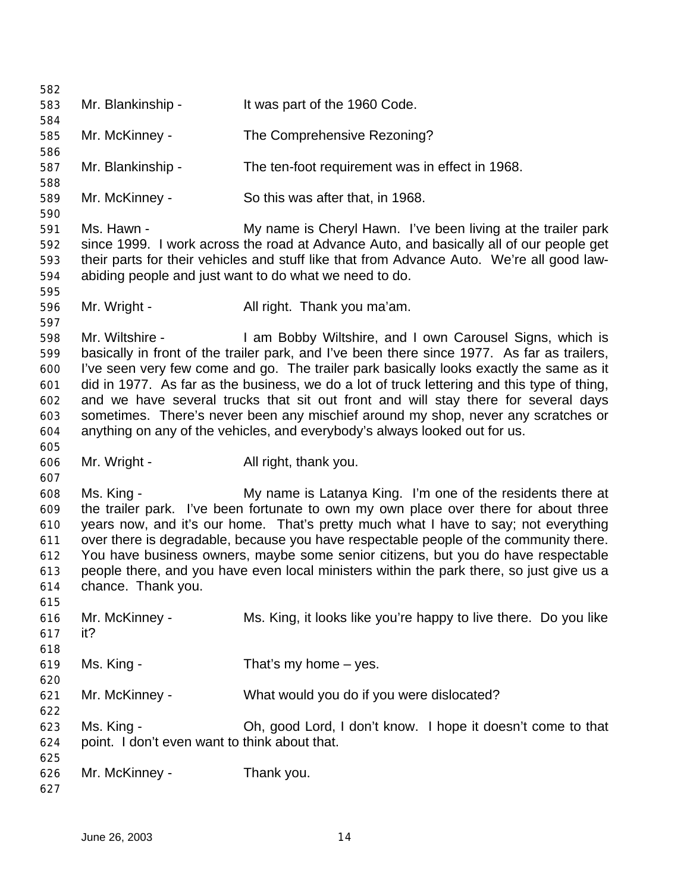Mr. Blankinship - It was part of the 1960 Code.

Mr. McKinney - The Comprehensive Rezoning?

Mr. Blankinship - The ten-foot requirement was in effect in 1968.

Mr. McKinney - So this was after that, in 1968.

Ms. Hawn - My name is Cheryl Hawn. I've been living at the trailer park since 1999. I work across the road at Advance Auto, and basically all of our people get their parts for their vehicles and stuff like that from Advance Auto. We're all good law-abiding people and just want to do what we need to do.

Mr. Wright - All right. Thank you ma'am.

Mr. Wiltshire - I am Bobby Wiltshire, and I own Carousel Signs, which is basically in front of the trailer park, and I've been there since 1977. As far as trailers, I've seen very few come and go. The trailer park basically looks exactly the same as it did in 1977. As far as the business, we do a lot of truck lettering and this type of thing, and we have several trucks that sit out front and will stay there for several days sometimes. There's never been any mischief around my shop, never any scratches or anything on any of the vehicles, and everybody's always looked out for us.

Mr. Wright - All right, thank you.

Ms. King - My name is Latanya King. I'm one of the residents there at the trailer park. I've been fortunate to own my own place over there for about three years now, and it's our home. That's pretty much what I have to say; not everything over there is degradable, because you have respectable people of the community there. You have business owners, maybe some senior citizens, but you do have respectable people there, and you have even local ministers within the park there, so just give us a chance. Thank you.

Mr. McKinney - Ms. King, it looks like you're happy to live there. Do you like it?

Ms. King - That's my home – yes.

Mr. McKinney - What would you do if you were dislocated?

Ms. King - Oh, good Lord, I don't know. I hope it doesn't come to that point. I don't even want to think about that.

Mr. McKinney - Thank you.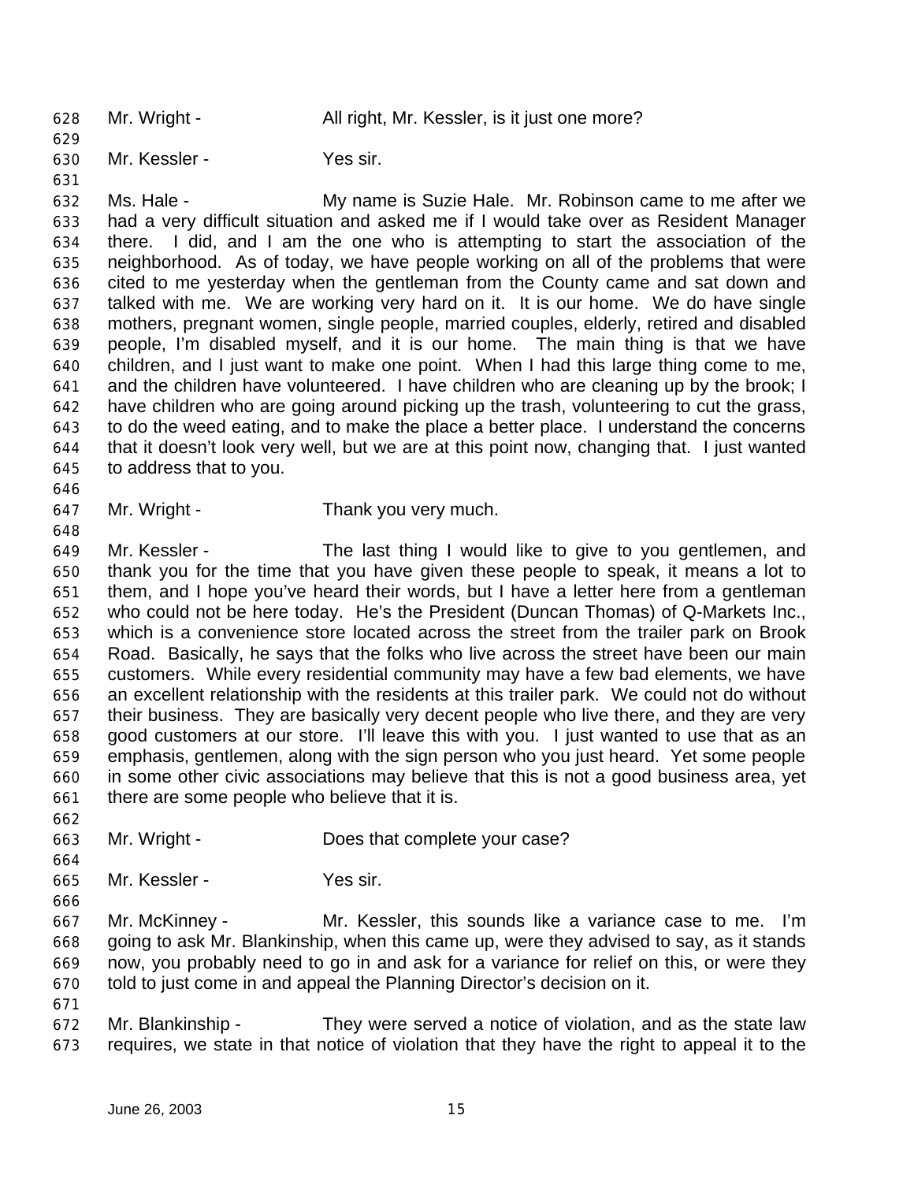Mr. Wright - All right, Mr. Kessler, is it just one more?

Mr. Kessler - Yes sir.

Ms. Hale - My name is Suzie Hale. Mr. Robinson came to me after we had a very difficult situation and asked me if I would take over as Resident Manager there. I did, and I am the one who is attempting to start the association of the neighborhood. As of today, we have people working on all of the problems that were cited to me yesterday when the gentleman from the County came and sat down and talked with me. We are working very hard on it. It is our home. We do have single mothers, pregnant women, single people, married couples, elderly, retired and disabled people, I'm disabled myself, and it is our home. The main thing is that we have children, and I just want to make one point. When I had this large thing come to me, and the children have volunteered. I have children who are cleaning up by the brook; I have children who are going around picking up the trash, volunteering to cut the grass, to do the weed eating, and to make the place a better place. I understand the concerns that it doesn't look very well, but we are at this point now, changing that. I just wanted to address that to you.

Mr. Wright - Thank you very much.

Mr. Kessler - The last thing I would like to give to you gentlemen, and thank you for the time that you have given these people to speak, it means a lot to them, and I hope you've heard their words, but I have a letter here from a gentleman who could not be here today. He's the President (Duncan Thomas) of Q-Markets Inc., which is a convenience store located across the street from the trailer park on Brook Road. Basically, he says that the folks who live across the street have been our main customers. While every residential community may have a few bad elements, we have an excellent relationship with the residents at this trailer park. We could not do without their business. They are basically very decent people who live there, and they are very good customers at our store. I'll leave this with you. I just wanted to use that as an emphasis, gentlemen, along with the sign person who you just heard. Yet some people in some other civic associations may believe that this is not a good business area, yet there are some people who believe that it is.

Mr. Wright - Does that complete your case?

Mr. Kessler - Yes sir.

Mr. McKinney - Mr. Kessler, this sounds like a variance case to me. I'm going to ask Mr. Blankinship, when this came up, were they advised to say, as it stands now, you probably need to go in and ask for a variance for relief on this, or were they told to just come in and appeal the Planning Director's decision on it.

Mr. Blankinship - They were served a notice of violation, and as the state law requires, we state in that notice of violation that they have the right to appeal it to the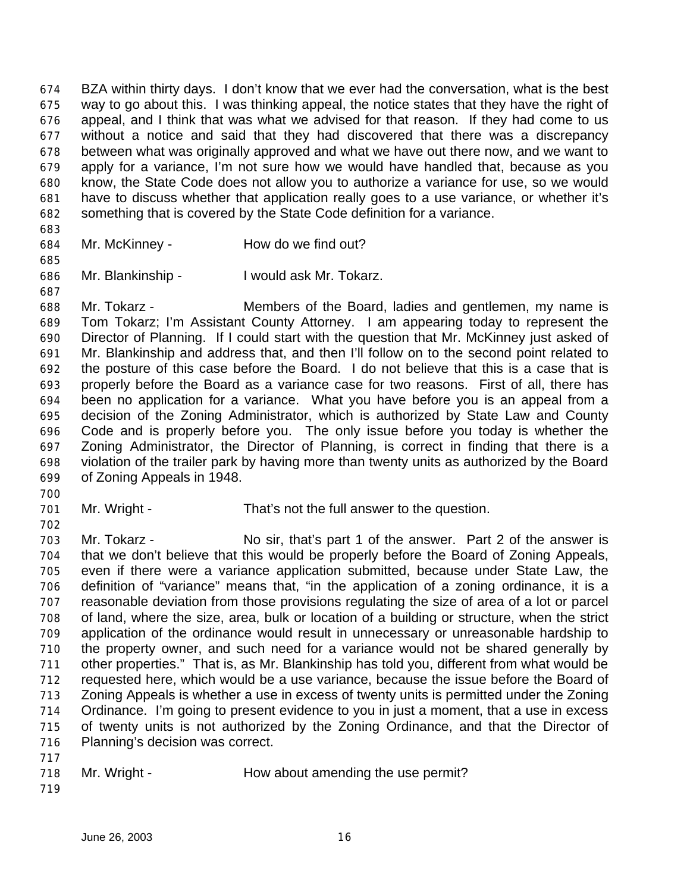BZA within thirty days. I don't know that we ever had the conversation, what is the best way to go about this. I was thinking appeal, the notice states that they have the right of appeal, and I think that was what we advised for that reason. If they had come to us without a notice and said that they had discovered that there was a discrepancy between what was originally approved and what we have out there now, and we want to apply for a variance, I'm not sure how we would have handled that, because as you know, the State Code does not allow you to authorize a variance for use, so we would have to discuss whether that application really goes to a use variance, or whether it's something that is covered by the State Code definition for a variance.

Mr. McKinney - How do we find out?

Mr. Blankinship - I would ask Mr. Tokarz.

Mr. Tokarz - Members of the Board, ladies and gentlemen, my name is Tom Tokarz; I'm Assistant County Attorney. I am appearing today to represent the Director of Planning. If I could start with the question that Mr. McKinney just asked of Mr. Blankinship and address that, and then I'll follow on to the second point related to the posture of this case before the Board. I do not believe that this is a case that is properly before the Board as a variance case for two reasons. First of all, there has been no application for a variance. What you have before you is an appeal from a decision of the Zoning Administrator, which is authorized by State Law and County Code and is properly before you. The only issue before you today is whether the Zoning Administrator, the Director of Planning, is correct in finding that there is a violation of the trailer park by having more than twenty units as authorized by the Board of Zoning Appeals in 1948.

Mr. Wright - That's not the full answer to the question.

Mr. Tokarz - No sir, that's part 1 of the answer. Part 2 of the answer is that we don't believe that this would be properly before the Board of Zoning Appeals, even if there were a variance application submitted, because under State Law, the definition of "variance" means that, "in the application of a zoning ordinance, it is a reasonable deviation from those provisions regulating the size of area of a lot or parcel of land, where the size, area, bulk or location of a building or structure, when the strict application of the ordinance would result in unnecessary or unreasonable hardship to the property owner, and such need for a variance would not be shared generally by other properties." That is, as Mr. Blankinship has told you, different from what would be requested here, which would be a use variance, because the issue before the Board of Zoning Appeals is whether a use in excess of twenty units is permitted under the Zoning Ordinance. I'm going to present evidence to you in just a moment, that a use in excess of twenty units is not authorized by the Zoning Ordinance, and that the Director of Planning's decision was correct.

Mr. Wright - How about amending the use permit?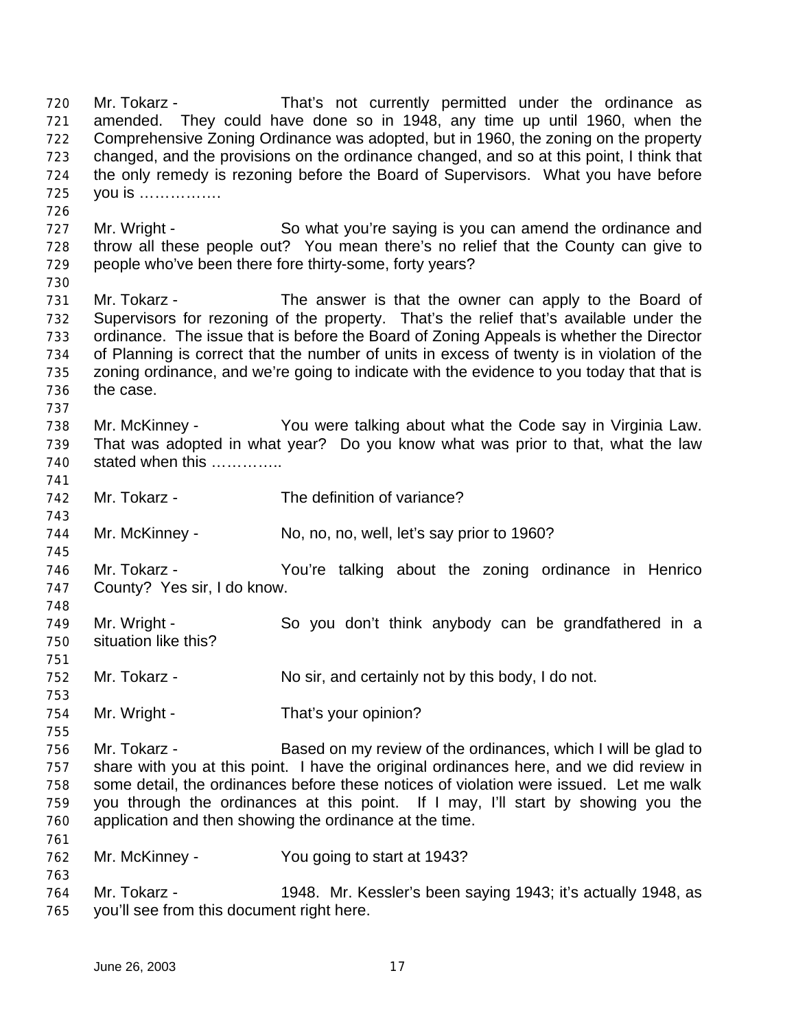Mr. Tokarz - That's not currently permitted under the ordinance as amended. They could have done so in 1948, any time up until 1960, when the Comprehensive Zoning Ordinance was adopted, but in 1960, the zoning on the property changed, and the provisions on the ordinance changed, and so at this point, I think that the only remedy is rezoning before the Board of Supervisors. What you have before you is …………….

Mr. Wright - So what you're saying is you can amend the ordinance and throw all these people out? You mean there's no relief that the County can give to people who've been there fore thirty-some, forty years?

Mr. Tokarz - The answer is that the owner can apply to the Board of Supervisors for rezoning of the property. That's the relief that's available under the ordinance. The issue that is before the Board of Zoning Appeals is whether the Director of Planning is correct that the number of units in excess of twenty is in violation of the zoning ordinance, and we're going to indicate with the evidence to you today that that is the case.

Mr. McKinney - You were talking about what the Code say in Virginia Law. That was adopted in what year? Do you know what was prior to that, what the law stated when this …………..

Mr. Tokarz - The definition of variance?

Mr. McKinney - No, no, no, well, let's say prior to 1960?

Mr. Tokarz - You're talking about the zoning ordinance in Henrico County? Yes sir, I do know.

Mr. Wright - So you don't think anybody can be grandfathered in a situation like this?

Mr. Tokarz - No sir, and certainly not by this body, I do not.

Mr. Wright - That's your opinion?

Mr. Tokarz - Based on my review of the ordinances, which I will be glad to share with you at this point. I have the original ordinances here, and we did review in some detail, the ordinances before these notices of violation were issued. Let me walk you through the ordinances at this point. If I may, I'll start by showing you the application and then showing the ordinance at the time.

Mr. McKinney - You going to start at 1943?

Mr. Tokarz - 1948. Mr. Kessler's been saying 1943; it's actually 1948, as you'll see from this document right here.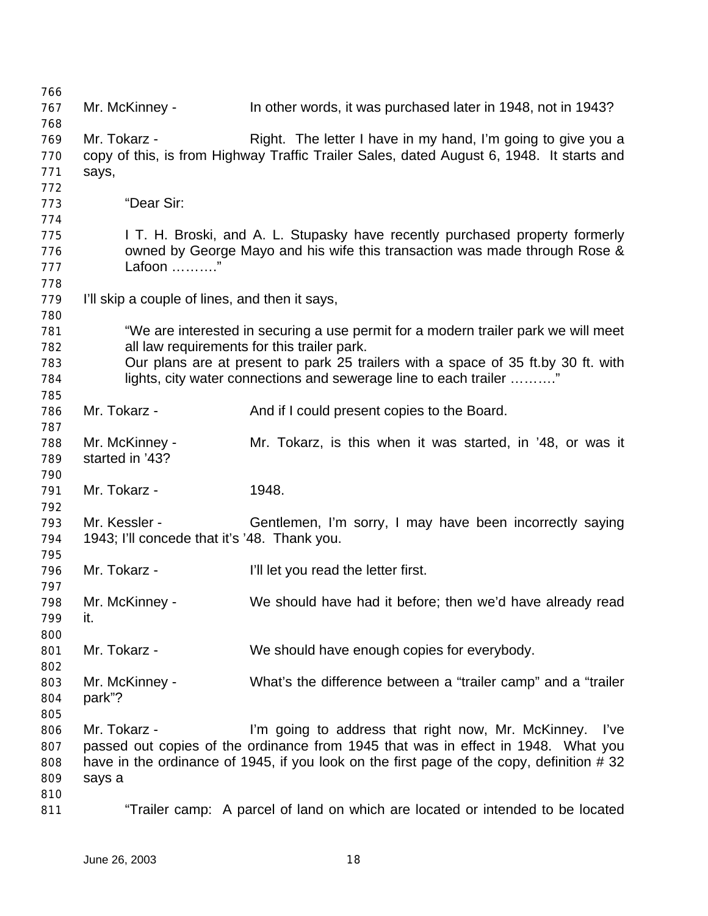Mr. McKinney - In other words, it was purchased later in 1948, not in 1943?

Mr. Tokarz - Right. The letter I have in my hand, I'm going to give you a copy of this, is from Highway Traffic Trailer Sales, dated August 6, 1948. It starts and says,

> "Dear Sir:
>
> I T. H. Broski, and A. L. Stupasky have recently purchased property formerly owned by George Mayo and his wife this transaction was made through Rose & Lafoon ………."

I'll skip a couple of lines, and then it says,

> "We are interested in securing a use permit for a modern trailer park we will meet all law requirements for this trailer park.
> Our plans are at present to park 25 trailers with a space of 35 ft.by 30 ft. with lights, city water connections and sewerage line to each trailer ………."

Mr. Tokarz - And if I could present copies to the Board.

Mr. McKinney - Mr. Tokarz, is this when it was started, in '48, or was it started in '43?

Mr. Tokarz - 1948.

Mr. Kessler - Gentlemen, I'm sorry, I may have been incorrectly saying 1943; I'll concede that it's '48. Thank you.

Mr. Tokarz - I'll let you read the letter first.

Mr. McKinney - We should have had it before; then we'd have already read it.

Mr. Tokarz - We should have enough copies for everybody.

Mr. McKinney - What's the difference between a "trailer camp" and a "trailer park"?

Mr. Tokarz - I'm going to address that right now, Mr. McKinney. I've passed out copies of the ordinance from 1945 that was in effect in 1948. What you have in the ordinance of 1945, if you look on the first page of the copy, definition # 32 says a

> "Trailer camp: A parcel of land on which are located or intended to be located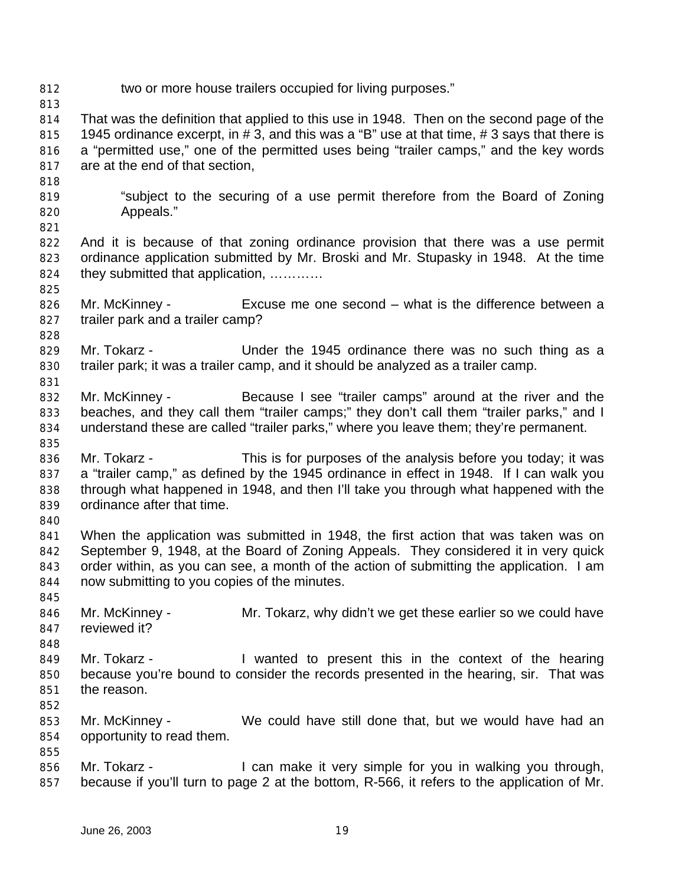two or more house trailers occupied for living purposes."

That was the definition that applied to this use in 1948. Then on the second page of the 1945 ordinance excerpt, in # 3, and this was a "B" use at that time, # 3 says that there is a "permitted use," one of the permitted uses being "trailer camps," and the key words are at the end of that section,

> "subject to the securing of a use permit therefore from the Board of Zoning Appeals."

And it is because of that zoning ordinance provision that there was a use permit ordinance application submitted by Mr. Broski and Mr. Stupasky in 1948. At the time they submitted that application, …………

Mr. McKinney - Excuse me one second – what is the difference between a trailer park and a trailer camp?

Mr. Tokarz - Under the 1945 ordinance there was no such thing as a trailer park; it was a trailer camp, and it should be analyzed as a trailer camp.

Mr. McKinney - Because I see "trailer camps" around at the river and the beaches, and they call them "trailer camps;" they don't call them "trailer parks," and I understand these are called "trailer parks," where you leave them; they're permanent.

Mr. Tokarz - This is for purposes of the analysis before you today; it was a "trailer camp," as defined by the 1945 ordinance in effect in 1948. If I can walk you through what happened in 1948, and then I'll take you through what happened with the ordinance after that time.

When the application was submitted in 1948, the first action that was taken was on September 9, 1948, at the Board of Zoning Appeals. They considered it in very quick order within, as you can see, a month of the action of submitting the application. I am now submitting to you copies of the minutes.

Mr. McKinney - Mr. Tokarz, why didn't we get these earlier so we could have reviewed it?

Mr. Tokarz - I wanted to present this in the context of the hearing because you're bound to consider the records presented in the hearing, sir. That was the reason.

Mr. McKinney - We could have still done that, but we would have had an opportunity to read them.

Mr. Tokarz - I can make it very simple for you in walking you through, because if you'll turn to page 2 at the bottom, R-566, it refers to the application of Mr.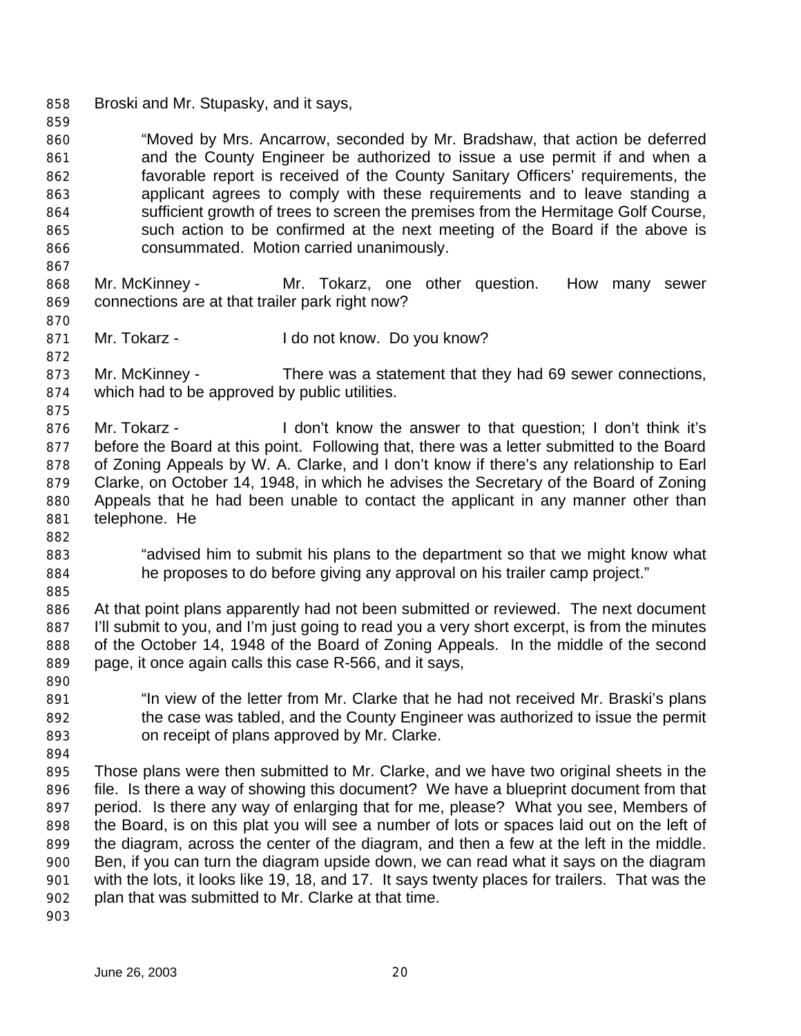Broski and Mr. Stupasky, and it says,

> "Moved by Mrs. Ancarrow, seconded by Mr. Bradshaw, that action be deferred and the County Engineer be authorized to issue a use permit if and when a favorable report is received of the County Sanitary Officers' requirements, the applicant agrees to comply with these requirements and to leave standing a sufficient growth of trees to screen the premises from the Hermitage Golf Course, such action to be confirmed at the next meeting of the Board if the above is consummated. Motion carried unanimously.

Mr. McKinney - Mr. Tokarz, one other question. How many sewer connections are at that trailer park right now?

Mr. Tokarz - I do not know. Do you know?

Mr. McKinney - There was a statement that they had 69 sewer connections, which had to be approved by public utilities.

Mr. Tokarz - I don't know the answer to that question; I don't think it's before the Board at this point. Following that, there was a letter submitted to the Board of Zoning Appeals by W. A. Clarke, and I don't know if there's any relationship to Earl Clarke, on October 14, 1948, in which he advises the Secretary of the Board of Zoning Appeals that he had been unable to contact the applicant in any manner other than telephone. He

> "advised him to submit his plans to the department so that we might know what he proposes to do before giving any approval on his trailer camp project."

At that point plans apparently had not been submitted or reviewed. The next document I'll submit to you, and I'm just going to read you a very short excerpt, is from the minutes of the October 14, 1948 of the Board of Zoning Appeals. In the middle of the second page, it once again calls this case R-566, and it says,

> "In view of the letter from Mr. Clarke that he had not received Mr. Braski's plans the case was tabled, and the County Engineer was authorized to issue the permit on receipt of plans approved by Mr. Clarke.

Those plans were then submitted to Mr. Clarke, and we have two original sheets in the file. Is there a way of showing this document? We have a blueprint document from that period. Is there any way of enlarging that for me, please? What you see, Members of the Board, is on this plat you will see a number of lots or spaces laid out on the left of the diagram, across the center of the diagram, and then a few at the left in the middle. Ben, if you can turn the diagram upside down, we can read what it says on the diagram with the lots, it looks like 19, 18, and 17. It says twenty places for trailers. That was the plan that was submitted to Mr. Clarke at that time.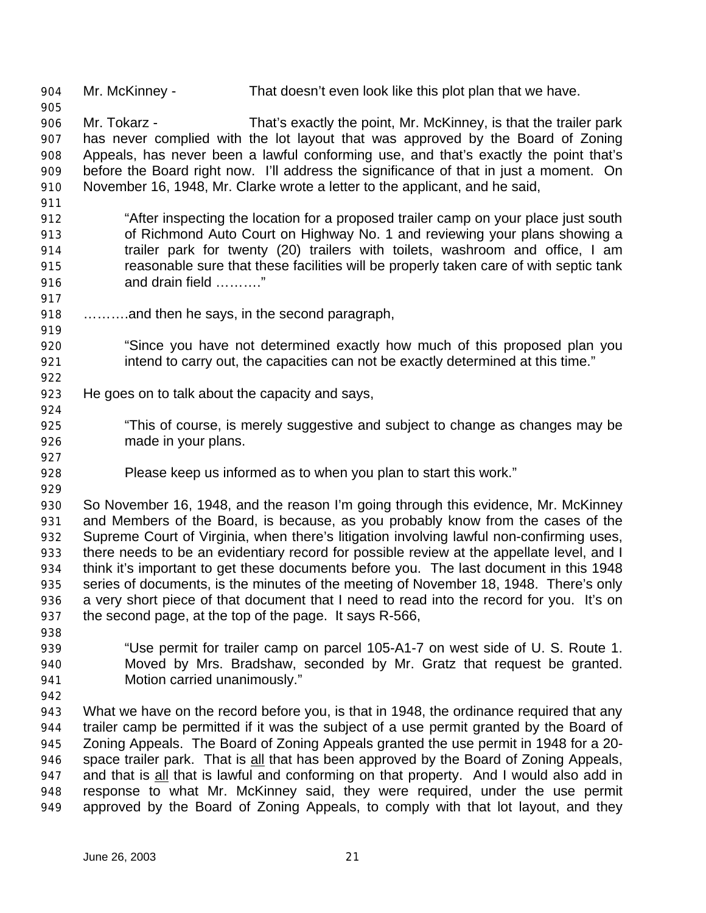Mr. McKinney - That doesn't even look like this plot plan that we have.

Mr. Tokarz - That's exactly the point, Mr. McKinney, is that the trailer park has never complied with the lot layout that was approved by the Board of Zoning Appeals, has never been a lawful conforming use, and that's exactly the point that's before the Board right now. I'll address the significance of that in just a moment. On November 16, 1948, Mr. Clarke wrote a letter to the applicant, and he said,

> "After inspecting the location for a proposed trailer camp on your place just south of Richmond Auto Court on Highway No. 1 and reviewing your plans showing a trailer park for twenty (20) trailers with toilets, washroom and office, I am reasonable sure that these facilities will be properly taken care of with septic tank and drain field ………."

……….and then he says, in the second paragraph,

> "Since you have not determined exactly how much of this proposed plan you intend to carry out, the capacities can not be exactly determined at this time."

He goes on to talk about the capacity and says,

> "This of course, is merely suggestive and subject to change as changes may be made in your plans.
>
> Please keep us informed as to when you plan to start this work."

So November 16, 1948, and the reason I'm going through this evidence, Mr. McKinney and Members of the Board, is because, as you probably know from the cases of the Supreme Court of Virginia, when there's litigation involving lawful non-confirming uses, there needs to be an evidentiary record for possible review at the appellate level, and I think it's important to get these documents before you. The last document in this 1948 series of documents, is the minutes of the meeting of November 18, 1948. There's only a very short piece of that document that I need to read into the record for you. It's on the second page, at the top of the page. It says R-566,

> "Use permit for trailer camp on parcel 105-A1-7 on west side of U. S. Route 1. Moved by Mrs. Bradshaw, seconded by Mr. Gratz that request be granted. Motion carried unanimously."

What we have on the record before you, is that in 1948, the ordinance required that any trailer camp be permitted if it was the subject of a use permit granted by the Board of Zoning Appeals. The Board of Zoning Appeals granted the use permit in 1948 for a 20-space trailer park. That is <u>all</u> that has been approved by the Board of Zoning Appeals, and that is <u>all</u> that is lawful and conforming on that property. And I would also add in response to what Mr. McKinney said, they were required, under the use permit approved by the Board of Zoning Appeals, to comply with that lot layout, and they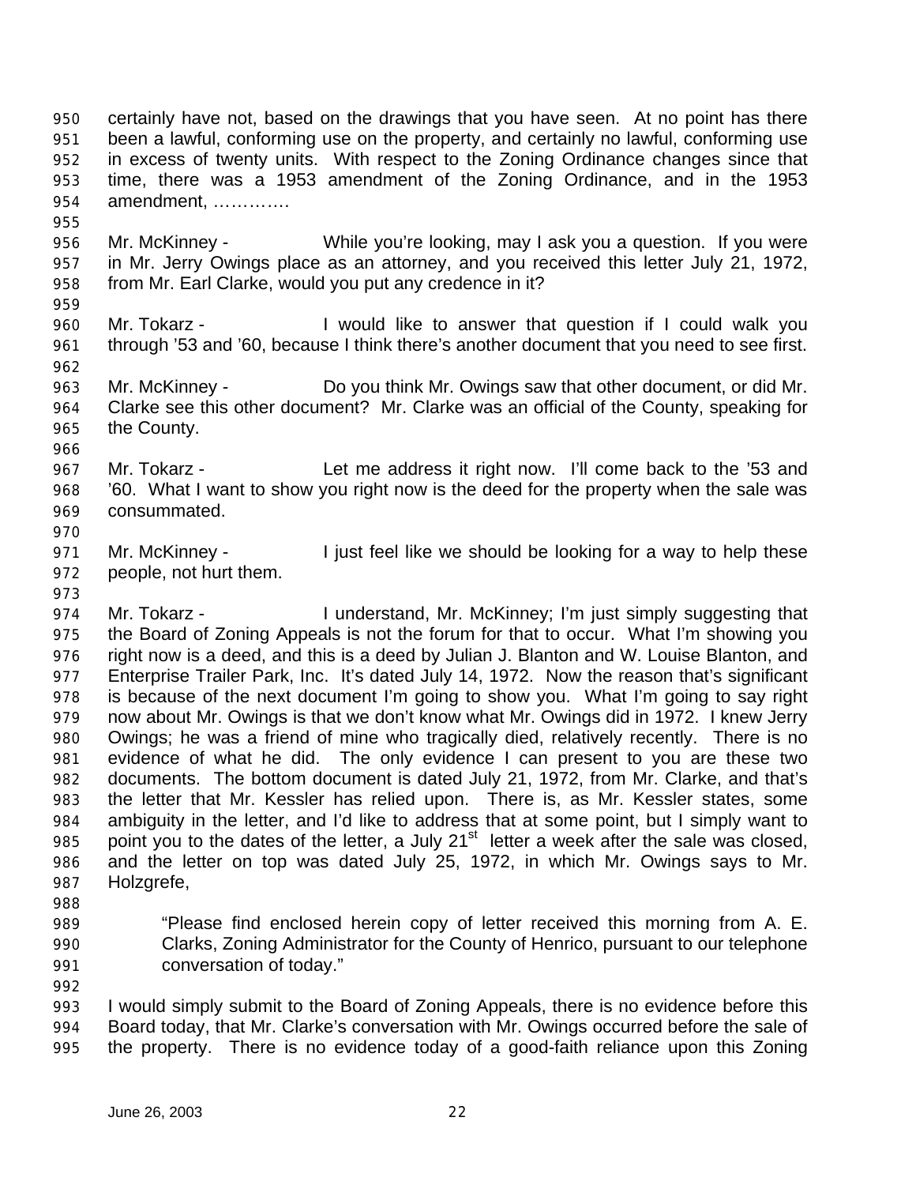certainly have not, based on the drawings that you have seen. At no point has there been a lawful, conforming use on the property, and certainly no lawful, conforming use in excess of twenty units. With respect to the Zoning Ordinance changes since that time, there was a 1953 amendment of the Zoning Ordinance, and in the 1953 amendment, ………….

Mr. McKinney - While you're looking, may I ask you a question. If you were in Mr. Jerry Owings place as an attorney, and you received this letter July 21, 1972, from Mr. Earl Clarke, would you put any credence in it?

Mr. Tokarz - I would like to answer that question if I could walk you through '53 and '60, because I think there's another document that you need to see first.

Mr. McKinney - Do you think Mr. Owings saw that other document, or did Mr. Clarke see this other document? Mr. Clarke was an official of the County, speaking for the County.

Mr. Tokarz - Let me address it right now. I'll come back to the '53 and '60. What I want to show you right now is the deed for the property when the sale was consummated.

Mr. McKinney - I just feel like we should be looking for a way to help these people, not hurt them.

Mr. Tokarz - I understand, Mr. McKinney; I'm just simply suggesting that the Board of Zoning Appeals is not the forum for that to occur. What I'm showing you right now is a deed, and this is a deed by Julian J. Blanton and W. Louise Blanton, and Enterprise Trailer Park, Inc. It's dated July 14, 1972. Now the reason that's significant is because of the next document I'm going to show you. What I'm going to say right now about Mr. Owings is that we don't know what Mr. Owings did in 1972. I knew Jerry Owings; he was a friend of mine who tragically died, relatively recently. There is no evidence of what he did. The only evidence I can present to you are these two documents. The bottom document is dated July 21, 1972, from Mr. Clarke, and that's the letter that Mr. Kessler has relied upon. There is, as Mr. Kessler states, some ambiguity in the letter, and I'd like to address that at some point, but I simply want to point you to the dates of the letter, a July 21st letter a week after the sale was closed, and the letter on top was dated July 25, 1972, in which Mr. Owings says to Mr. Holzgrefe,

> "Please find enclosed herein copy of letter received this morning from A. E. Clarks, Zoning Administrator for the County of Henrico, pursuant to our telephone conversation of today."

I would simply submit to the Board of Zoning Appeals, there is no evidence before this Board today, that Mr. Clarke's conversation with Mr. Owings occurred before the sale of the property. There is no evidence today of a good-faith reliance upon this Zoning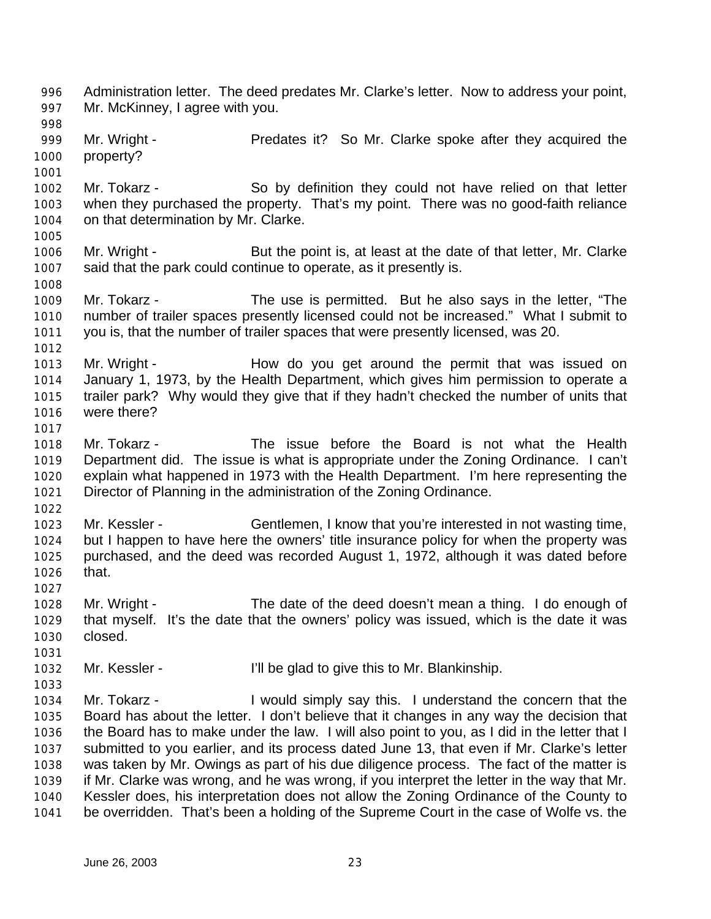Administration letter. The deed predates Mr. Clarke's letter. Now to address your point, Mr. McKinney, I agree with you.

Mr. Wright - Predates it? So Mr. Clarke spoke after they acquired the property?

Mr. Tokarz - So by definition they could not have relied on that letter when they purchased the property. That's my point. There was no good-faith reliance on that determination by Mr. Clarke.

Mr. Wright - But the point is, at least at the date of that letter, Mr. Clarke said that the park could continue to operate, as it presently is.

Mr. Tokarz - The use is permitted. But he also says in the letter, "The number of trailer spaces presently licensed could not be increased." What I submit to you is, that the number of trailer spaces that were presently licensed, was 20.

Mr. Wright - How do you get around the permit that was issued on January 1, 1973, by the Health Department, which gives him permission to operate a trailer park? Why would they give that if they hadn't checked the number of units that were there?

Mr. Tokarz - The issue before the Board is not what the Health Department did. The issue is what is appropriate under the Zoning Ordinance. I can't explain what happened in 1973 with the Health Department. I'm here representing the Director of Planning in the administration of the Zoning Ordinance.

Mr. Kessler - Gentlemen, I know that you're interested in not wasting time, but I happen to have here the owners' title insurance policy for when the property was purchased, and the deed was recorded August 1, 1972, although it was dated before that.

Mr. Wright - The date of the deed doesn't mean a thing. I do enough of that myself. It's the date that the owners' policy was issued, which is the date it was closed.

Mr. Kessler - I'll be glad to give this to Mr. Blankinship.

Mr. Tokarz - I would simply say this. I understand the concern that the Board has about the letter. I don't believe that it changes in any way the decision that the Board has to make under the law. I will also point to you, as I did in the letter that I submitted to you earlier, and its process dated June 13, that even if Mr. Clarke's letter was taken by Mr. Owings as part of his due diligence process. The fact of the matter is if Mr. Clarke was wrong, and he was wrong, if you interpret the letter in the way that Mr. Kessler does, his interpretation does not allow the Zoning Ordinance of the County to be overridden. That's been a holding of the Supreme Court in the case of Wolfe vs. the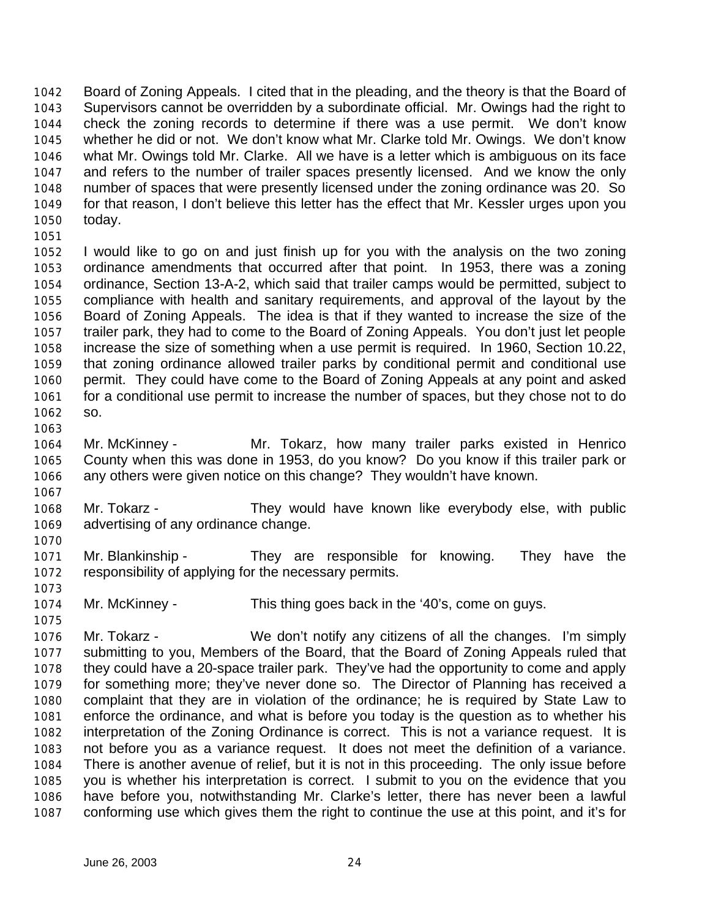Board of Zoning Appeals. I cited that in the pleading, and the theory is that the Board of Supervisors cannot be overridden by a subordinate official. Mr. Owings had the right to check the zoning records to determine if there was a use permit. We don't know whether he did or not. We don't know what Mr. Clarke told Mr. Owings. We don't know what Mr. Owings told Mr. Clarke. All we have is a letter which is ambiguous on its face and refers to the number of trailer spaces presently licensed. And we know the only number of spaces that were presently licensed under the zoning ordinance was 20. So for that reason, I don't believe this letter has the effect that Mr. Kessler urges upon you today.

I would like to go on and just finish up for you with the analysis on the two zoning ordinance amendments that occurred after that point. In 1953, there was a zoning ordinance, Section 13-A-2, which said that trailer camps would be permitted, subject to compliance with health and sanitary requirements, and approval of the layout by the Board of Zoning Appeals. The idea is that if they wanted to increase the size of the trailer park, they had to come to the Board of Zoning Appeals. You don't just let people increase the size of something when a use permit is required. In 1960, Section 10.22, that zoning ordinance allowed trailer parks by conditional permit and conditional use permit. They could have come to the Board of Zoning Appeals at any point and asked for a conditional use permit to increase the number of spaces, but they chose not to do so.

Mr. McKinney - Mr. Tokarz, how many trailer parks existed in Henrico County when this was done in 1953, do you know? Do you know if this trailer park or any others were given notice on this change? They wouldn't have known.

Mr. Tokarz - They would have known like everybody else, with public advertising of any ordinance change.

Mr. Blankinship - They are responsible for knowing. They have the responsibility of applying for the necessary permits.

Mr. McKinney - This thing goes back in the '40's, come on guys.

Mr. Tokarz - We don't notify any citizens of all the changes. I'm simply submitting to you, Members of the Board, that the Board of Zoning Appeals ruled that they could have a 20-space trailer park. They've had the opportunity to come and apply for something more; they've never done so. The Director of Planning has received a complaint that they are in violation of the ordinance; he is required by State Law to enforce the ordinance, and what is before you today is the question as to whether his interpretation of the Zoning Ordinance is correct. This is not a variance request. It is not before you as a variance request. It does not meet the definition of a variance. There is another avenue of relief, but it is not in this proceeding. The only issue before you is whether his interpretation is correct. I submit to you on the evidence that you have before you, notwithstanding Mr. Clarke's letter, there has never been a lawful conforming use which gives them the right to continue the use at this point, and it's for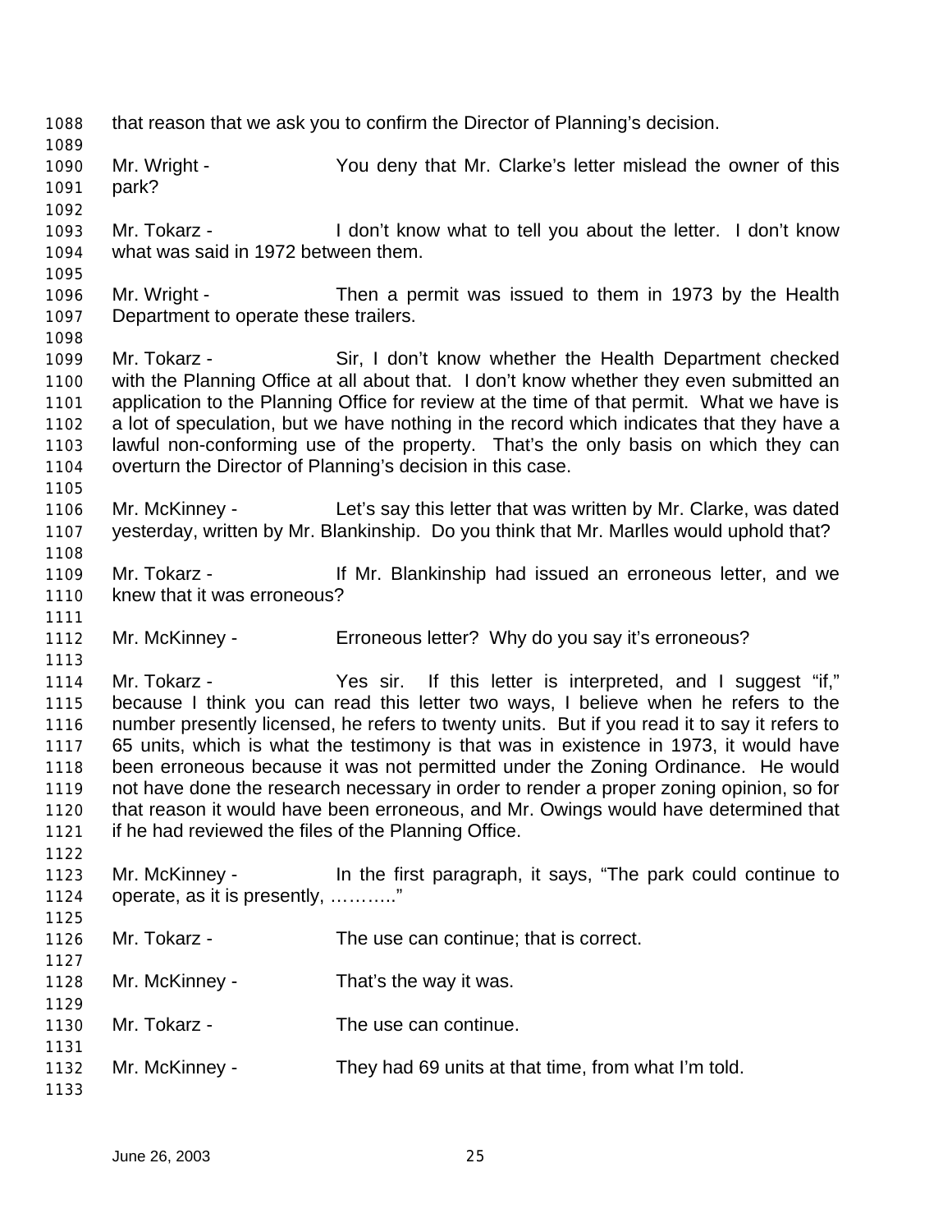that reason that we ask you to confirm the Director of Planning's decision.

Mr. Wright - You deny that Mr. Clarke's letter mislead the owner of this park?

Mr. Tokarz - I don't know what to tell you about the letter. I don't know what was said in 1972 between them.

Mr. Wright - Then a permit was issued to them in 1973 by the Health Department to operate these trailers.

Mr. Tokarz - Sir, I don't know whether the Health Department checked with the Planning Office at all about that. I don't know whether they even submitted an application to the Planning Office for review at the time of that permit. What we have is a lot of speculation, but we have nothing in the record which indicates that they have a lawful non-conforming use of the property. That's the only basis on which they can overturn the Director of Planning's decision in this case.

Mr. McKinney - Let's say this letter that was written by Mr. Clarke, was dated yesterday, written by Mr. Blankinship. Do you think that Mr. Marlles would uphold that?

Mr. Tokarz - If Mr. Blankinship had issued an erroneous letter, and we knew that it was erroneous?

Mr. McKinney - Erroneous letter? Why do you say it's erroneous?

Mr. Tokarz - Yes sir. If this letter is interpreted, and I suggest "if," because I think you can read this letter two ways, I believe when he refers to the number presently licensed, he refers to twenty units. But if you read it to say it refers to 65 units, which is what the testimony is that was in existence in 1973, it would have been erroneous because it was not permitted under the Zoning Ordinance. He would not have done the research necessary in order to render a proper zoning opinion, so for that reason it would have been erroneous, and Mr. Owings would have determined that if he had reviewed the files of the Planning Office.

Mr. McKinney - In the first paragraph, it says, "The park could continue to operate, as it is presently, ………."

Mr. Tokarz - The use can continue; that is correct.

Mr. McKinney - That's the way it was.

Mr. Tokarz - The use can continue.

Mr. McKinney - They had 69 units at that time, from what I'm told.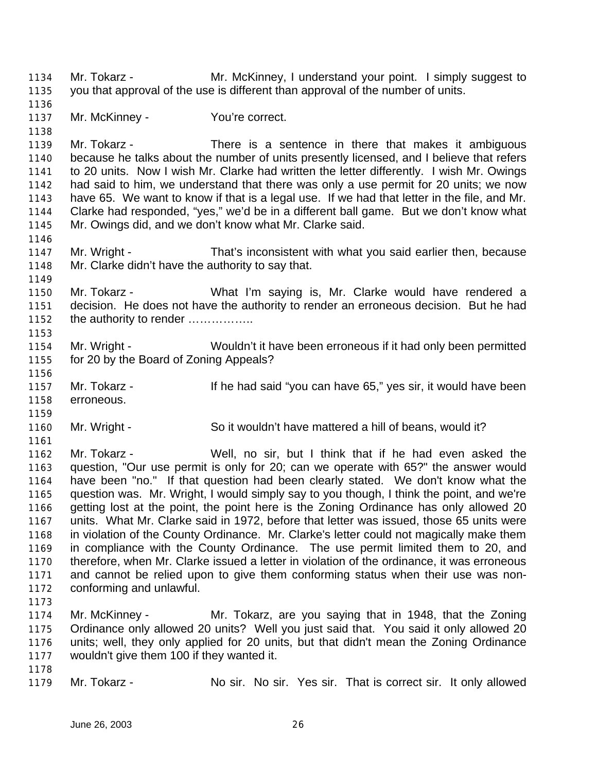Mr. Tokarz - Mr. McKinney, I understand your point. I simply suggest to you that approval of the use is different than approval of the number of units.

Mr. McKinney - You're correct.

Mr. Tokarz - There is a sentence in there that makes it ambiguous because he talks about the number of units presently licensed, and I believe that refers to 20 units. Now I wish Mr. Clarke had written the letter differently. I wish Mr. Owings had said to him, we understand that there was only a use permit for 20 units; we now have 65. We want to know if that is a legal use. If we had that letter in the file, and Mr. Clarke had responded, "yes," we'd be in a different ball game. But we don't know what Mr. Owings did, and we don't know what Mr. Clarke said.

Mr. Wright - That's inconsistent with what you said earlier then, because Mr. Clarke didn't have the authority to say that.

Mr. Tokarz - What I'm saying is, Mr. Clarke would have rendered a decision. He does not have the authority to render an erroneous decision. But he had the authority to render ……………..

Mr. Wright - Wouldn't it have been erroneous if it had only been permitted for 20 by the Board of Zoning Appeals?

Mr. Tokarz - If he had said "you can have 65," yes sir, it would have been erroneous.

Mr. Wright - So it wouldn't have mattered a hill of beans, would it?

Mr. Tokarz - Well, no sir, but I think that if he had even asked the question, "Our use permit is only for 20; can we operate with 65?" the answer would have been "no." If that question had been clearly stated. We don't know what the question was. Mr. Wright, I would simply say to you though, I think the point, and we're getting lost at the point, the point here is the Zoning Ordinance has only allowed 20 units. What Mr. Clarke said in 1972, before that letter was issued, those 65 units were in violation of the County Ordinance. Mr. Clarke's letter could not magically make them in compliance with the County Ordinance. The use permit limited them to 20, and therefore, when Mr. Clarke issued a letter in violation of the ordinance, it was erroneous and cannot be relied upon to give them conforming status when their use was non-conforming and unlawful.

Mr. McKinney - Mr. Tokarz, are you saying that in 1948, that the Zoning Ordinance only allowed 20 units? Well you just said that. You said it only allowed 20 units; well, they only applied for 20 units, but that didn't mean the Zoning Ordinance wouldn't give them 100 if they wanted it.

Mr. Tokarz - No sir. No sir. Yes sir. That is correct sir. It only allowed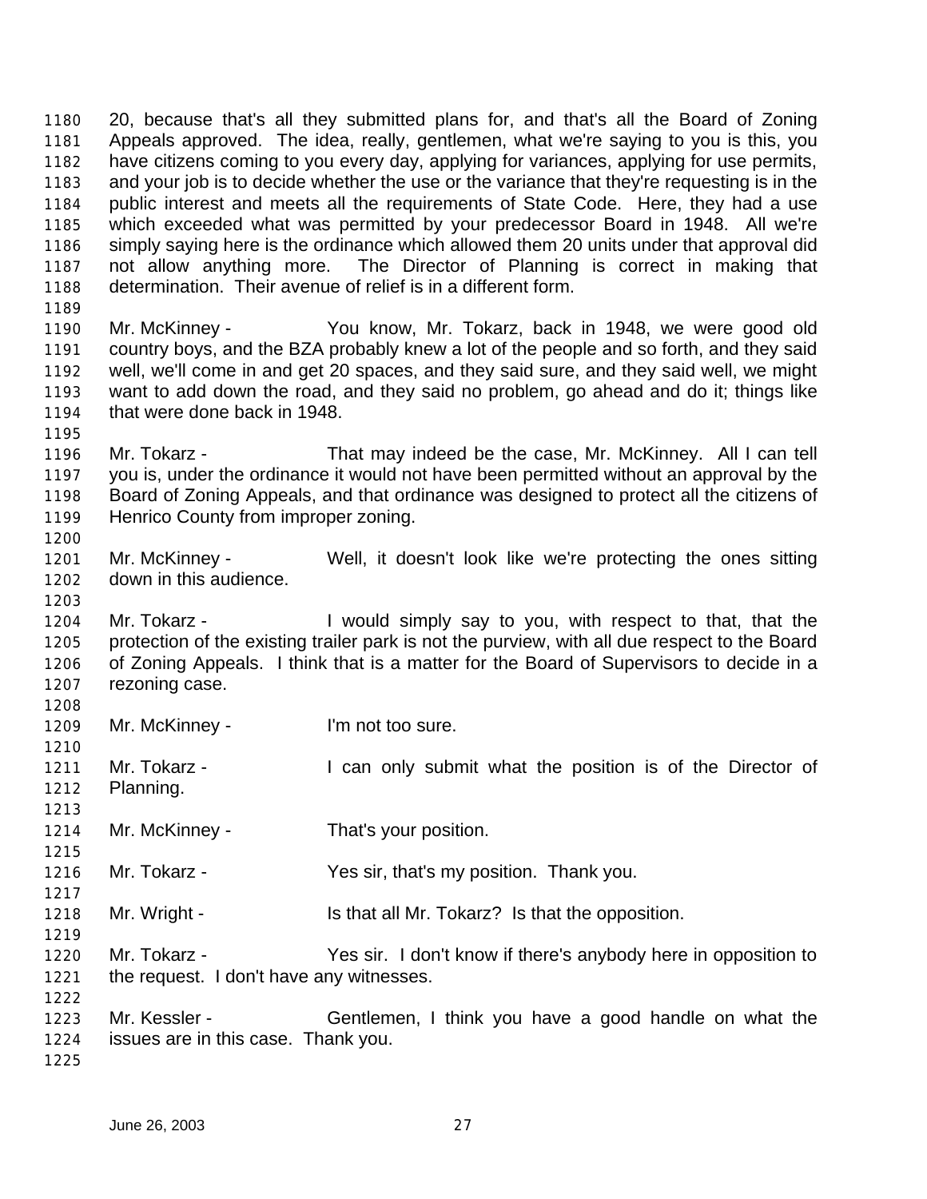20, because that's all they submitted plans for, and that's all the Board of Zoning Appeals approved. The idea, really, gentlemen, what we're saying to you is this, you have citizens coming to you every day, applying for variances, applying for use permits, and your job is to decide whether the use or the variance that they're requesting is in the public interest and meets all the requirements of State Code. Here, they had a use which exceeded what was permitted by your predecessor Board in 1948. All we're simply saying here is the ordinance which allowed them 20 units under that approval did not allow anything more. The Director of Planning is correct in making that determination. Their avenue of relief is in a different form.

Mr. McKinney - You know, Mr. Tokarz, back in 1948, we were good old country boys, and the BZA probably knew a lot of the people and so forth, and they said well, we'll come in and get 20 spaces, and they said sure, and they said well, we might want to add down the road, and they said no problem, go ahead and do it; things like that were done back in 1948.

Mr. Tokarz - That may indeed be the case, Mr. McKinney. All I can tell you is, under the ordinance it would not have been permitted without an approval by the Board of Zoning Appeals, and that ordinance was designed to protect all the citizens of Henrico County from improper zoning.

Mr. McKinney - Well, it doesn't look like we're protecting the ones sitting down in this audience.

Mr. Tokarz - I would simply say to you, with respect to that, that the protection of the existing trailer park is not the purview, with all due respect to the Board of Zoning Appeals. I think that is a matter for the Board of Supervisors to decide in a rezoning case.

Mr. McKinney - I'm not too sure.

Mr. Tokarz - I can only submit what the position is of the Director of Planning.

Mr. McKinney - That's your position.

Mr. Tokarz - Yes sir, that's my position. Thank you.

Mr. Wright - Is that all Mr. Tokarz? Is that the opposition.

Mr. Tokarz - Yes sir. I don't know if there's anybody here in opposition to the request. I don't have any witnesses.

Mr. Kessler - Gentlemen, I think you have a good handle on what the issues are in this case. Thank you.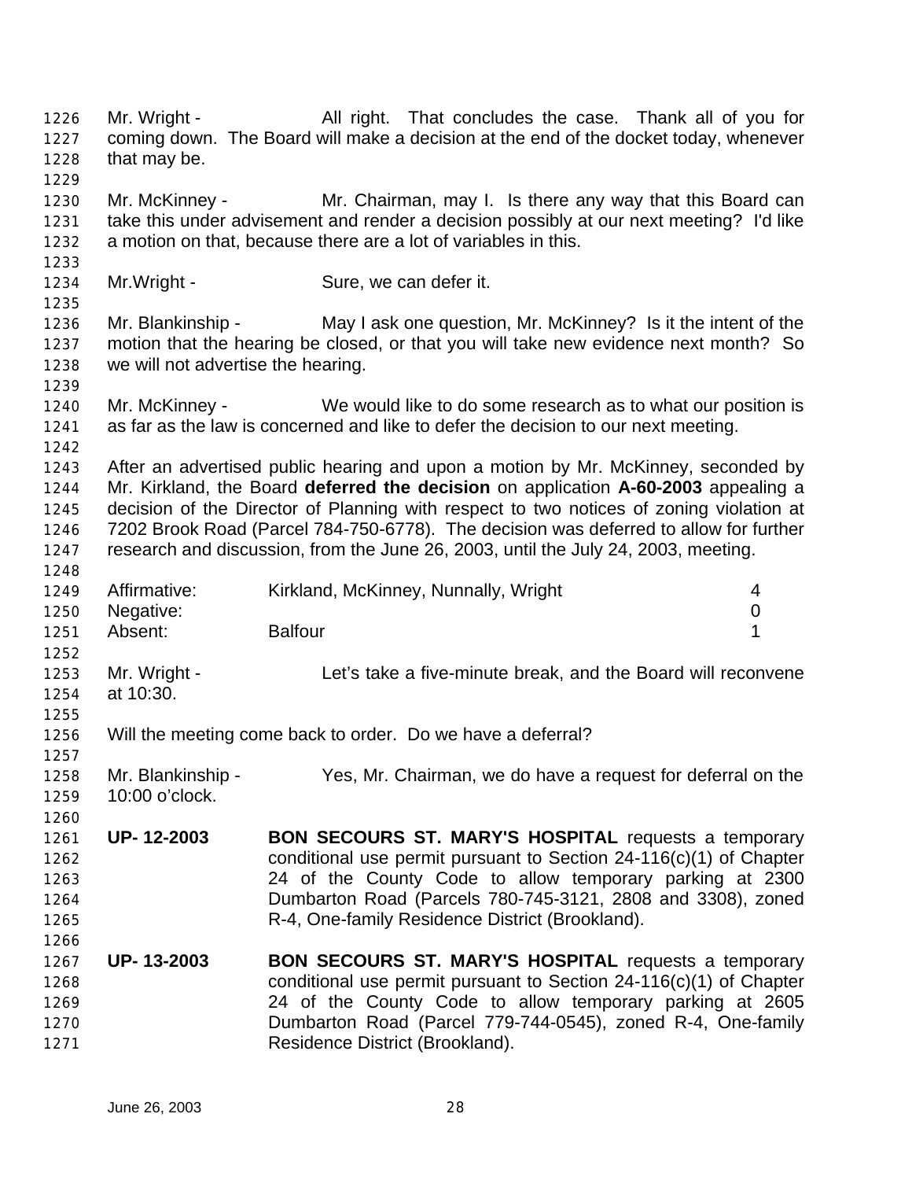Mr. Wright - All right. That concludes the case. Thank all of you for coming down. The Board will make a decision at the end of the docket today, whenever that may be.

Mr. McKinney - Mr. Chairman, may I. Is there any way that this Board can take this under advisement and render a decision possibly at our next meeting? I'd like a motion on that, because there are a lot of variables in this.

Mr.Wright - Sure, we can defer it.

Mr. Blankinship - May I ask one question, Mr. McKinney? Is it the intent of the motion that the hearing be closed, or that you will take new evidence next month? So we will not advertise the hearing.

Mr. McKinney - We would like to do some research as to what our position is as far as the law is concerned and like to defer the decision to our next meeting.

After an advertised public hearing and upon a motion by Mr. McKinney, seconded by Mr. Kirkland, the Board **deferred the decision** on application **A-60-2003** appealing a decision of the Director of Planning with respect to two notices of zoning violation at 7202 Brook Road (Parcel 784-750-6778). The decision was deferred to allow for further research and discussion, from the June 26, 2003, until the July 24, 2003, meeting.

| | | |
|---|---|---|
| Affirmative: | Kirkland, McKinney, Nunnally, Wright | 4 |
| Negative: | | 0 |
| Absent: | Balfour | 1 |

Mr. Wright - Let's take a five-minute break, and the Board will reconvene at 10:30.

Will the meeting come back to order. Do we have a deferral?

Mr. Blankinship - Yes, Mr. Chairman, we do have a request for deferral on the 10:00 o'clock.

**UP- 12-2003** **BON SECOURS ST. MARY'S HOSPITAL** requests a temporary conditional use permit pursuant to Section 24-116(c)(1) of Chapter 24 of the County Code to allow temporary parking at 2300 Dumbarton Road (Parcels 780-745-3121, 2808 and 3308), zoned R-4, One-family Residence District (Brookland).

**UP- 13-2003** **BON SECOURS ST. MARY'S HOSPITAL** requests a temporary conditional use permit pursuant to Section 24-116(c)(1) of Chapter 24 of the County Code to allow temporary parking at 2605 Dumbarton Road (Parcel 779-744-0545), zoned R-4, One-family Residence District (Brookland).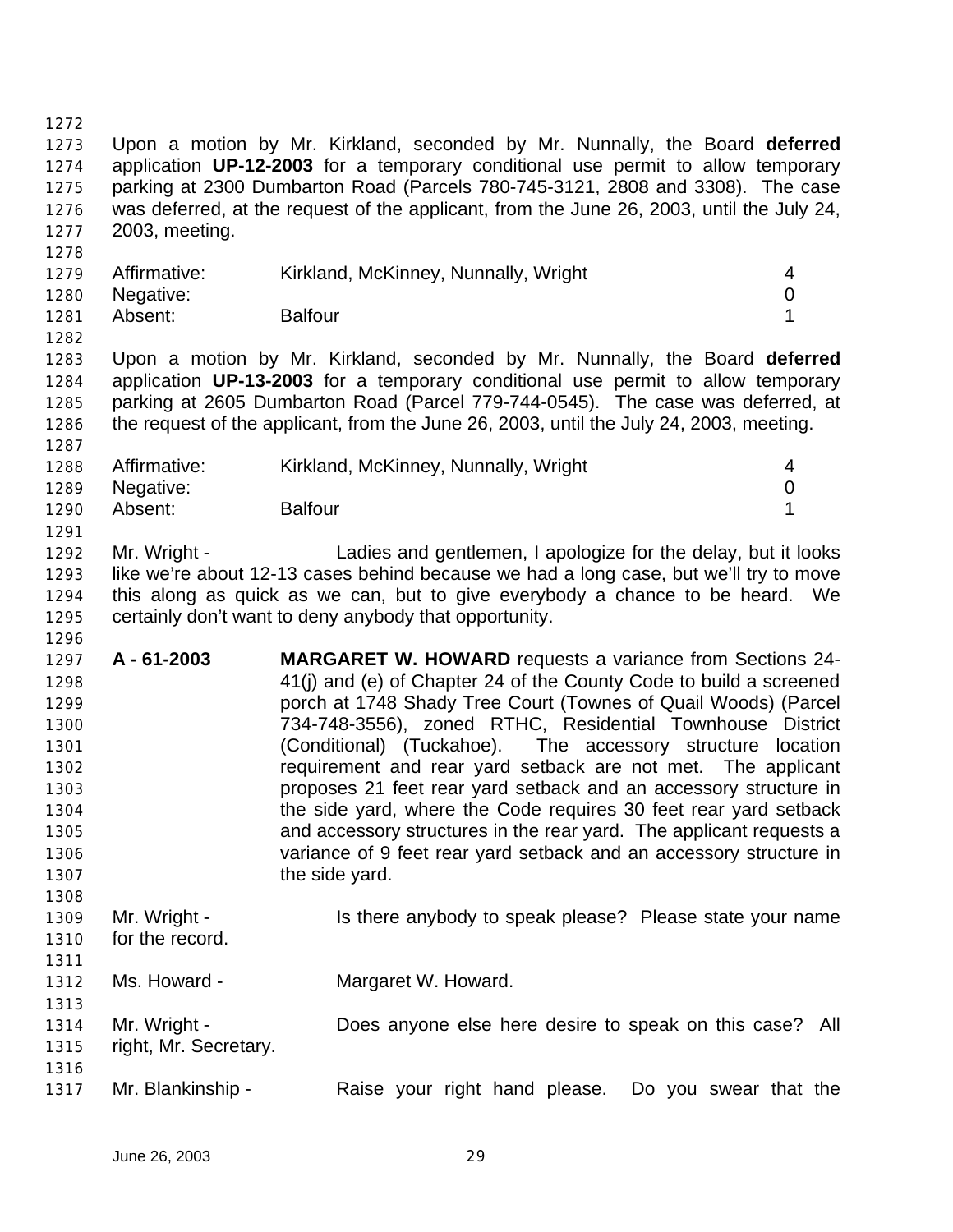Upon a motion by Mr. Kirkland, seconded by Mr. Nunnally, the Board **deferred** application **UP-12-2003** for a temporary conditional use permit to allow temporary parking at 2300 Dumbarton Road (Parcels 780-745-3121, 2808 and 3308). The case was deferred, at the request of the applicant, from the June 26, 2003, until the July 24, 2003, meeting.

| | | |
|---|---|---|
| Affirmative: | Kirkland, McKinney, Nunnally, Wright | 4 |
| Negative: | | 0 |
| Absent: | Balfour | 1 |

Upon a motion by Mr. Kirkland, seconded by Mr. Nunnally, the Board **deferred** application **UP-13-2003** for a temporary conditional use permit to allow temporary parking at 2605 Dumbarton Road (Parcel 779-744-0545). The case was deferred, at the request of the applicant, from the June 26, 2003, until the July 24, 2003, meeting.

| | | |
|---|---|---|
| Affirmative: | Kirkland, McKinney, Nunnally, Wright | 4 |
| Negative: | | 0 |
| Absent: | Balfour | 1 |

Mr. Wright - Ladies and gentlemen, I apologize for the delay, but it looks like we're about 12-13 cases behind because we had a long case, but we'll try to move this along as quick as we can, but to give everybody a chance to be heard. We certainly don't want to deny anybody that opportunity.

**A - 61-2003** **MARGARET W. HOWARD** requests a variance from Sections 24-41(j) and (e) of Chapter 24 of the County Code to build a screened porch at 1748 Shady Tree Court (Townes of Quail Woods) (Parcel 734-748-3556), zoned RTHC, Residential Townhouse District (Conditional) (Tuckahoe). The accessory structure location requirement and rear yard setback are not met. The applicant proposes 21 feet rear yard setback and an accessory structure in the side yard, where the Code requires 30 feet rear yard setback and accessory structures in the rear yard. The applicant requests a variance of 9 feet rear yard setback and an accessory structure in the side yard.

Mr. Wright - Is there anybody to speak please? Please state your name for the record.

Ms. Howard - Margaret W. Howard.

Mr. Wright - Does anyone else here desire to speak on this case? All right, Mr. Secretary.

Mr. Blankinship - Raise your right hand please. Do you swear that the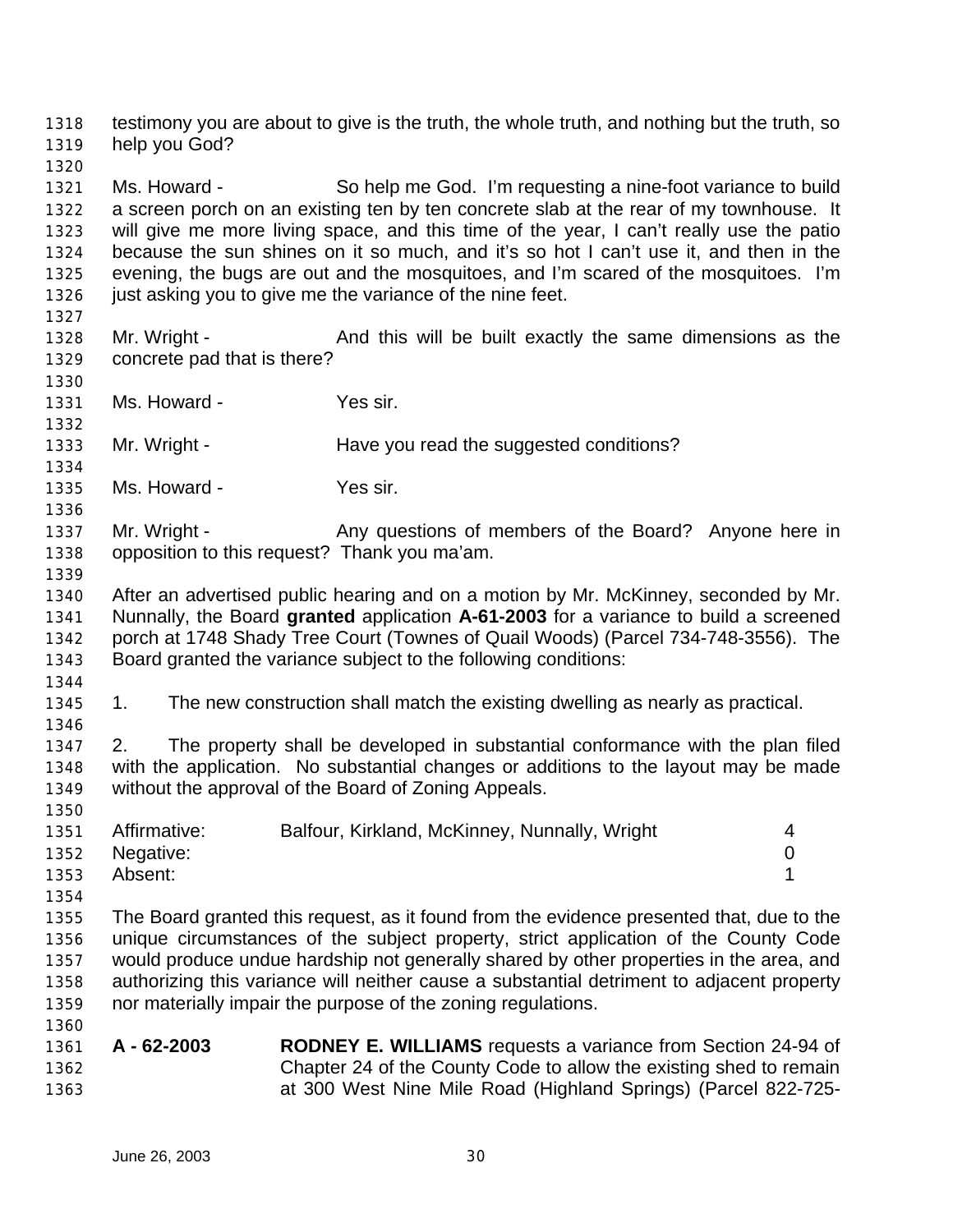testimony you are about to give is the truth, the whole truth, and nothing but the truth, so help you God?

Ms. Howard - So help me God. I'm requesting a nine-foot variance to build a screen porch on an existing ten by ten concrete slab at the rear of my townhouse. It will give me more living space, and this time of the year, I can't really use the patio because the sun shines on it so much, and it's so hot I can't use it, and then in the evening, the bugs are out and the mosquitoes, and I'm scared of the mosquitoes. I'm just asking you to give me the variance of the nine feet.

Mr. Wright - And this will be built exactly the same dimensions as the concrete pad that is there?

Ms. Howard - Yes sir.

Mr. Wright - Have you read the suggested conditions?

Ms. Howard - Yes sir.

Mr. Wright - Any questions of members of the Board? Anyone here in opposition to this request? Thank you ma'am.

After an advertised public hearing and on a motion by Mr. McKinney, seconded by Mr. Nunnally, the Board **granted** application **A-61-2003** for a variance to build a screened porch at 1748 Shady Tree Court (Townes of Quail Woods) (Parcel 734-748-3556). The Board granted the variance subject to the following conditions:

1. The new construction shall match the existing dwelling as nearly as practical.

2. The property shall be developed in substantial conformance with the plan filed with the application. No substantial changes or additions to the layout may be made without the approval of the Board of Zoning Appeals.

| | | |
|---|---|---|
| Affirmative: | Balfour, Kirkland, McKinney, Nunnally, Wright | 4 |
| Negative: | | 0 |
| Absent: | | 1 |

The Board granted this request, as it found from the evidence presented that, due to the unique circumstances of the subject property, strict application of the County Code would produce undue hardship not generally shared by other properties in the area, and authorizing this variance will neither cause a substantial detriment to adjacent property nor materially impair the purpose of the zoning regulations.

**A - 62-2003** **RODNEY E. WILLIAMS** requests a variance from Section 24-94 of Chapter 24 of the County Code to allow the existing shed to remain at 300 West Nine Mile Road (Highland Springs) (Parcel 822-725-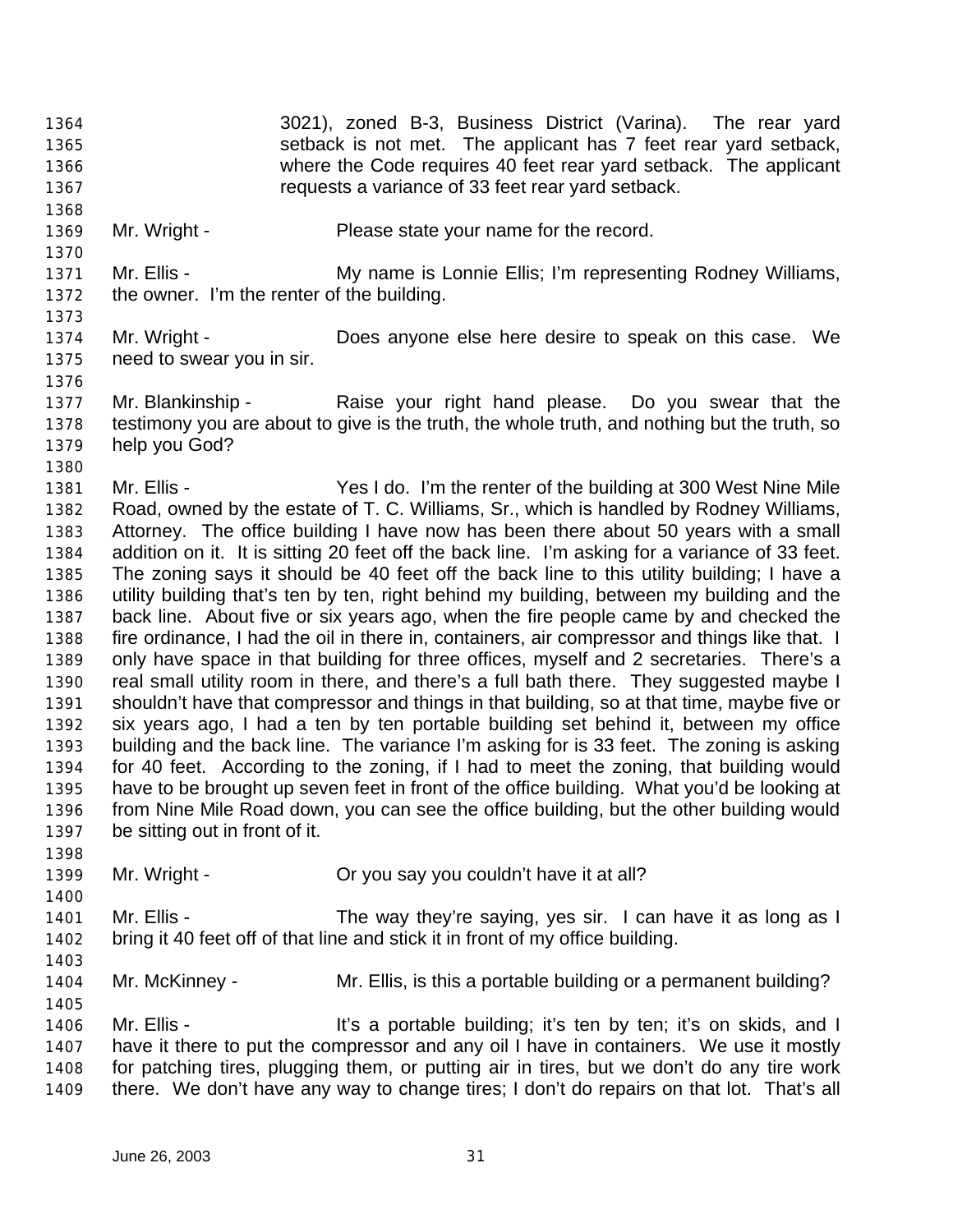3021), zoned B-3, Business District (Varina). The rear yard setback is not met. The applicant has 7 feet rear yard setback, where the Code requires 40 feet rear yard setback. The applicant requests a variance of 33 feet rear yard setback.

Mr. Wright - Please state your name for the record.

Mr. Ellis - My name is Lonnie Ellis; I'm representing Rodney Williams, the owner. I'm the renter of the building.

Mr. Wright - Does anyone else here desire to speak on this case. We need to swear you in sir.

Mr. Blankinship - Raise your right hand please. Do you swear that the testimony you are about to give is the truth, the whole truth, and nothing but the truth, so help you God?

Mr. Ellis - Yes I do. I'm the renter of the building at 300 West Nine Mile Road, owned by the estate of T. C. Williams, Sr., which is handled by Rodney Williams, Attorney. The office building I have now has been there about 50 years with a small addition on it. It is sitting 20 feet off the back line. I'm asking for a variance of 33 feet. The zoning says it should be 40 feet off the back line to this utility building; I have a utility building that's ten by ten, right behind my building, between my building and the back line. About five or six years ago, when the fire people came by and checked the fire ordinance, I had the oil in there in, containers, air compressor and things like that. I only have space in that building for three offices, myself and 2 secretaries. There's a real small utility room in there, and there's a full bath there. They suggested maybe I shouldn't have that compressor and things in that building, so at that time, maybe five or six years ago, I had a ten by ten portable building set behind it, between my office building and the back line. The variance I'm asking for is 33 feet. The zoning is asking for 40 feet. According to the zoning, if I had to meet the zoning, that building would have to be brought up seven feet in front of the office building. What you'd be looking at from Nine Mile Road down, you can see the office building, but the other building would be sitting out in front of it.

Mr. Wright - Or you say you couldn't have it at all?

Mr. Ellis - The way they're saying, yes sir. I can have it as long as I bring it 40 feet off of that line and stick it in front of my office building.

Mr. McKinney - Mr. Ellis, is this a portable building or a permanent building?

Mr. Ellis - It's a portable building; it's ten by ten; it's on skids, and I have it there to put the compressor and any oil I have in containers. We use it mostly for patching tires, plugging them, or putting air in tires, but we don't do any tire work there. We don't have any way to change tires; I don't do repairs on that lot. That's all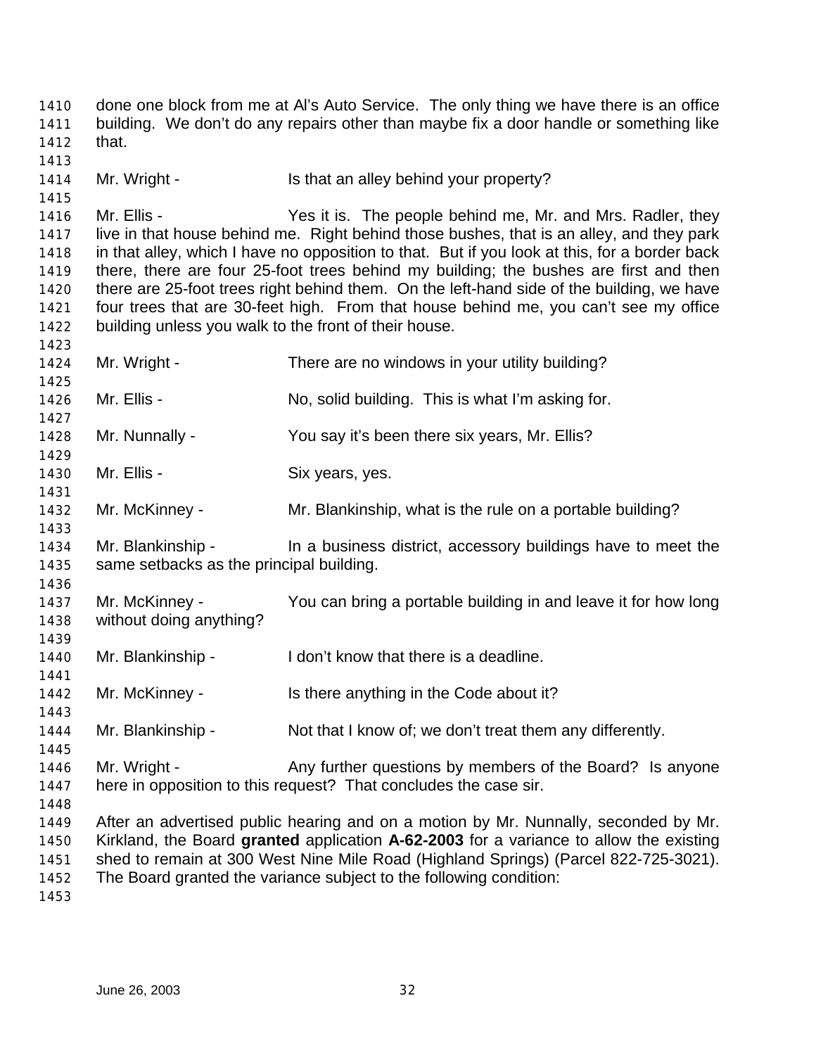done one block from me at Al's Auto Service. The only thing we have there is an office building. We don't do any repairs other than maybe fix a door handle or something like that.

Mr. Wright - Is that an alley behind your property?

Mr. Ellis - Yes it is. The people behind me, Mr. and Mrs. Radler, they live in that house behind me. Right behind those bushes, that is an alley, and they park in that alley, which I have no opposition to that. But if you look at this, for a border back there, there are four 25-foot trees behind my building; the bushes are first and then there are 25-foot trees right behind them. On the left-hand side of the building, we have four trees that are 30-feet high. From that house behind me, you can't see my office building unless you walk to the front of their house.

Mr. Wright - There are no windows in your utility building?

Mr. Ellis - No, solid building. This is what I'm asking for.

Mr. Nunnally - You say it's been there six years, Mr. Ellis?

Mr. Ellis - Six years, yes.

Mr. McKinney - Mr. Blankinship, what is the rule on a portable building?

Mr. Blankinship - In a business district, accessory buildings have to meet the same setbacks as the principal building.

Mr. McKinney - You can bring a portable building in and leave it for how long without doing anything?

Mr. Blankinship - I don't know that there is a deadline.

Mr. McKinney - Is there anything in the Code about it?

Mr. Blankinship - Not that I know of; we don't treat them any differently.

Mr. Wright - Any further questions by members of the Board? Is anyone here in opposition to this request? That concludes the case sir.

After an advertised public hearing and on a motion by Mr. Nunnally, seconded by Mr. Kirkland, the Board **granted** application **A-62-2003** for a variance to allow the existing shed to remain at 300 West Nine Mile Road (Highland Springs) (Parcel 822-725-3021). The Board granted the variance subject to the following condition: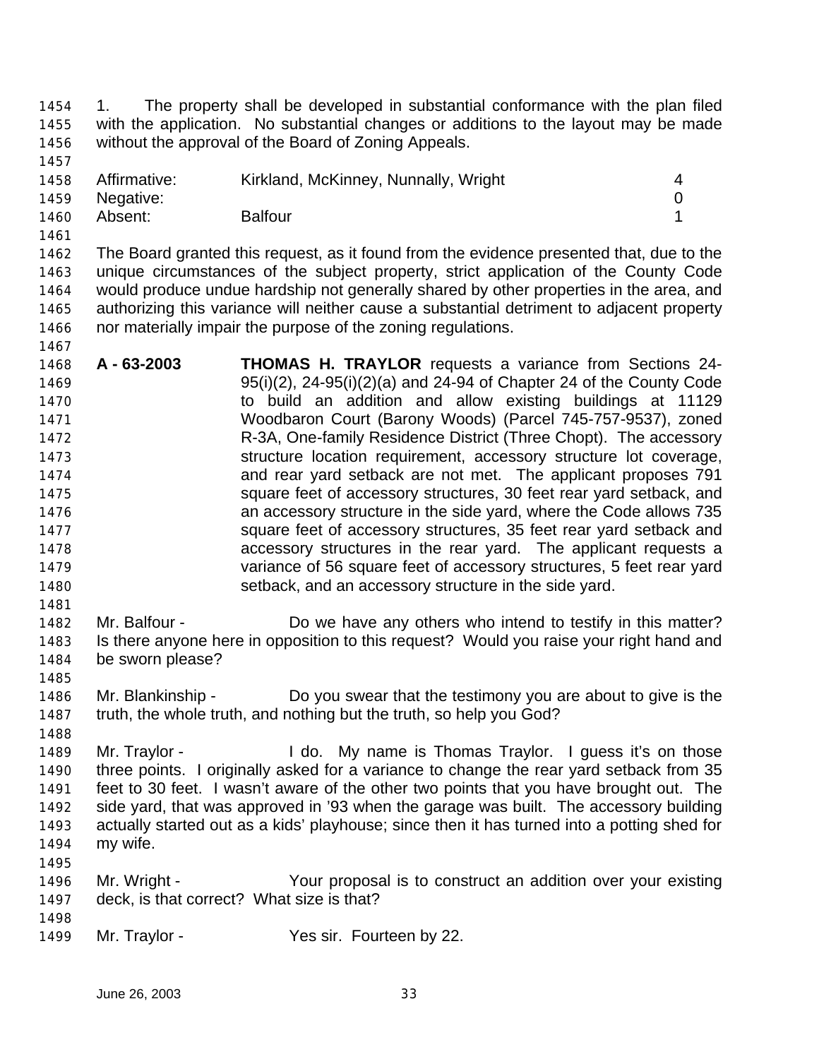1. The property shall be developed in substantial conformance with the plan filed with the application. No substantial changes or additions to the layout may be made without the approval of the Board of Zoning Appeals.

| | | |
|---|---|---|
| Affirmative: | Kirkland, McKinney, Nunnally, Wright | 4 |
| Negative: | | 0 |
| Absent: | Balfour | 1 |

The Board granted this request, as it found from the evidence presented that, due to the unique circumstances of the subject property, strict application of the County Code would produce undue hardship not generally shared by other properties in the area, and authorizing this variance will neither cause a substantial detriment to adjacent property nor materially impair the purpose of the zoning regulations.

**A - 63-2003** **THOMAS H. TRAYLOR** requests a variance from Sections 24-95(i)(2), 24-95(i)(2)(a) and 24-94 of Chapter 24 of the County Code to build an addition and allow existing buildings at 11129 Woodbaron Court (Barony Woods) (Parcel 745-757-9537), zoned R-3A, One-family Residence District (Three Chopt). The accessory structure location requirement, accessory structure lot coverage, and rear yard setback are not met. The applicant proposes 791 square feet of accessory structures, 30 feet rear yard setback, and an accessory structure in the side yard, where the Code allows 735 square feet of accessory structures, 35 feet rear yard setback and accessory structures in the rear yard. The applicant requests a variance of 56 square feet of accessory structures, 5 feet rear yard setback, and an accessory structure in the side yard.

Mr. Balfour - Do we have any others who intend to testify in this matter? Is there anyone here in opposition to this request? Would you raise your right hand and be sworn please?

Mr. Blankinship - Do you swear that the testimony you are about to give is the truth, the whole truth, and nothing but the truth, so help you God?

Mr. Traylor - I do. My name is Thomas Traylor. I guess it's on those three points. I originally asked for a variance to change the rear yard setback from 35 feet to 30 feet. I wasn't aware of the other two points that you have brought out. The side yard, that was approved in '93 when the garage was built. The accessory building actually started out as a kids' playhouse; since then it has turned into a potting shed for my wife.

Mr. Wright - Your proposal is to construct an addition over your existing deck, is that correct? What size is that?

Mr. Traylor - Yes sir. Fourteen by 22.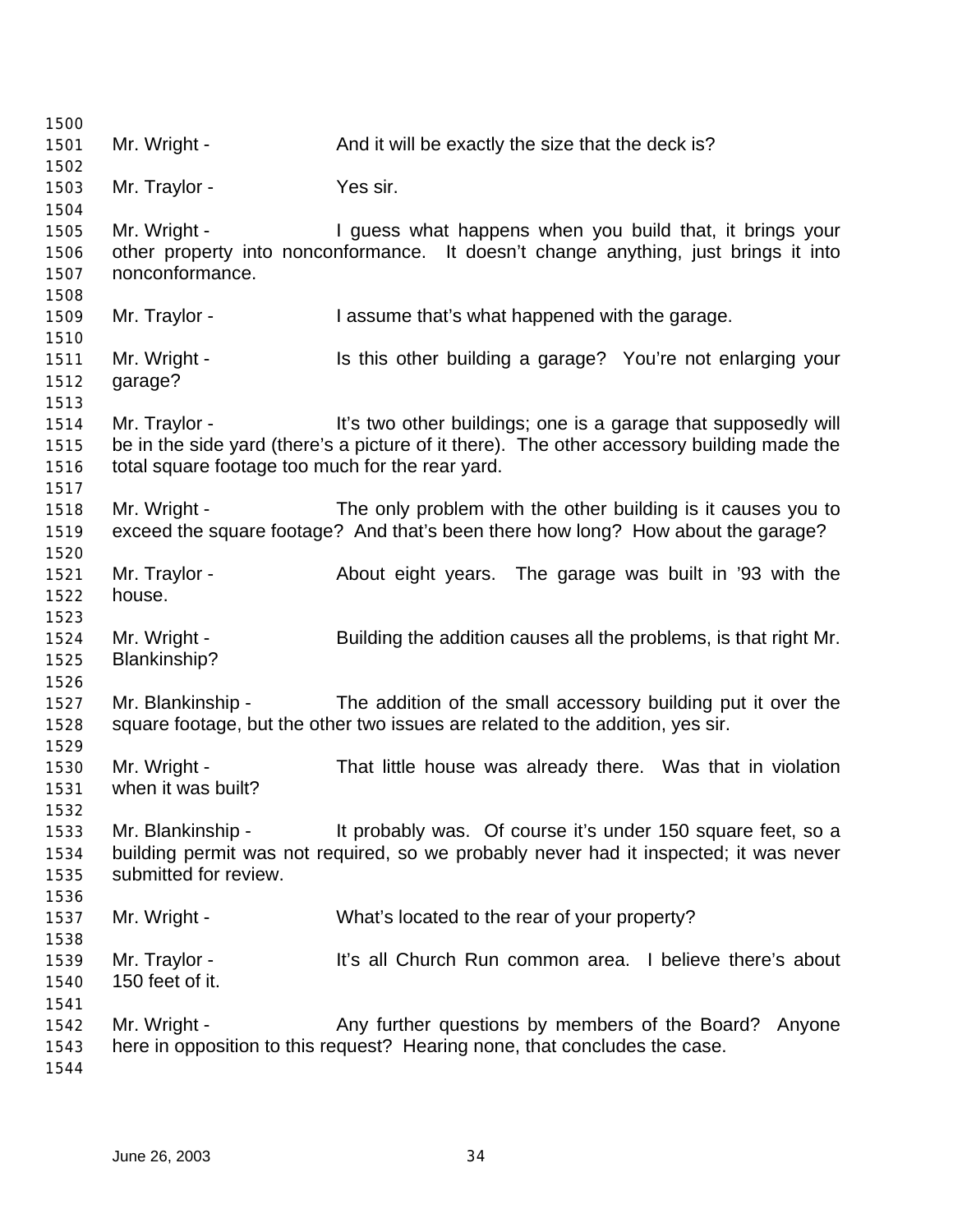Mr. Wright - And it will be exactly the size that the deck is?

Mr. Traylor - Yes sir.

Mr. Wright - I guess what happens when you build that, it brings your other property into nonconformance. It doesn't change anything, just brings it into nonconformance.

Mr. Traylor - I assume that's what happened with the garage.

Mr. Wright - Is this other building a garage? You're not enlarging your garage?

Mr. Traylor - It's two other buildings; one is a garage that supposedly will be in the side yard (there's a picture of it there). The other accessory building made the total square footage too much for the rear yard.

Mr. Wright - The only problem with the other building is it causes you to exceed the square footage? And that's been there how long? How about the garage?

Mr. Traylor - About eight years. The garage was built in '93 with the house.

Mr. Wright - Building the addition causes all the problems, is that right Mr. Blankinship?

Mr. Blankinship - The addition of the small accessory building put it over the square footage, but the other two issues are related to the addition, yes sir.

Mr. Wright - That little house was already there. Was that in violation when it was built?

Mr. Blankinship - It probably was. Of course it's under 150 square feet, so a building permit was not required, so we probably never had it inspected; it was never submitted for review.

Mr. Wright - What's located to the rear of your property?

Mr. Traylor - It's all Church Run common area. I believe there's about 150 feet of it.

Mr. Wright - Any further questions by members of the Board? Anyone here in opposition to this request? Hearing none, that concludes the case.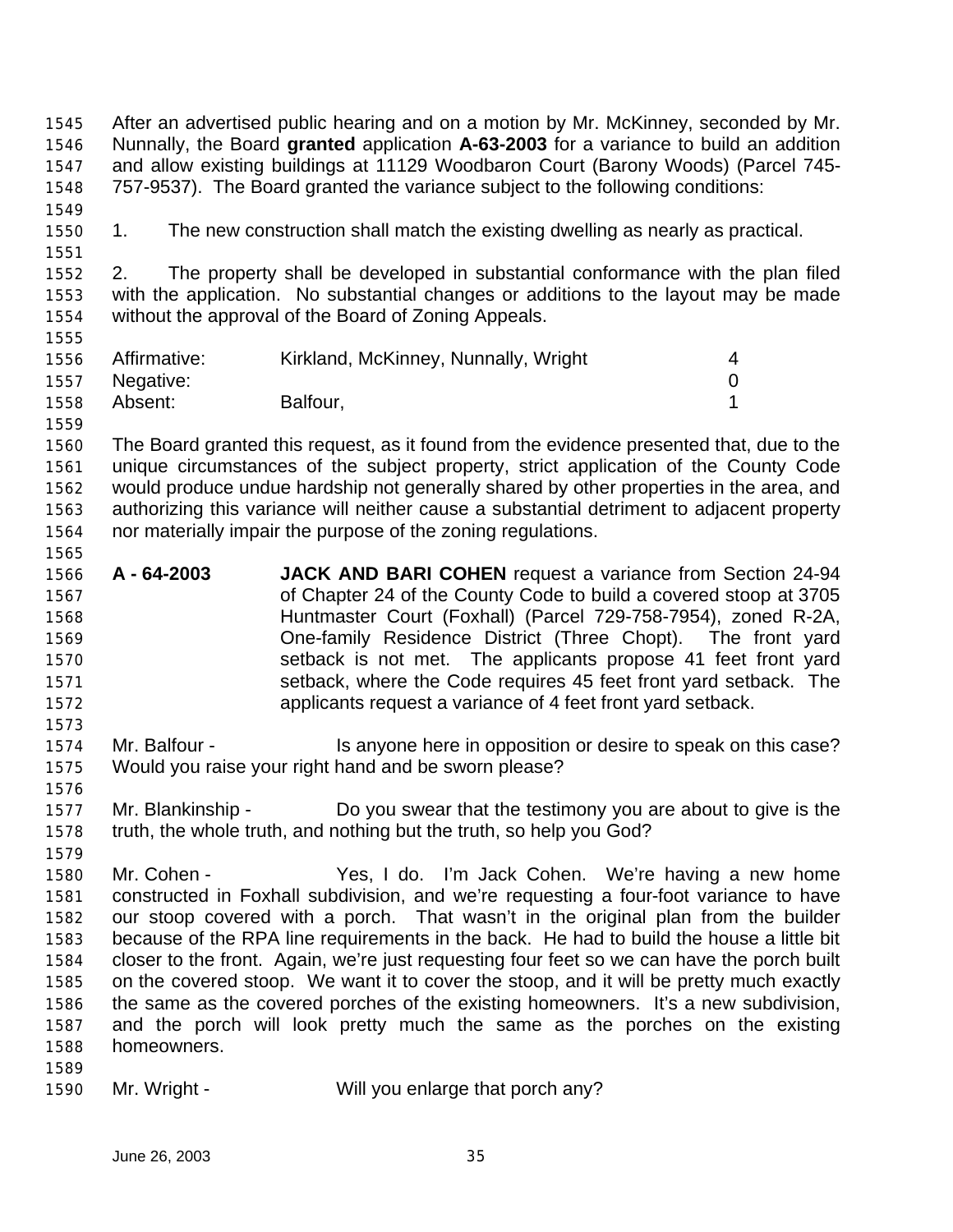After an advertised public hearing and on a motion by Mr. McKinney, seconded by Mr. Nunnally, the Board **granted** application **A-63-2003** for a variance to build an addition and allow existing buildings at 11129 Woodbaron Court (Barony Woods) (Parcel 745-757-9537). The Board granted the variance subject to the following conditions:

1. The new construction shall match the existing dwelling as nearly as practical.

2. The property shall be developed in substantial conformance with the plan filed with the application. No substantial changes or additions to the layout may be made without the approval of the Board of Zoning Appeals.

| | | |
|---|---|---|
| Affirmative: | Kirkland, McKinney, Nunnally, Wright | 4 |
| Negative: | | 0 |
| Absent: | Balfour, | 1 |

The Board granted this request, as it found from the evidence presented that, due to the unique circumstances of the subject property, strict application of the County Code would produce undue hardship not generally shared by other properties in the area, and authorizing this variance will neither cause a substantial detriment to adjacent property nor materially impair the purpose of the zoning regulations.

**A - 64-2003** **JACK AND BARI COHEN** request a variance from Section 24-94 of Chapter 24 of the County Code to build a covered stoop at 3705 Huntmaster Court (Foxhall) (Parcel 729-758-7954), zoned R-2A, One-family Residence District (Three Chopt). The front yard setback is not met. The applicants propose 41 feet front yard setback, where the Code requires 45 feet front yard setback. The applicants request a variance of 4 feet front yard setback.

Mr. Balfour - Is anyone here in opposition or desire to speak on this case? Would you raise your right hand and be sworn please?

Mr. Blankinship - Do you swear that the testimony you are about to give is the truth, the whole truth, and nothing but the truth, so help you God?

Mr. Cohen - Yes, I do. I'm Jack Cohen. We're having a new home constructed in Foxhall subdivision, and we're requesting a four-foot variance to have our stoop covered with a porch. That wasn't in the original plan from the builder because of the RPA line requirements in the back. He had to build the house a little bit closer to the front. Again, we're just requesting four feet so we can have the porch built on the covered stoop. We want it to cover the stoop, and it will be pretty much exactly the same as the covered porches of the existing homeowners. It's a new subdivision, and the porch will look pretty much the same as the porches on the existing homeowners.

Mr. Wright - Will you enlarge that porch any?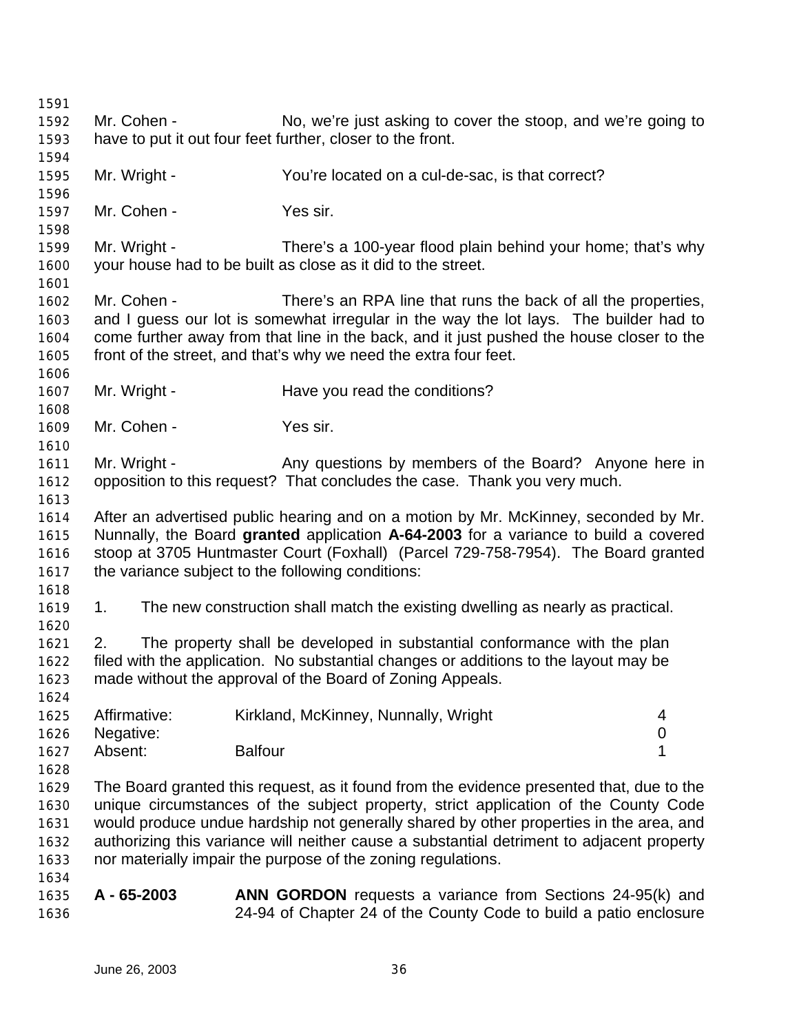Mr. Cohen - No, we're just asking to cover the stoop, and we're going to have to put it out four feet further, closer to the front.

Mr. Wright - You're located on a cul-de-sac, is that correct?

Mr. Cohen - Yes sir.

Mr. Wright - There's a 100-year flood plain behind your home; that's why your house had to be built as close as it did to the street.

Mr. Cohen - There's an RPA line that runs the back of all the properties, and I guess our lot is somewhat irregular in the way the lot lays. The builder had to come further away from that line in the back, and it just pushed the house closer to the front of the street, and that's why we need the extra four feet.

Mr. Wright - Have you read the conditions?

Mr. Cohen - Yes sir.

Mr. Wright - Any questions by members of the Board? Anyone here in opposition to this request? That concludes the case. Thank you very much.

After an advertised public hearing and on a motion by Mr. McKinney, seconded by Mr. Nunnally, the Board **granted** application **A-64-2003** for a variance to build a covered stoop at 3705 Huntmaster Court (Foxhall) (Parcel 729-758-7954). The Board granted the variance subject to the following conditions:

1. The new construction shall match the existing dwelling as nearly as practical.

2. The property shall be developed in substantial conformance with the plan filed with the application. No substantial changes or additions to the layout may be made without the approval of the Board of Zoning Appeals.

| | | |
|---|---|---|
| Affirmative: | Kirkland, McKinney, Nunnally, Wright | 4 |
| Negative: | | 0 |
| Absent: | Balfour | 1 |

The Board granted this request, as it found from the evidence presented that, due to the unique circumstances of the subject property, strict application of the County Code would produce undue hardship not generally shared by other properties in the area, and authorizing this variance will neither cause a substantial detriment to adjacent property nor materially impair the purpose of the zoning regulations.

**A - 65-2003** **ANN GORDON** requests a variance from Sections 24-95(k) and 24-94 of Chapter 24 of the County Code to build a patio enclosure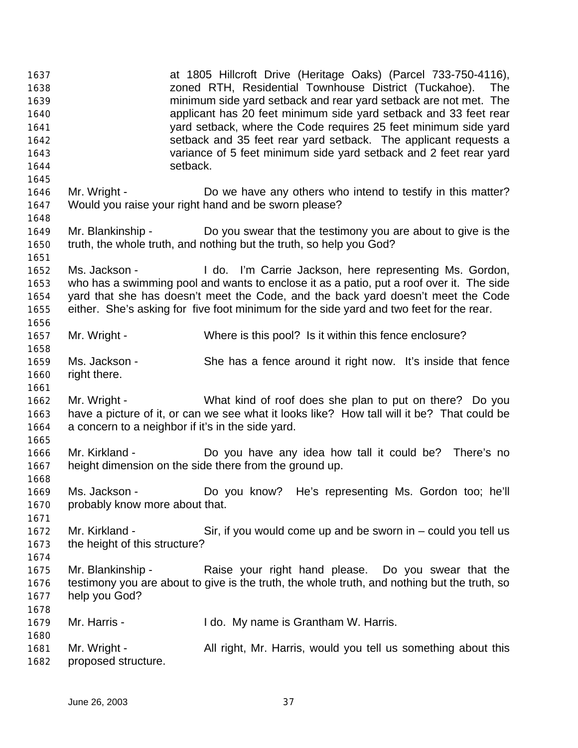at 1805 Hillcroft Drive (Heritage Oaks) (Parcel 733-750-4116), zoned RTH, Residential Townhouse District (Tuckahoe). The minimum side yard setback and rear yard setback are not met. The applicant has 20 feet minimum side yard setback and 33 feet rear yard setback, where the Code requires 25 feet minimum side yard setback and 35 feet rear yard setback. The applicant requests a variance of 5 feet minimum side yard setback and 2 feet rear yard setback.

Mr. Wright - Do we have any others who intend to testify in this matter? Would you raise your right hand and be sworn please?

Mr. Blankinship - Do you swear that the testimony you are about to give is the truth, the whole truth, and nothing but the truth, so help you God?

Ms. Jackson - I do. I'm Carrie Jackson, here representing Ms. Gordon, who has a swimming pool and wants to enclose it as a patio, put a roof over it. The side yard that she has doesn't meet the Code, and the back yard doesn't meet the Code either. She's asking for five foot minimum for the side yard and two feet for the rear.

Mr. Wright - Where is this pool? Is it within this fence enclosure?

Ms. Jackson - She has a fence around it right now. It's inside that fence right there.

Mr. Wright - What kind of roof does she plan to put on there? Do you have a picture of it, or can we see what it looks like? How tall will it be? That could be a concern to a neighbor if it's in the side yard.

Mr. Kirkland - Do you have any idea how tall it could be? There's no height dimension on the side there from the ground up.

Ms. Jackson - Do you know? He's representing Ms. Gordon too; he'll probably know more about that.

Mr. Kirkland - Sir, if you would come up and be sworn in – could you tell us the height of this structure?

Mr. Blankinship - Raise your right hand please. Do you swear that the testimony you are about to give is the truth, the whole truth, and nothing but the truth, so help you God?

Mr. Harris - I do. My name is Grantham W. Harris.

Mr. Wright - All right, Mr. Harris, would you tell us something about this proposed structure.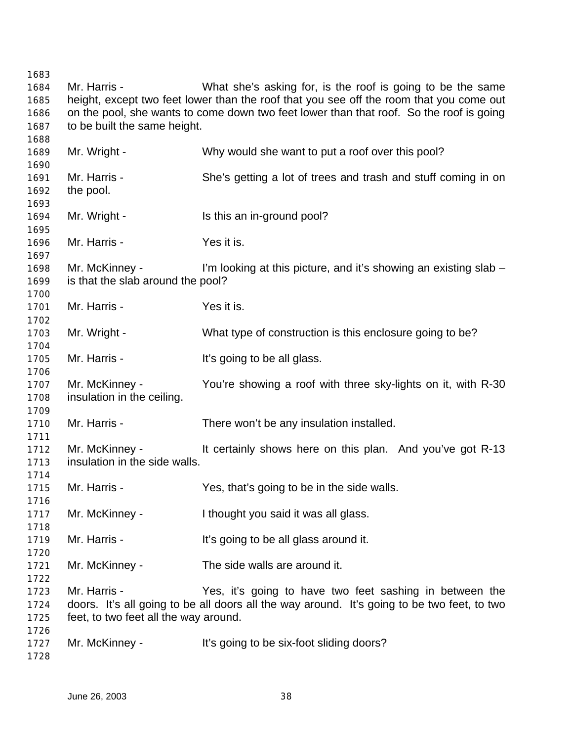Mr. Harris - What she's asking for, is the roof is going to be the same height, except two feet lower than the roof that you see off the room that you come out on the pool, she wants to come down two feet lower than that roof. So the roof is going to be built the same height.

Mr. Wright - Why would she want to put a roof over this pool?

Mr. Harris - She's getting a lot of trees and trash and stuff coming in on the pool.

Mr. Wright - Is this an in-ground pool?

Mr. Harris - Yes it is.

Mr. McKinney - I'm looking at this picture, and it's showing an existing slab – is that the slab around the pool?

Mr. Harris - Yes it is.

Mr. Wright - What type of construction is this enclosure going to be?

Mr. Harris - It's going to be all glass.

Mr. McKinney - You're showing a roof with three sky-lights on it, with R-30 insulation in the ceiling.

Mr. Harris - There won't be any insulation installed.

Mr. McKinney - It certainly shows here on this plan. And you've got R-13 insulation in the side walls.

Mr. Harris - Yes, that's going to be in the side walls.

Mr. McKinney - I thought you said it was all glass.

Mr. Harris - It's going to be all glass around it.

Mr. McKinney - The side walls are around it.

Mr. Harris - Yes, it's going to have two feet sashing in between the doors. It's all going to be all doors all the way around. It's going to be two feet, to two feet, to two feet all the way around.

Mr. McKinney - It's going to be six-foot sliding doors?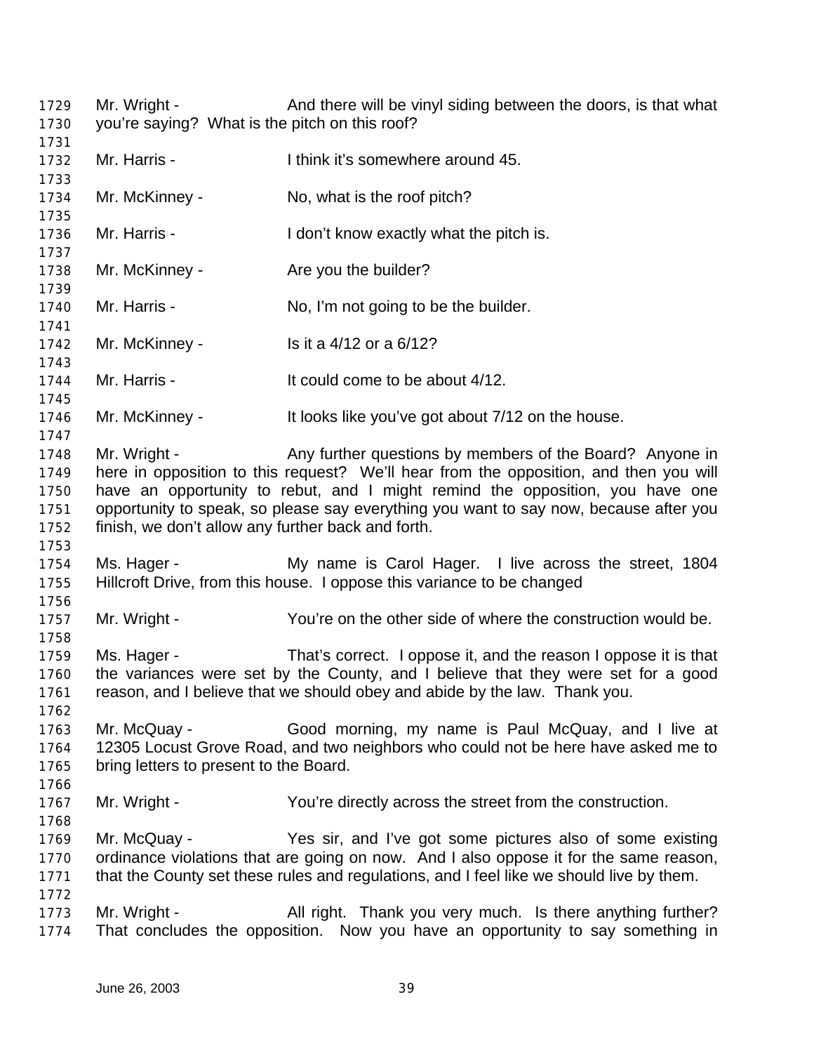Mr. Wright - And there will be vinyl siding between the doors, is that what you're saying? What is the pitch on this roof?

Mr. Harris - I think it's somewhere around 45.

Mr. McKinney - No, what is the roof pitch?

Mr. Harris - I don't know exactly what the pitch is.

Mr. McKinney - Are you the builder?

Mr. Harris - No, I'm not going to be the builder.

Mr. McKinney - Is it a 4/12 or a 6/12?

Mr. Harris - It could come to be about 4/12.

Mr. McKinney - It looks like you've got about 7/12 on the house.

Mr. Wright - Any further questions by members of the Board? Anyone in here in opposition to this request? We'll hear from the opposition, and then you will have an opportunity to rebut, and I might remind the opposition, you have one opportunity to speak, so please say everything you want to say now, because after you finish, we don't allow any further back and forth.

Ms. Hager - My name is Carol Hager. I live across the street, 1804 Hillcroft Drive, from this house. I oppose this variance to be changed

Mr. Wright - You're on the other side of where the construction would be.

Ms. Hager - That's correct. I oppose it, and the reason I oppose it is that the variances were set by the County, and I believe that they were set for a good reason, and I believe that we should obey and abide by the law. Thank you.

Mr. McQuay - Good morning, my name is Paul McQuay, and I live at 12305 Locust Grove Road, and two neighbors who could not be here have asked me to bring letters to present to the Board.

Mr. Wright - You're directly across the street from the construction.

Mr. McQuay - Yes sir, and I've got some pictures also of some existing ordinance violations that are going on now. And I also oppose it for the same reason, that the County set these rules and regulations, and I feel like we should live by them.

Mr. Wright - All right. Thank you very much. Is there anything further? That concludes the opposition. Now you have an opportunity to say something in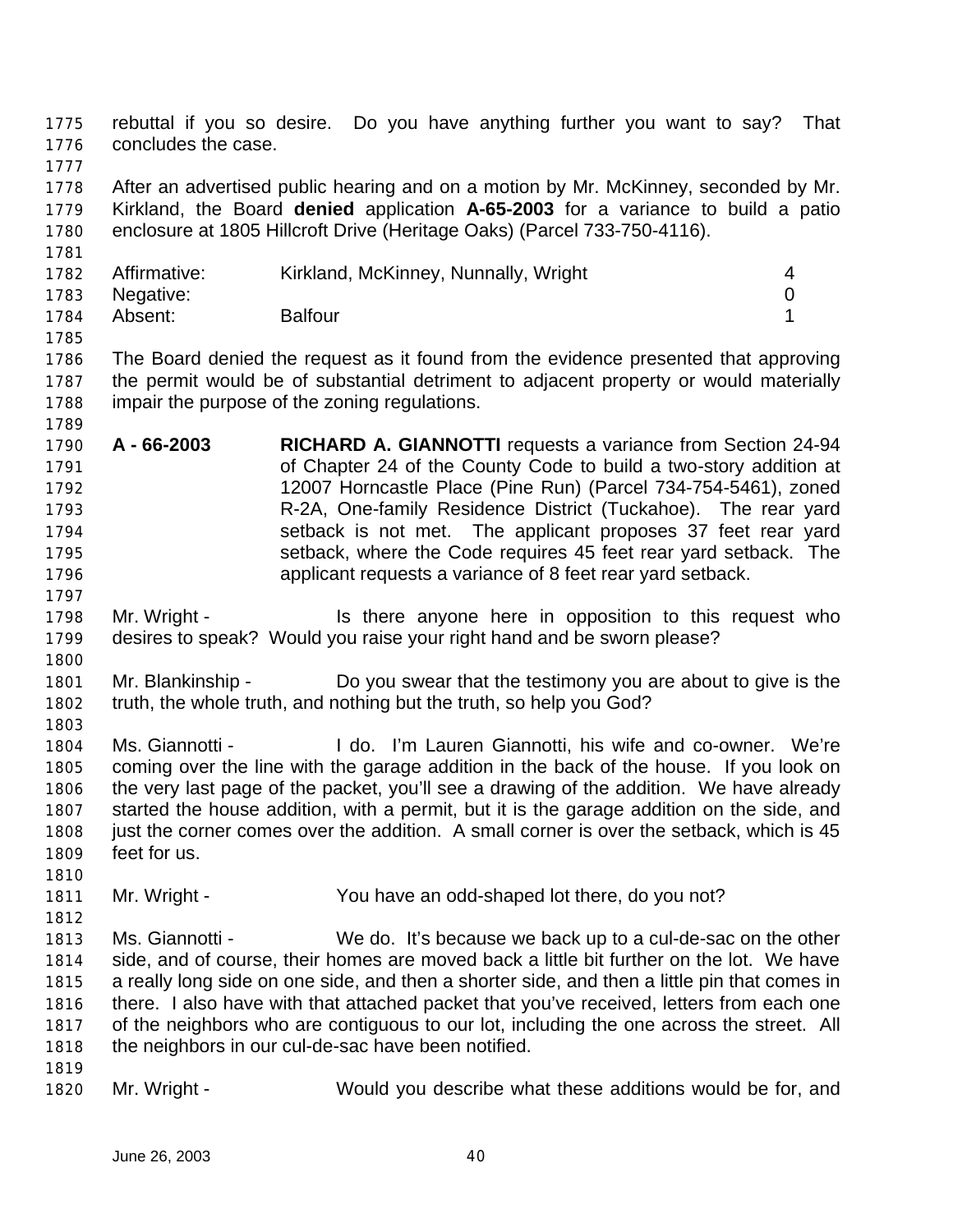rebuttal if you so desire. Do you have anything further you want to say? That concludes the case.

After an advertised public hearing and on a motion by Mr. McKinney, seconded by Mr. Kirkland, the Board **denied** application **A-65-2003** for a variance to build a patio enclosure at 1805 Hillcroft Drive (Heritage Oaks) (Parcel 733-750-4116).

| | | |
|---|---|---|
| Affirmative: | Kirkland, McKinney, Nunnally, Wright | 4 |
| Negative: | | 0 |
| Absent: | Balfour | 1 |

The Board denied the request as it found from the evidence presented that approving the permit would be of substantial detriment to adjacent property or would materially impair the purpose of the zoning regulations.

**A - 66-2003** **RICHARD A. GIANNOTTI** requests a variance from Section 24-94 of Chapter 24 of the County Code to build a two-story addition at 12007 Horncastle Place (Pine Run) (Parcel 734-754-5461), zoned R-2A, One-family Residence District (Tuckahoe). The rear yard setback is not met. The applicant proposes 37 feet rear yard setback, where the Code requires 45 feet rear yard setback. The applicant requests a variance of 8 feet rear yard setback.

Mr. Wright - Is there anyone here in opposition to this request who desires to speak? Would you raise your right hand and be sworn please?

Mr. Blankinship - Do you swear that the testimony you are about to give is the truth, the whole truth, and nothing but the truth, so help you God?

Ms. Giannotti - I do. I'm Lauren Giannotti, his wife and co-owner. We're coming over the line with the garage addition in the back of the house. If you look on the very last page of the packet, you'll see a drawing of the addition. We have already started the house addition, with a permit, but it is the garage addition on the side, and just the corner comes over the addition. A small corner is over the setback, which is 45 feet for us.

Mr. Wright - You have an odd-shaped lot there, do you not?

Ms. Giannotti - We do. It's because we back up to a cul-de-sac on the other side, and of course, their homes are moved back a little bit further on the lot. We have a really long side on one side, and then a shorter side, and then a little pin that comes in there. I also have with that attached packet that you've received, letters from each one of the neighbors who are contiguous to our lot, including the one across the street. All the neighbors in our cul-de-sac have been notified.

Mr. Wright - Would you describe what these additions would be for, and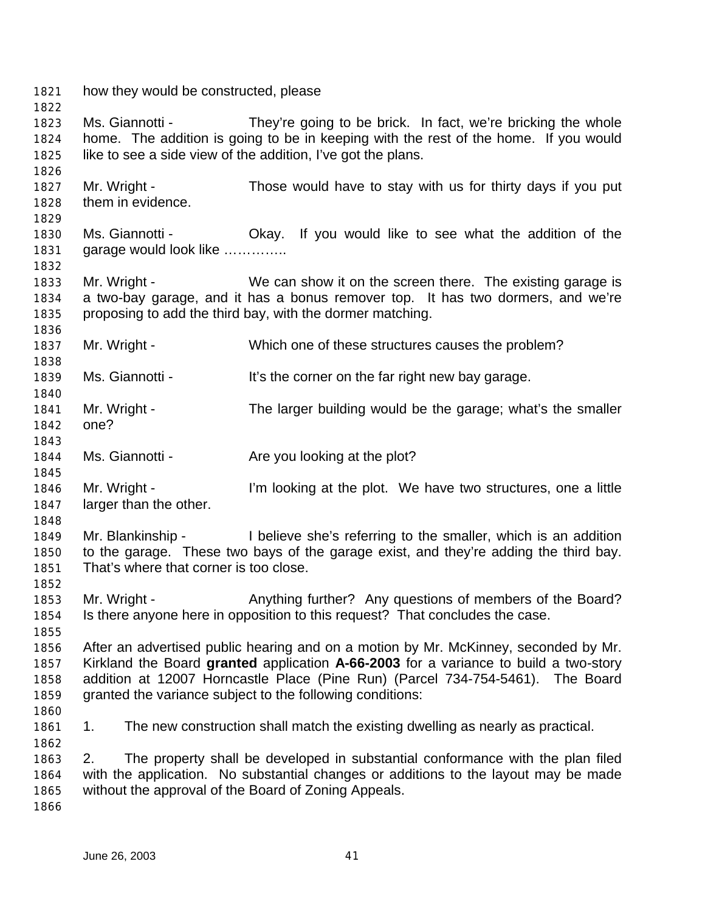how they would be constructed, please

Ms. Giannotti - They're going to be brick. In fact, we're bricking the whole home. The addition is going to be in keeping with the rest of the home. If you would like to see a side view of the addition, I've got the plans.

Mr. Wright - Those would have to stay with us for thirty days if you put them in evidence.

Ms. Giannotti - Okay. If you would like to see what the addition of the garage would look like …………..

Mr. Wright - We can show it on the screen there. The existing garage is a two-bay garage, and it has a bonus remover top. It has two dormers, and we're proposing to add the third bay, with the dormer matching.

Mr. Wright - Which one of these structures causes the problem?

Ms. Giannotti - It's the corner on the far right new bay garage.

Mr. Wright - The larger building would be the garage; what's the smaller one?

Ms. Giannotti - Are you looking at the plot?

Mr. Wright - I'm looking at the plot. We have two structures, one a little larger than the other.

Mr. Blankinship - I believe she's referring to the smaller, which is an addition to the garage. These two bays of the garage exist, and they're adding the third bay. That's where that corner is too close.

Mr. Wright - Anything further? Any questions of members of the Board? Is there anyone here in opposition to this request? That concludes the case.

After an advertised public hearing and on a motion by Mr. McKinney, seconded by Mr. Kirkland the Board **granted** application **A-66-2003** for a variance to build a two-story addition at 12007 Horncastle Place (Pine Run) (Parcel 734-754-5461). The Board granted the variance subject to the following conditions:

1. The new construction shall match the existing dwelling as nearly as practical.

2. The property shall be developed in substantial conformance with the plan filed with the application. No substantial changes or additions to the layout may be made without the approval of the Board of Zoning Appeals.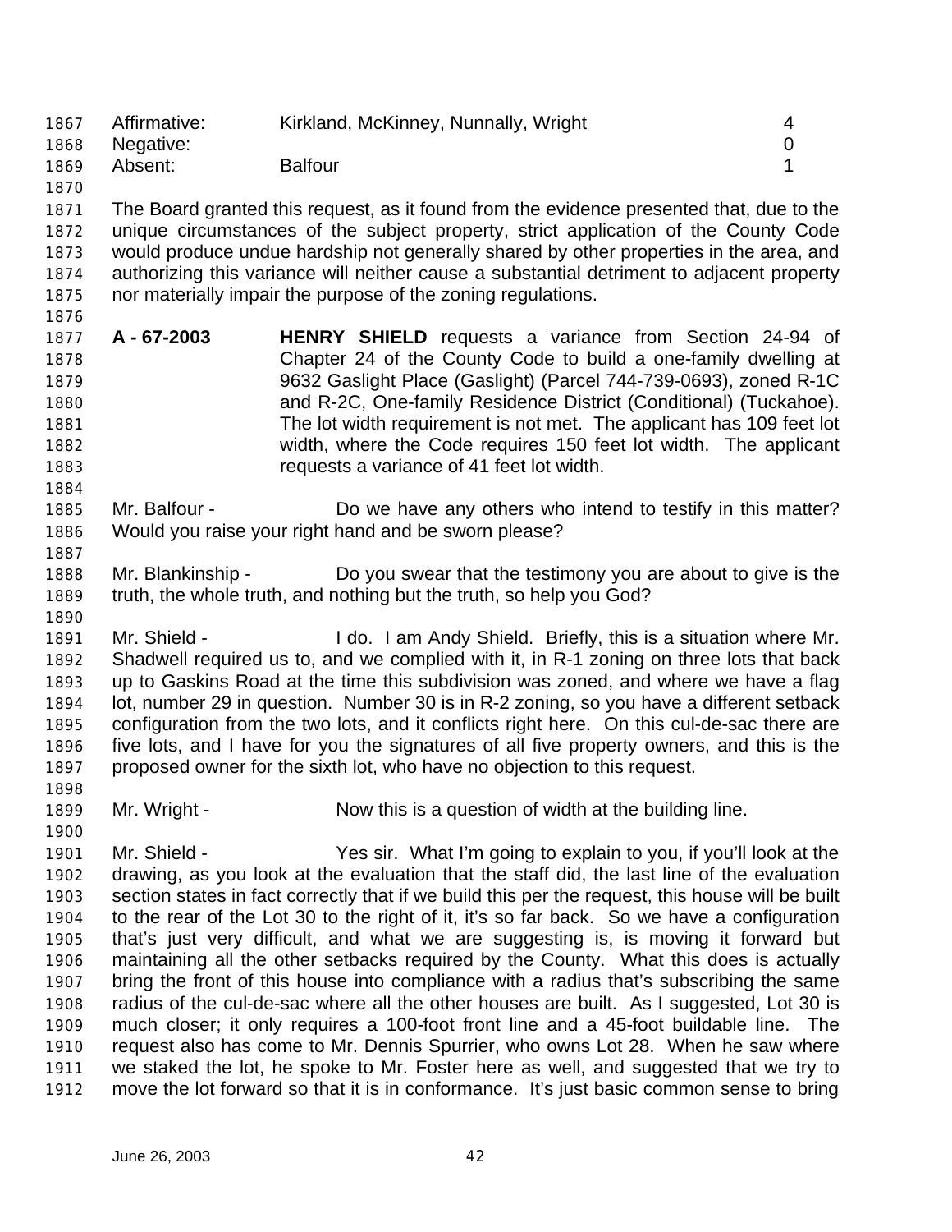| Affirmative: | Kirkland, McKinney, Nunnally, Wright | 4 |
|---|---|---|
| Negative: | | 0 |
| Absent: | Balfour | 1 |

The Board granted this request, as it found from the evidence presented that, due to the unique circumstances of the subject property, strict application of the County Code would produce undue hardship not generally shared by other properties in the area, and authorizing this variance will neither cause a substantial detriment to adjacent property nor materially impair the purpose of the zoning regulations.

**A - 67-2003** **HENRY SHIELD** requests a variance from Section 24-94 of Chapter 24 of the County Code to build a one-family dwelling at 9632 Gaslight Place (Gaslight) (Parcel 744-739-0693), zoned R-1C and R-2C, One-family Residence District (Conditional) (Tuckahoe). The lot width requirement is not met. The applicant has 109 feet lot width, where the Code requires 150 feet lot width. The applicant requests a variance of 41 feet lot width.

Mr. Balfour - Do we have any others who intend to testify in this matter? Would you raise your right hand and be sworn please?

Mr. Blankinship - Do you swear that the testimony you are about to give is the truth, the whole truth, and nothing but the truth, so help you God?

Mr. Shield - I do. I am Andy Shield. Briefly, this is a situation where Mr. Shadwell required us to, and we complied with it, in R-1 zoning on three lots that back up to Gaskins Road at the time this subdivision was zoned, and where we have a flag lot, number 29 in question. Number 30 is in R-2 zoning, so you have a different setback configuration from the two lots, and it conflicts right here. On this cul-de-sac there are five lots, and I have for you the signatures of all five property owners, and this is the proposed owner for the sixth lot, who have no objection to this request.

Mr. Wright - Now this is a question of width at the building line.

Mr. Shield - Yes sir. What I'm going to explain to you, if you'll look at the drawing, as you look at the evaluation that the staff did, the last line of the evaluation section states in fact correctly that if we build this per the request, this house will be built to the rear of the Lot 30 to the right of it, it's so far back. So we have a configuration that's just very difficult, and what we are suggesting is, is moving it forward but maintaining all the other setbacks required by the County. What this does is actually bring the front of this house into compliance with a radius that's subscribing the same radius of the cul-de-sac where all the other houses are built. As I suggested, Lot 30 is much closer; it only requires a 100-foot front line and a 45-foot buildable line. The request also has come to Mr. Dennis Spurrier, who owns Lot 28. When he saw where we staked the lot, he spoke to Mr. Foster here as well, and suggested that we try to move the lot forward so that it is in conformance. It's just basic common sense to bring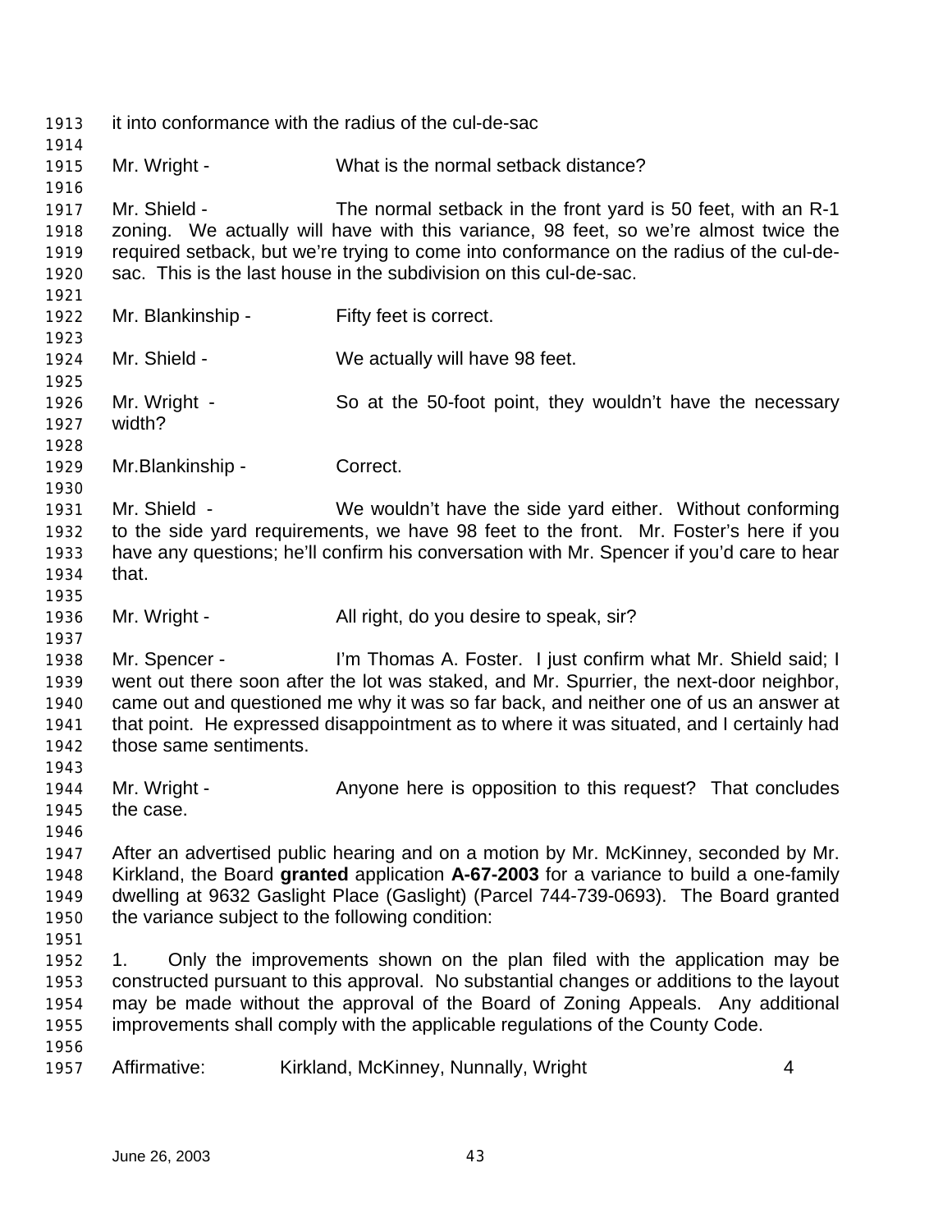it into conformance with the radius of the cul-de-sac

Mr. Wright - What is the normal setback distance?

Mr. Shield - The normal setback in the front yard is 50 feet, with an R-1 zoning. We actually will have with this variance, 98 feet, so we're almost twice the required setback, but we're trying to come into conformance on the radius of the cul-de-sac. This is the last house in the subdivision on this cul-de-sac.

Mr. Blankinship - Fifty feet is correct.

Mr. Shield - We actually will have 98 feet.

Mr. Wright - So at the 50-foot point, they wouldn't have the necessary width?

Mr.Blankinship - Correct.

Mr. Shield - We wouldn't have the side yard either. Without conforming to the side yard requirements, we have 98 feet to the front. Mr. Foster's here if you have any questions; he'll confirm his conversation with Mr. Spencer if you'd care to hear that.

Mr. Wright - All right, do you desire to speak, sir?

Mr. Spencer - I'm Thomas A. Foster. I just confirm what Mr. Shield said; I went out there soon after the lot was staked, and Mr. Spurrier, the next-door neighbor, came out and questioned me why it was so far back, and neither one of us an answer at that point. He expressed disappointment as to where it was situated, and I certainly had those same sentiments.

Mr. Wright - Anyone here is opposition to this request? That concludes the case.

After an advertised public hearing and on a motion by Mr. McKinney, seconded by Mr. Kirkland, the Board **granted** application **A-67-2003** for a variance to build a one-family dwelling at 9632 Gaslight Place (Gaslight) (Parcel 744-739-0693). The Board granted the variance subject to the following condition:

1. Only the improvements shown on the plan filed with the application may be constructed pursuant to this approval. No substantial changes or additions to the layout may be made without the approval of the Board of Zoning Appeals. Any additional improvements shall comply with the applicable regulations of the County Code.

Affirmative: Kirkland, McKinney, Nunnally, Wright 4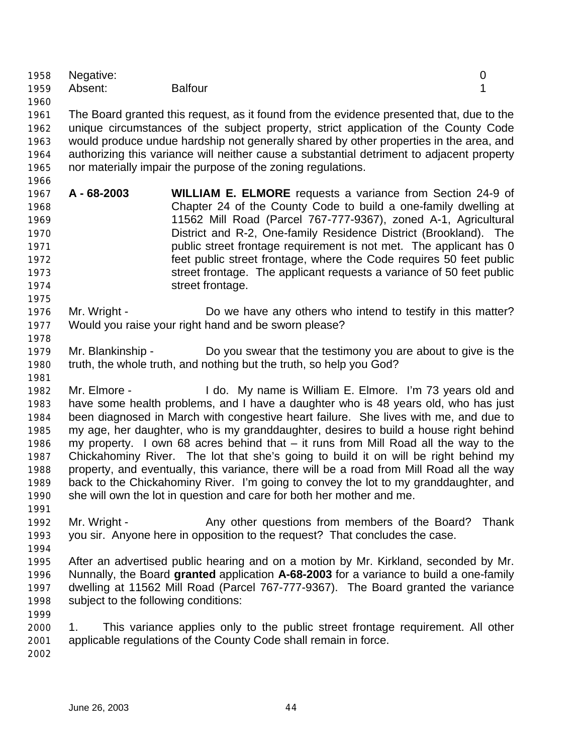| Negative: | | 0 |
| --- | --- | --- |
| Absent: | Balfour | 1 |

The Board granted this request, as it found from the evidence presented that, due to the unique circumstances of the subject property, strict application of the County Code would produce undue hardship not generally shared by other properties in the area, and authorizing this variance will neither cause a substantial detriment to adjacent property nor materially impair the purpose of the zoning regulations.

**A - 68-2003** **WILLIAM E. ELMORE** requests a variance from Section 24-9 of Chapter 24 of the County Code to build a one-family dwelling at 11562 Mill Road (Parcel 767-777-9367), zoned A-1, Agricultural District and R-2, One-family Residence District (Brookland). The public street frontage requirement is not met. The applicant has 0 feet public street frontage, where the Code requires 50 feet public street frontage. The applicant requests a variance of 50 feet public street frontage.

Mr. Wright - Do we have any others who intend to testify in this matter? Would you raise your right hand and be sworn please?

Mr. Blankinship - Do you swear that the testimony you are about to give is the truth, the whole truth, and nothing but the truth, so help you God?

Mr. Elmore - I do. My name is William E. Elmore. I'm 73 years old and have some health problems, and I have a daughter who is 48 years old, who has just been diagnosed in March with congestive heart failure. She lives with me, and due to my age, her daughter, who is my granddaughter, desires to build a house right behind my property. I own 68 acres behind that – it runs from Mill Road all the way to the Chickahominy River. The lot that she's going to build it on will be right behind my property, and eventually, this variance, there will be a road from Mill Road all the way back to the Chickahominy River. I'm going to convey the lot to my granddaughter, and she will own the lot in question and care for both her mother and me.

Mr. Wright - Any other questions from members of the Board? Thank you sir. Anyone here in opposition to the request? That concludes the case.

After an advertised public hearing and on a motion by Mr. Kirkland, seconded by Mr. Nunnally, the Board **granted** application **A-68-2003** for a variance to build a one-family dwelling at 11562 Mill Road (Parcel 767-777-9367). The Board granted the variance subject to the following conditions:

1. This variance applies only to the public street frontage requirement. All other applicable regulations of the County Code shall remain in force.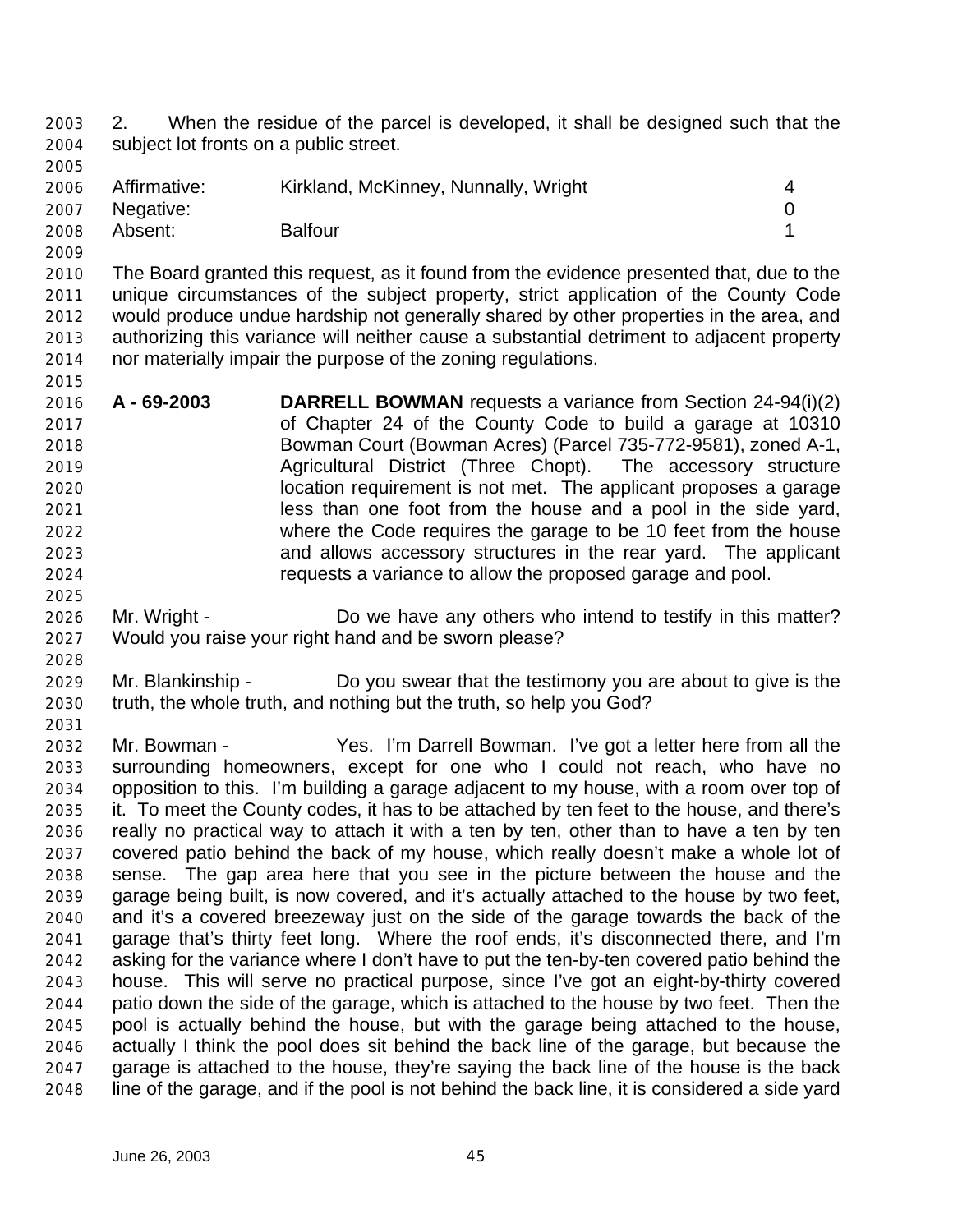2. When the residue of the parcel is developed, it shall be designed such that the subject lot fronts on a public street.

| | | |
|---|---|---|
| Affirmative: | Kirkland, McKinney, Nunnally, Wright | 4 |
| Negative: | | 0 |
| Absent: | Balfour | 1 |

The Board granted this request, as it found from the evidence presented that, due to the unique circumstances of the subject property, strict application of the County Code would produce undue hardship not generally shared by other properties in the area, and authorizing this variance will neither cause a substantial detriment to adjacent property nor materially impair the purpose of the zoning regulations.

**A - 69-2003** **DARRELL BOWMAN** requests a variance from Section 24-94(i)(2) of Chapter 24 of the County Code to build a garage at 10310 Bowman Court (Bowman Acres) (Parcel 735-772-9581), zoned A-1, Agricultural District (Three Chopt). The accessory structure location requirement is not met. The applicant proposes a garage less than one foot from the house and a pool in the side yard, where the Code requires the garage to be 10 feet from the house and allows accessory structures in the rear yard. The applicant requests a variance to allow the proposed garage and pool.

Mr. Wright - Do we have any others who intend to testify in this matter? Would you raise your right hand and be sworn please?

Mr. Blankinship - Do you swear that the testimony you are about to give is the truth, the whole truth, and nothing but the truth, so help you God?

Mr. Bowman - Yes. I'm Darrell Bowman. I've got a letter here from all the surrounding homeowners, except for one who I could not reach, who have no opposition to this. I'm building a garage adjacent to my house, with a room over top of it. To meet the County codes, it has to be attached by ten feet to the house, and there's really no practical way to attach it with a ten by ten, other than to have a ten by ten covered patio behind the back of my house, which really doesn't make a whole lot of sense. The gap area here that you see in the picture between the house and the garage being built, is now covered, and it's actually attached to the house by two feet, and it's a covered breezeway just on the side of the garage towards the back of the garage that's thirty feet long. Where the roof ends, it's disconnected there, and I'm asking for the variance where I don't have to put the ten-by-ten covered patio behind the house. This will serve no practical purpose, since I've got an eight-by-thirty covered patio down the side of the garage, which is attached to the house by two feet. Then the pool is actually behind the house, but with the garage being attached to the house, actually I think the pool does sit behind the back line of the garage, but because the garage is attached to the house, they're saying the back line of the house is the back line of the garage, and if the pool is not behind the back line, it is considered a side yard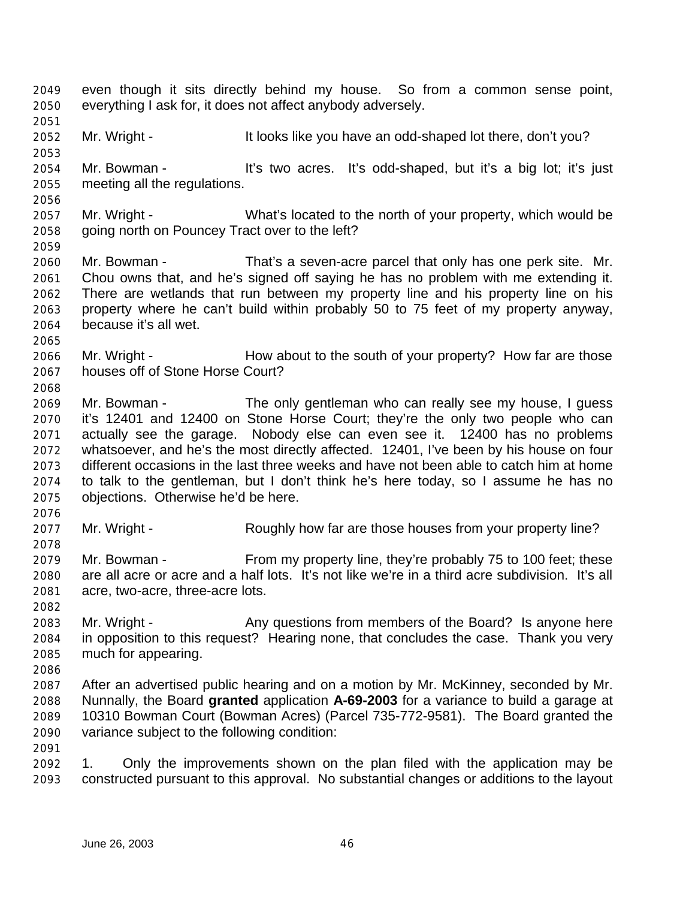even though it sits directly behind my house. So from a common sense point, everything I ask for, it does not affect anybody adversely.

Mr. Wright - It looks like you have an odd-shaped lot there, don't you?

Mr. Bowman - It's two acres. It's odd-shaped, but it's a big lot; it's just meeting all the regulations.

Mr. Wright - What's located to the north of your property, which would be going north on Pouncey Tract over to the left?

Mr. Bowman - That's a seven-acre parcel that only has one perk site. Mr. Chou owns that, and he's signed off saying he has no problem with me extending it. There are wetlands that run between my property line and his property line on his property where he can't build within probably 50 to 75 feet of my property anyway, because it's all wet.

Mr. Wright - How about to the south of your property? How far are those houses off of Stone Horse Court?

Mr. Bowman - The only gentleman who can really see my house, I guess it's 12401 and 12400 on Stone Horse Court; they're the only two people who can actually see the garage. Nobody else can even see it. 12400 has no problems whatsoever, and he's the most directly affected. 12401, I've been by his house on four different occasions in the last three weeks and have not been able to catch him at home to talk to the gentleman, but I don't think he's here today, so I assume he has no objections. Otherwise he'd be here.

Mr. Wright - Roughly how far are those houses from your property line?

Mr. Bowman - From my property line, they're probably 75 to 100 feet; these are all acre or acre and a half lots. It's not like we're in a third acre subdivision. It's all acre, two-acre, three-acre lots.

Mr. Wright - Any questions from members of the Board? Is anyone here in opposition to this request? Hearing none, that concludes the case. Thank you very much for appearing.

After an advertised public hearing and on a motion by Mr. McKinney, seconded by Mr. Nunnally, the Board **granted** application **A-69-2003** for a variance to build a garage at 10310 Bowman Court (Bowman Acres) (Parcel 735-772-9581). The Board granted the variance subject to the following condition:

1. Only the improvements shown on the plan filed with the application may be constructed pursuant to this approval. No substantial changes or additions to the layout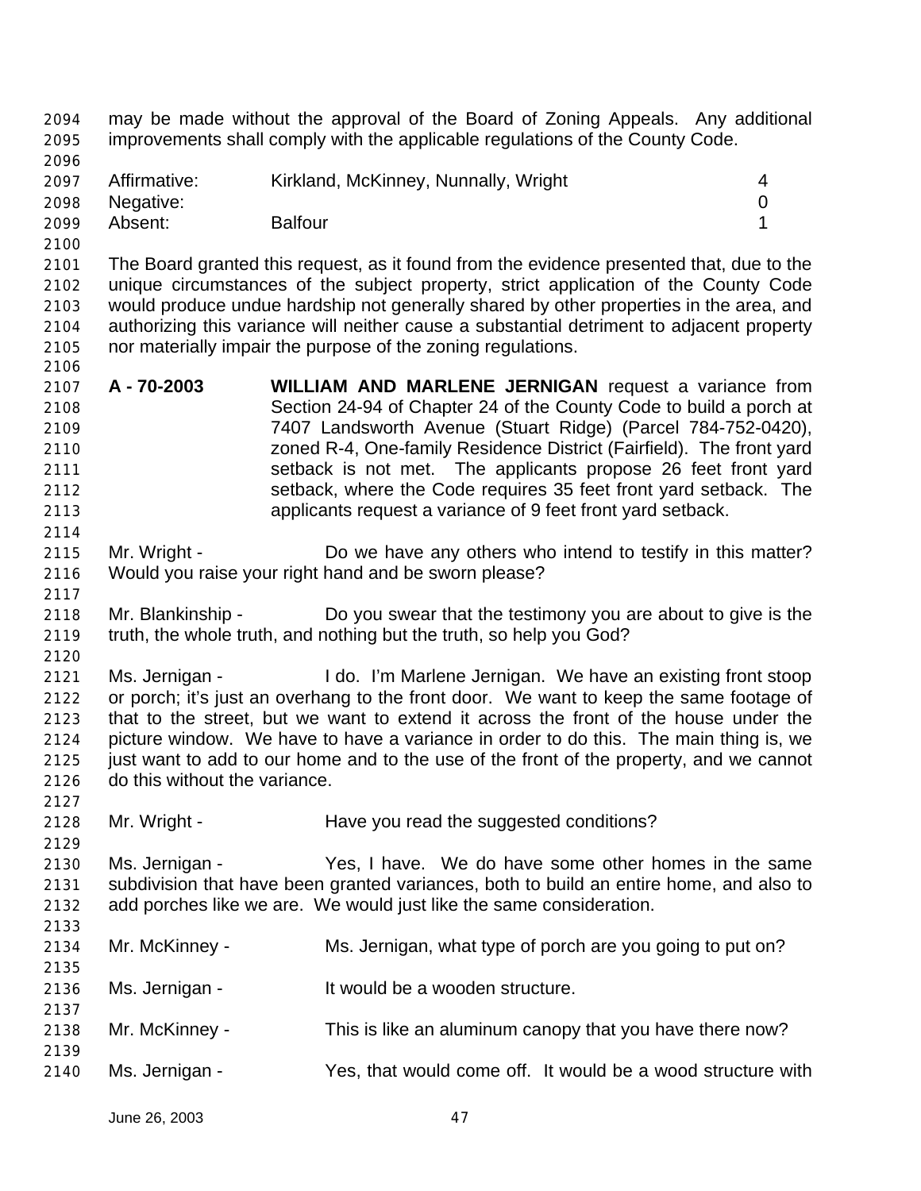may be made without the approval of the Board of Zoning Appeals. Any additional improvements shall comply with the applicable regulations of the County Code.

| | | |
|---|---|---|
| Affirmative: | Kirkland, McKinney, Nunnally, Wright | 4 |
| Negative: | | 0 |
| Absent: | Balfour | 1 |

The Board granted this request, as it found from the evidence presented that, due to the unique circumstances of the subject property, strict application of the County Code would produce undue hardship not generally shared by other properties in the area, and authorizing this variance will neither cause a substantial detriment to adjacent property nor materially impair the purpose of the zoning regulations.

**A - 70-2003** **WILLIAM AND MARLENE JERNIGAN** request a variance from Section 24-94 of Chapter 24 of the County Code to build a porch at 7407 Landsworth Avenue (Stuart Ridge) (Parcel 784-752-0420), zoned R-4, One-family Residence District (Fairfield). The front yard setback is not met. The applicants propose 26 feet front yard setback, where the Code requires 35 feet front yard setback. The applicants request a variance of 9 feet front yard setback.

Mr. Wright - Do we have any others who intend to testify in this matter? Would you raise your right hand and be sworn please?

Mr. Blankinship - Do you swear that the testimony you are about to give is the truth, the whole truth, and nothing but the truth, so help you God?

Ms. Jernigan - I do. I'm Marlene Jernigan. We have an existing front stoop or porch; it's just an overhang to the front door. We want to keep the same footage of that to the street, but we want to extend it across the front of the house under the picture window. We have to have a variance in order to do this. The main thing is, we just want to add to our home and to the use of the front of the property, and we cannot do this without the variance.

Mr. Wright - Have you read the suggested conditions?

Ms. Jernigan - Yes, I have. We do have some other homes in the same subdivision that have been granted variances, both to build an entire home, and also to add porches like we are. We would just like the same consideration.

Mr. McKinney - Ms. Jernigan, what type of porch are you going to put on?

Ms. Jernigan - It would be a wooden structure.

Mr. McKinney - This is like an aluminum canopy that you have there now?

Ms. Jernigan - Yes, that would come off. It would be a wood structure with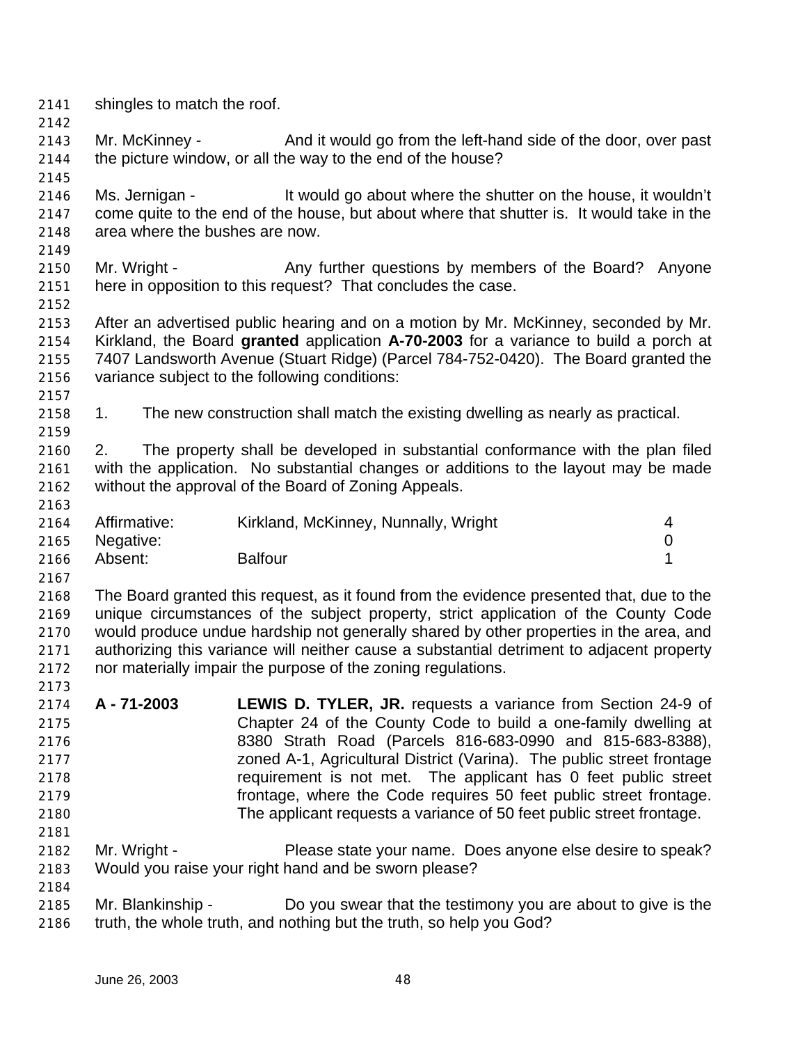shingles to match the roof.

Mr. McKinney - And it would go from the left-hand side of the door, over past the picture window, or all the way to the end of the house?

Ms. Jernigan - It would go about where the shutter on the house, it wouldn't come quite to the end of the house, but about where that shutter is. It would take in the area where the bushes are now.

Mr. Wright - Any further questions by members of the Board? Anyone here in opposition to this request? That concludes the case.

After an advertised public hearing and on a motion by Mr. McKinney, seconded by Mr. Kirkland, the Board **granted** application **A-70-2003** for a variance to build a porch at 7407 Landsworth Avenue (Stuart Ridge) (Parcel 784-752-0420). The Board granted the variance subject to the following conditions:

1. The new construction shall match the existing dwelling as nearly as practical.

2. The property shall be developed in substantial conformance with the plan filed with the application. No substantial changes or additions to the layout may be made without the approval of the Board of Zoning Appeals.

| | | |
|---|---|---|
| Affirmative: | Kirkland, McKinney, Nunnally, Wright | 4 |
| Negative: | | 0 |
| Absent: | Balfour | 1 |

The Board granted this request, as it found from the evidence presented that, due to the unique circumstances of the subject property, strict application of the County Code would produce undue hardship not generally shared by other properties in the area, and authorizing this variance will neither cause a substantial detriment to adjacent property nor materially impair the purpose of the zoning regulations.

**A - 71-2003** **LEWIS D. TYLER, JR.** requests a variance from Section 24-9 of Chapter 24 of the County Code to build a one-family dwelling at 8380 Strath Road (Parcels 816-683-0990 and 815-683-8388), zoned A-1, Agricultural District (Varina). The public street frontage requirement is not met. The applicant has 0 feet public street frontage, where the Code requires 50 feet public street frontage. The applicant requests a variance of 50 feet public street frontage.

Mr. Wright - Please state your name. Does anyone else desire to speak? Would you raise your right hand and be sworn please?

Mr. Blankinship - Do you swear that the testimony you are about to give is the truth, the whole truth, and nothing but the truth, so help you God?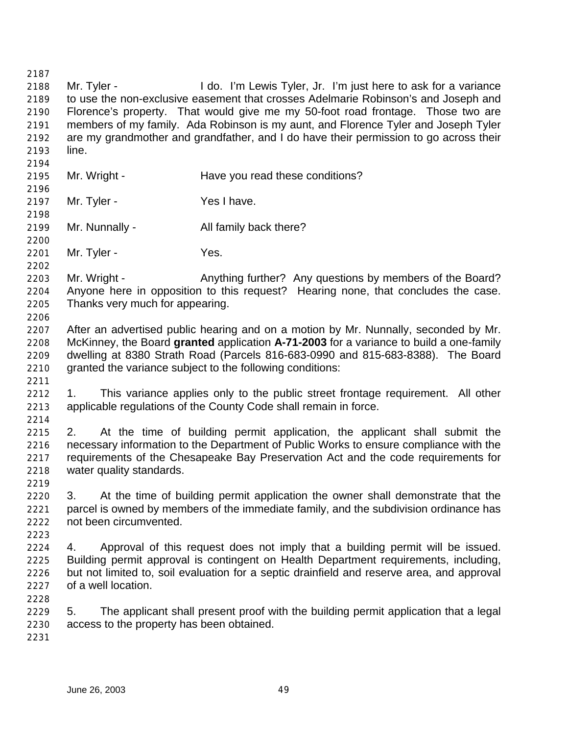Mr. Tyler - I do. I'm Lewis Tyler, Jr. I'm just here to ask for a variance to use the non-exclusive easement that crosses Adelmarie Robinson's and Joseph and Florence's property. That would give me my 50-foot road frontage. Those two are members of my family. Ada Robinson is my aunt, and Florence Tyler and Joseph Tyler are my grandmother and grandfather, and I do have their permission to go across their line.

Mr. Wright - Have you read these conditions?

Mr. Tyler - Yes I have.

Mr. Nunnally - All family back there?

Mr. Tyler - Yes.

Mr. Wright - Anything further? Any questions by members of the Board? Anyone here in opposition to this request? Hearing none, that concludes the case. Thanks very much for appearing.

After an advertised public hearing and on a motion by Mr. Nunnally, seconded by Mr. McKinney, the Board **granted** application **A-71-2003** for a variance to build a one-family dwelling at 8380 Strath Road (Parcels 816-683-0990 and 815-683-8388). The Board granted the variance subject to the following conditions:

1. This variance applies only to the public street frontage requirement. All other applicable regulations of the County Code shall remain in force.

2. At the time of building permit application, the applicant shall submit the necessary information to the Department of Public Works to ensure compliance with the requirements of the Chesapeake Bay Preservation Act and the code requirements for water quality standards.

3. At the time of building permit application the owner shall demonstrate that the parcel is owned by members of the immediate family, and the subdivision ordinance has not been circumvented.

4. Approval of this request does not imply that a building permit will be issued. Building permit approval is contingent on Health Department requirements, including, but not limited to, soil evaluation for a septic drainfield and reserve area, and approval of a well location.

5. The applicant shall present proof with the building permit application that a legal access to the property has been obtained.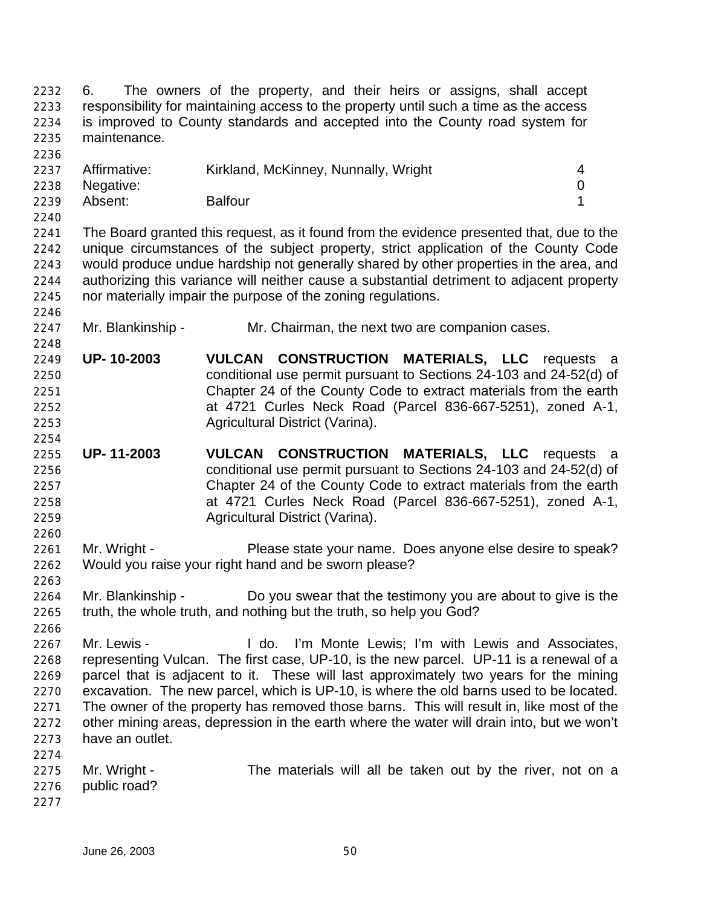6. The owners of the property, and their heirs or assigns, shall accept responsibility for maintaining access to the property until such a time as the access is improved to County standards and accepted into the County road system for maintenance.

| | | |
|---|---|---|
| Affirmative: | Kirkland, McKinney, Nunnally, Wright | 4 |
| Negative: | | 0 |
| Absent: | Balfour | 1 |

The Board granted this request, as it found from the evidence presented that, due to the unique circumstances of the subject property, strict application of the County Code would produce undue hardship not generally shared by other properties in the area, and authorizing this variance will neither cause a substantial detriment to adjacent property nor materially impair the purpose of the zoning regulations.

Mr. Blankinship - Mr. Chairman, the next two are companion cases.

**UP- 10-2003** **VULCAN CONSTRUCTION MATERIALS, LLC** requests a conditional use permit pursuant to Sections 24-103 and 24-52(d) of Chapter 24 of the County Code to extract materials from the earth at 4721 Curles Neck Road (Parcel 836-667-5251), zoned A-1, Agricultural District (Varina).

**UP- 11-2003** **VULCAN CONSTRUCTION MATERIALS, LLC** requests a conditional use permit pursuant to Sections 24-103 and 24-52(d) of Chapter 24 of the County Code to extract materials from the earth at 4721 Curles Neck Road (Parcel 836-667-5251), zoned A-1, Agricultural District (Varina).

Mr. Wright - Please state your name. Does anyone else desire to speak? Would you raise your right hand and be sworn please?

Mr. Blankinship - Do you swear that the testimony you are about to give is the truth, the whole truth, and nothing but the truth, so help you God?

Mr. Lewis - I do. I'm Monte Lewis; I'm with Lewis and Associates, representing Vulcan. The first case, UP-10, is the new parcel. UP-11 is a renewal of a parcel that is adjacent to it. These will last approximately two years for the mining excavation. The new parcel, which is UP-10, is where the old barns used to be located. The owner of the property has removed those barns. This will result in, like most of the other mining areas, depression in the earth where the water will drain into, but we won't have an outlet.

Mr. Wright - The materials will all be taken out by the river, not on a public road?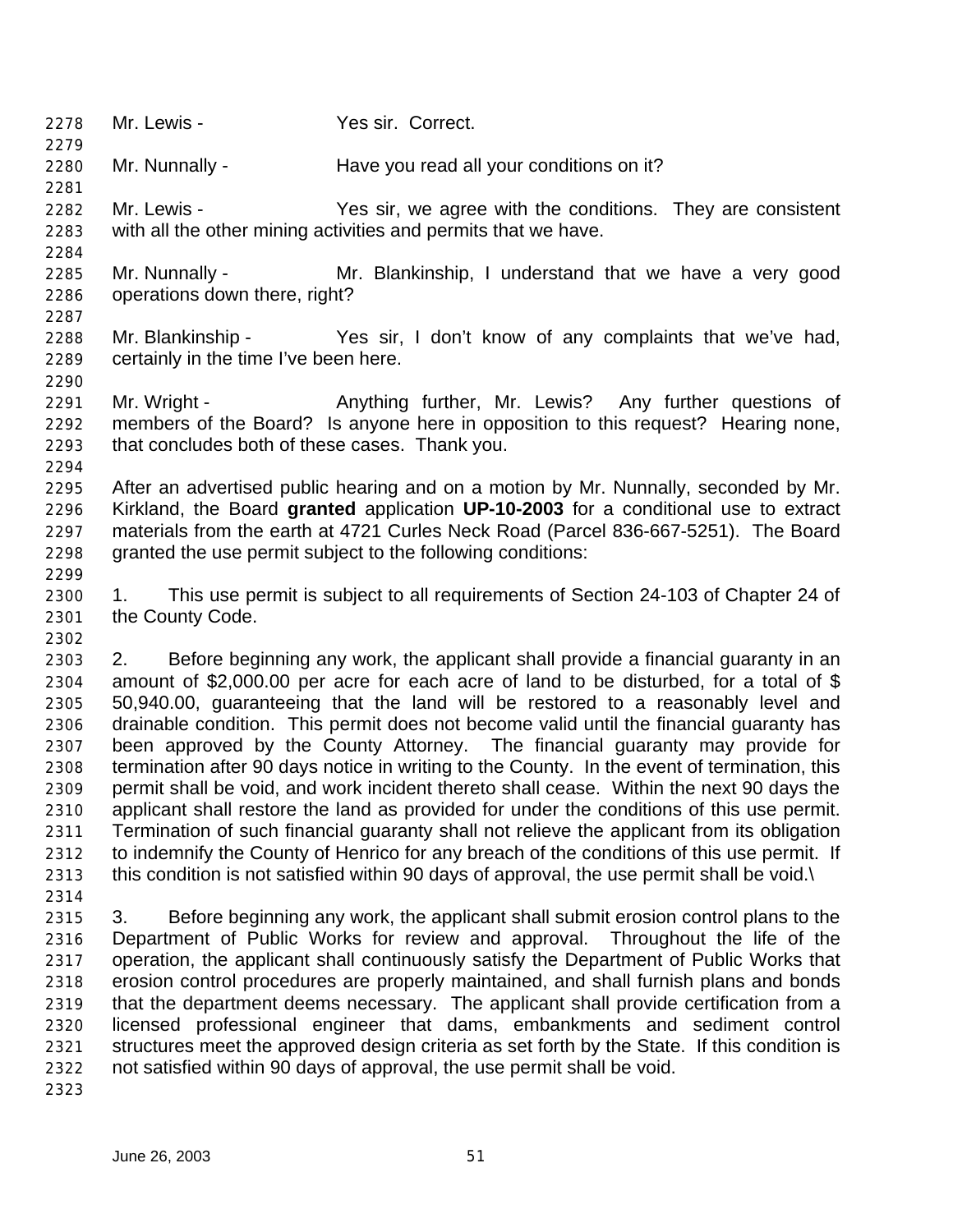Mr. Lewis - Yes sir. Correct.

Mr. Nunnally - Have you read all your conditions on it?

Mr. Lewis - Yes sir, we agree with the conditions. They are consistent with all the other mining activities and permits that we have.

Mr. Nunnally - Mr. Blankinship, I understand that we have a very good operations down there, right?

Mr. Blankinship - Yes sir, I don't know of any complaints that we've had, certainly in the time I've been here.

Mr. Wright - Anything further, Mr. Lewis? Any further questions of members of the Board? Is anyone here in opposition to this request? Hearing none, that concludes both of these cases. Thank you.

After an advertised public hearing and on a motion by Mr. Nunnally, seconded by Mr. Kirkland, the Board **granted** application **UP-10-2003** for a conditional use to extract materials from the earth at 4721 Curles Neck Road (Parcel 836-667-5251). The Board granted the use permit subject to the following conditions:

1. This use permit is subject to all requirements of Section 24-103 of Chapter 24 of the County Code.

2. Before beginning any work, the applicant shall provide a financial guaranty in an amount of $2,000.00 per acre for each acre of land to be disturbed, for a total of $ 50,940.00, guaranteeing that the land will be restored to a reasonably level and drainable condition. This permit does not become valid until the financial guaranty has been approved by the County Attorney. The financial guaranty may provide for termination after 90 days notice in writing to the County. In the event of termination, this permit shall be void, and work incident thereto shall cease. Within the next 90 days the applicant shall restore the land as provided for under the conditions of this use permit. Termination of such financial guaranty shall not relieve the applicant from its obligation to indemnify the County of Henrico for any breach of the conditions of this use permit. If this condition is not satisfied within 90 days of approval, the use permit shall be void.\

3. Before beginning any work, the applicant shall submit erosion control plans to the Department of Public Works for review and approval. Throughout the life of the operation, the applicant shall continuously satisfy the Department of Public Works that erosion control procedures are properly maintained, and shall furnish plans and bonds that the department deems necessary. The applicant shall provide certification from a licensed professional engineer that dams, embankments and sediment control structures meet the approved design criteria as set forth by the State. If this condition is not satisfied within 90 days of approval, the use permit shall be void.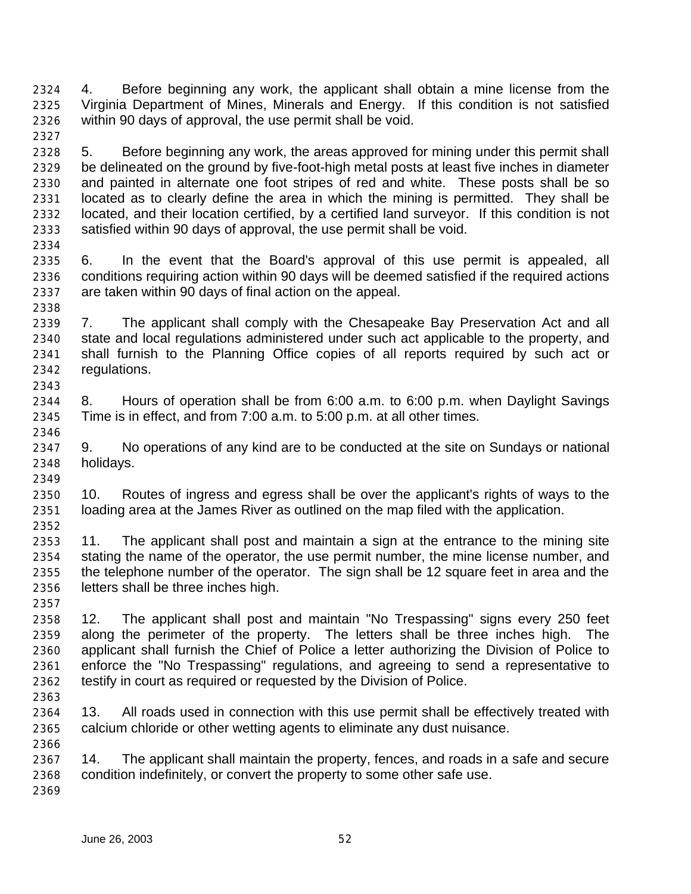4. Before beginning any work, the applicant shall obtain a mine license from the Virginia Department of Mines, Minerals and Energy. If this condition is not satisfied within 90 days of approval, the use permit shall be void.

5. Before beginning any work, the areas approved for mining under this permit shall be delineated on the ground by five-foot-high metal posts at least five inches in diameter and painted in alternate one foot stripes of red and white. These posts shall be so located as to clearly define the area in which the mining is permitted. They shall be located, and their location certified, by a certified land surveyor. If this condition is not satisfied within 90 days of approval, the use permit shall be void.

6. In the event that the Board's approval of this use permit is appealed, all conditions requiring action within 90 days will be deemed satisfied if the required actions are taken within 90 days of final action on the appeal.

7. The applicant shall comply with the Chesapeake Bay Preservation Act and all state and local regulations administered under such act applicable to the property, and shall furnish to the Planning Office copies of all reports required by such act or regulations.

8. Hours of operation shall be from 6:00 a.m. to 6:00 p.m. when Daylight Savings Time is in effect, and from 7:00 a.m. to 5:00 p.m. at all other times.

9. No operations of any kind are to be conducted at the site on Sundays or national holidays.

10. Routes of ingress and egress shall be over the applicant's rights of ways to the loading area at the James River as outlined on the map filed with the application.

11. The applicant shall post and maintain a sign at the entrance to the mining site stating the name of the operator, the use permit number, the mine license number, and the telephone number of the operator. The sign shall be 12 square feet in area and the letters shall be three inches high.

12. The applicant shall post and maintain "No Trespassing" signs every 250 feet along the perimeter of the property. The letters shall be three inches high. The applicant shall furnish the Chief of Police a letter authorizing the Division of Police to enforce the "No Trespassing" regulations, and agreeing to send a representative to testify in court as required or requested by the Division of Police.

13. All roads used in connection with this use permit shall be effectively treated with calcium chloride or other wetting agents to eliminate any dust nuisance.

14. The applicant shall maintain the property, fences, and roads in a safe and secure condition indefinitely, or convert the property to some other safe use.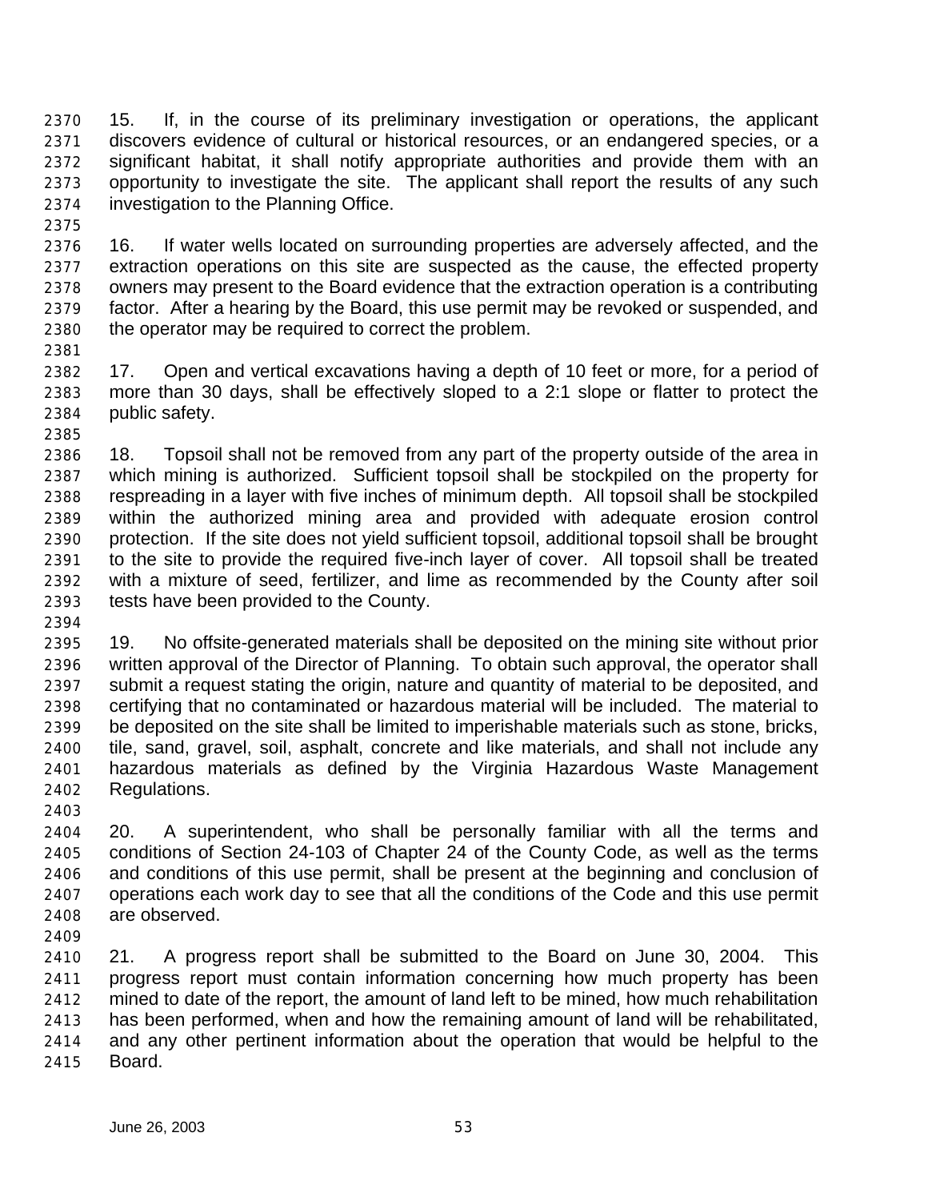15. If, in the course of its preliminary investigation or operations, the applicant discovers evidence of cultural or historical resources, or an endangered species, or a significant habitat, it shall notify appropriate authorities and provide them with an opportunity to investigate the site. The applicant shall report the results of any such investigation to the Planning Office.

16. If water wells located on surrounding properties are adversely affected, and the extraction operations on this site are suspected as the cause, the effected property owners may present to the Board evidence that the extraction operation is a contributing factor. After a hearing by the Board, this use permit may be revoked or suspended, and the operator may be required to correct the problem.

17. Open and vertical excavations having a depth of 10 feet or more, for a period of more than 30 days, shall be effectively sloped to a 2:1 slope or flatter to protect the public safety.

18. Topsoil shall not be removed from any part of the property outside of the area in which mining is authorized. Sufficient topsoil shall be stockpiled on the property for respreading in a layer with five inches of minimum depth. All topsoil shall be stockpiled within the authorized mining area and provided with adequate erosion control protection. If the site does not yield sufficient topsoil, additional topsoil shall be brought to the site to provide the required five-inch layer of cover. All topsoil shall be treated with a mixture of seed, fertilizer, and lime as recommended by the County after soil tests have been provided to the County.

19. No offsite-generated materials shall be deposited on the mining site without prior written approval of the Director of Planning. To obtain such approval, the operator shall submit a request stating the origin, nature and quantity of material to be deposited, and certifying that no contaminated or hazardous material will be included. The material to be deposited on the site shall be limited to imperishable materials such as stone, bricks, tile, sand, gravel, soil, asphalt, concrete and like materials, and shall not include any hazardous materials as defined by the Virginia Hazardous Waste Management Regulations.

20. A superintendent, who shall be personally familiar with all the terms and conditions of Section 24-103 of Chapter 24 of the County Code, as well as the terms and conditions of this use permit, shall be present at the beginning and conclusion of operations each work day to see that all the conditions of the Code and this use permit are observed.

21. A progress report shall be submitted to the Board on June 30, 2004. This progress report must contain information concerning how much property has been mined to date of the report, the amount of land left to be mined, how much rehabilitation has been performed, when and how the remaining amount of land will be rehabilitated, and any other pertinent information about the operation that would be helpful to the Board.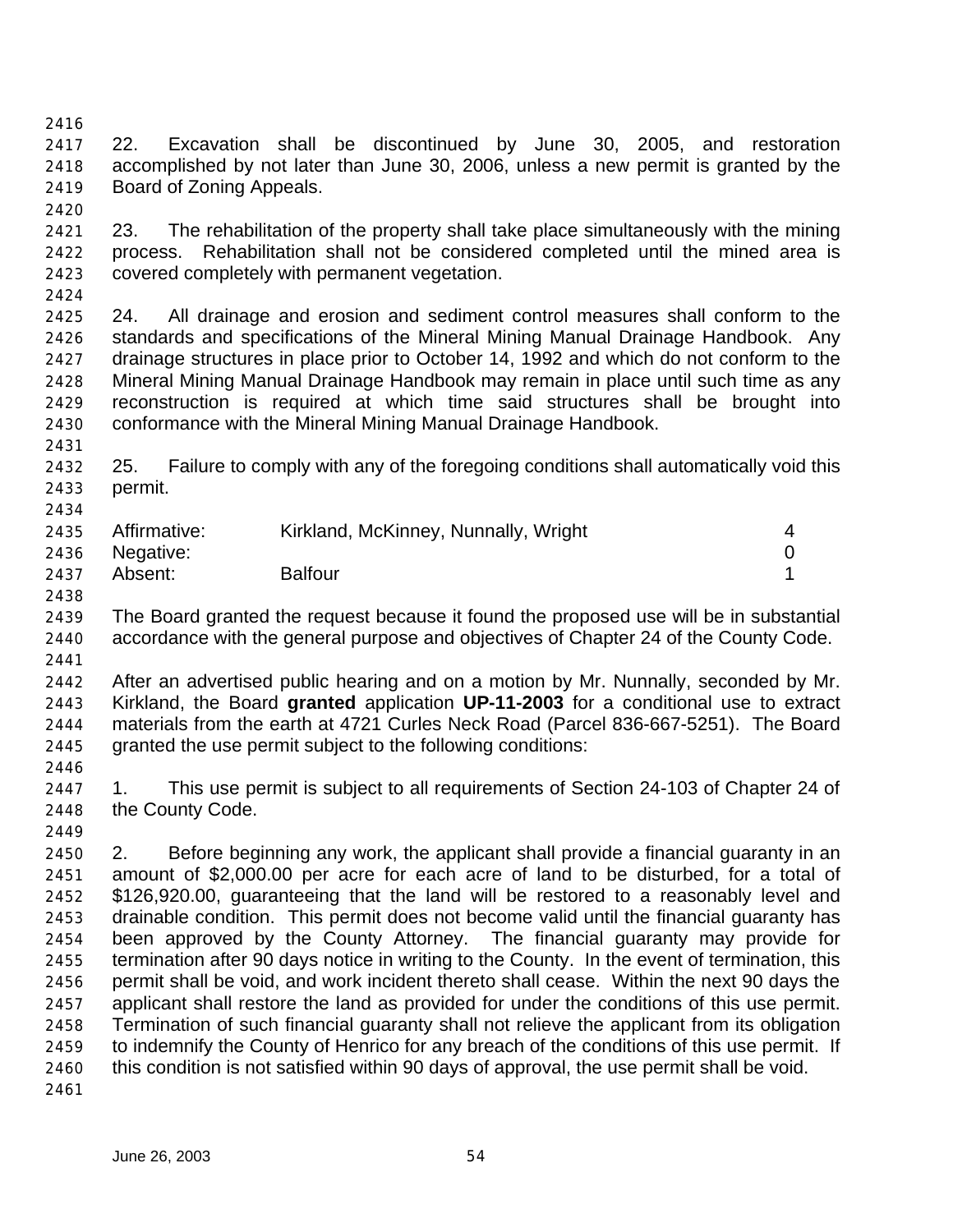22. Excavation shall be discontinued by June 30, 2005, and restoration accomplished by not later than June 30, 2006, unless a new permit is granted by the Board of Zoning Appeals.

23. The rehabilitation of the property shall take place simultaneously with the mining process. Rehabilitation shall not be considered completed until the mined area is covered completely with permanent vegetation.

24. All drainage and erosion and sediment control measures shall conform to the standards and specifications of the Mineral Mining Manual Drainage Handbook. Any drainage structures in place prior to October 14, 1992 and which do not conform to the Mineral Mining Manual Drainage Handbook may remain in place until such time as any reconstruction is required at which time said structures shall be brought into conformance with the Mineral Mining Manual Drainage Handbook.

25. Failure to comply with any of the foregoing conditions shall automatically void this permit.

| | | |
|---|---|---|
| Affirmative: | Kirkland, McKinney, Nunnally, Wright | 4 |
| Negative: | | 0 |
| Absent: | Balfour | 1 |

The Board granted the request because it found the proposed use will be in substantial accordance with the general purpose and objectives of Chapter 24 of the County Code.

After an advertised public hearing and on a motion by Mr. Nunnally, seconded by Mr. Kirkland, the Board **granted** application **UP-11-2003** for a conditional use to extract materials from the earth at 4721 Curles Neck Road (Parcel 836-667-5251). The Board granted the use permit subject to the following conditions:

1. This use permit is subject to all requirements of Section 24-103 of Chapter 24 of the County Code.

2. Before beginning any work, the applicant shall provide a financial guaranty in an amount of $2,000.00 per acre for each acre of land to be disturbed, for a total of $126,920.00, guaranteeing that the land will be restored to a reasonably level and drainable condition. This permit does not become valid until the financial guaranty has been approved by the County Attorney. The financial guaranty may provide for termination after 90 days notice in writing to the County. In the event of termination, this permit shall be void, and work incident thereto shall cease. Within the next 90 days the applicant shall restore the land as provided for under the conditions of this use permit. Termination of such financial guaranty shall not relieve the applicant from its obligation to indemnify the County of Henrico for any breach of the conditions of this use permit. If this condition is not satisfied within 90 days of approval, the use permit shall be void.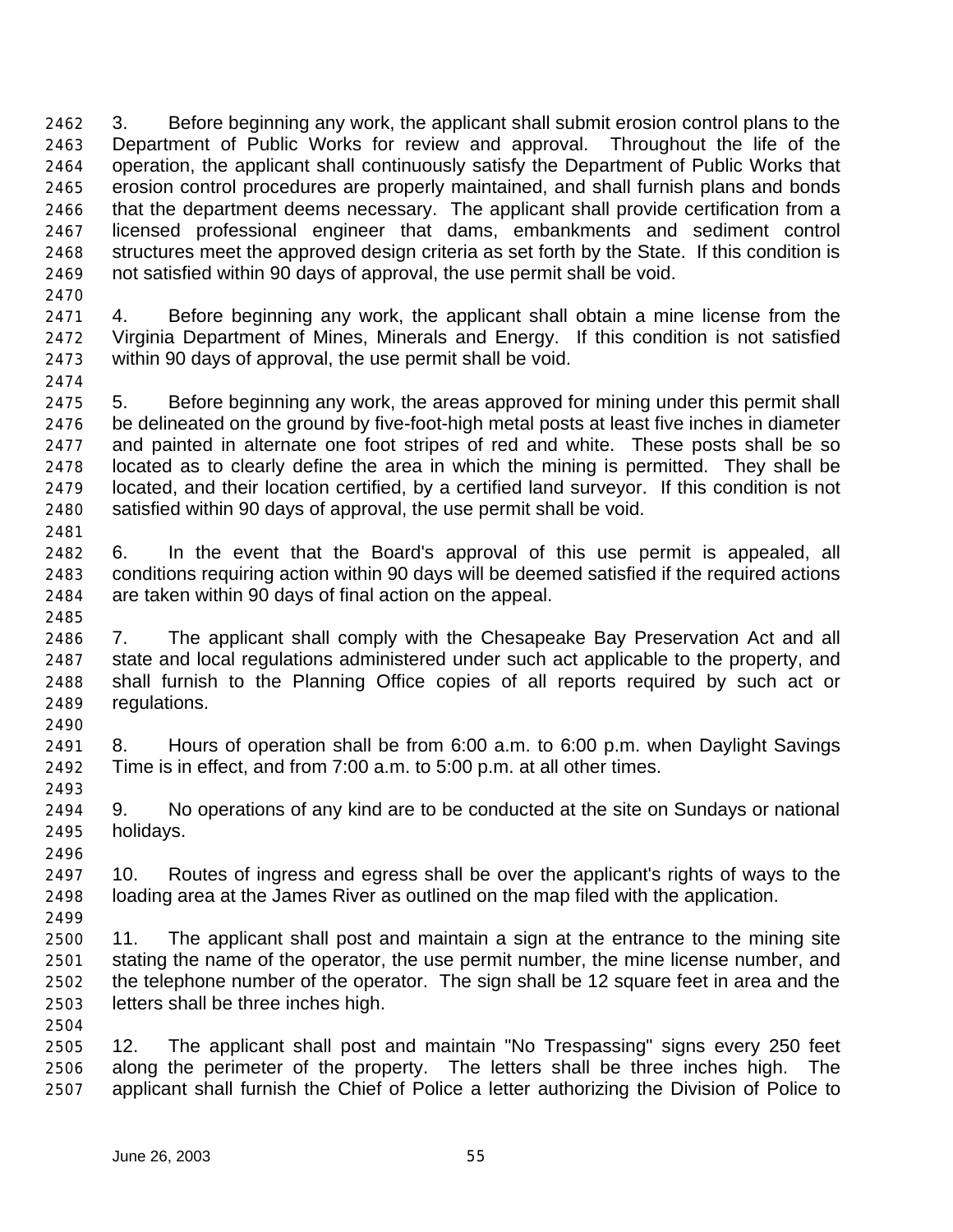3. Before beginning any work, the applicant shall submit erosion control plans to the Department of Public Works for review and approval. Throughout the life of the operation, the applicant shall continuously satisfy the Department of Public Works that erosion control procedures are properly maintained, and shall furnish plans and bonds that the department deems necessary. The applicant shall provide certification from a licensed professional engineer that dams, embankments and sediment control structures meet the approved design criteria as set forth by the State. If this condition is not satisfied within 90 days of approval, the use permit shall be void.

4. Before beginning any work, the applicant shall obtain a mine license from the Virginia Department of Mines, Minerals and Energy. If this condition is not satisfied within 90 days of approval, the use permit shall be void.

5. Before beginning any work, the areas approved for mining under this permit shall be delineated on the ground by five-foot-high metal posts at least five inches in diameter and painted in alternate one foot stripes of red and white. These posts shall be so located as to clearly define the area in which the mining is permitted. They shall be located, and their location certified, by a certified land surveyor. If this condition is not satisfied within 90 days of approval, the use permit shall be void.

6. In the event that the Board's approval of this use permit is appealed, all conditions requiring action within 90 days will be deemed satisfied if the required actions are taken within 90 days of final action on the appeal.

7. The applicant shall comply with the Chesapeake Bay Preservation Act and all state and local regulations administered under such act applicable to the property, and shall furnish to the Planning Office copies of all reports required by such act or regulations.

8. Hours of operation shall be from 6:00 a.m. to 6:00 p.m. when Daylight Savings Time is in effect, and from 7:00 a.m. to 5:00 p.m. at all other times.

9. No operations of any kind are to be conducted at the site on Sundays or national holidays.

10. Routes of ingress and egress shall be over the applicant's rights of ways to the loading area at the James River as outlined on the map filed with the application.

11. The applicant shall post and maintain a sign at the entrance to the mining site stating the name of the operator, the use permit number, the mine license number, and the telephone number of the operator. The sign shall be 12 square feet in area and the letters shall be three inches high.

12. The applicant shall post and maintain "No Trespassing" signs every 250 feet along the perimeter of the property. The letters shall be three inches high. The applicant shall furnish the Chief of Police a letter authorizing the Division of Police to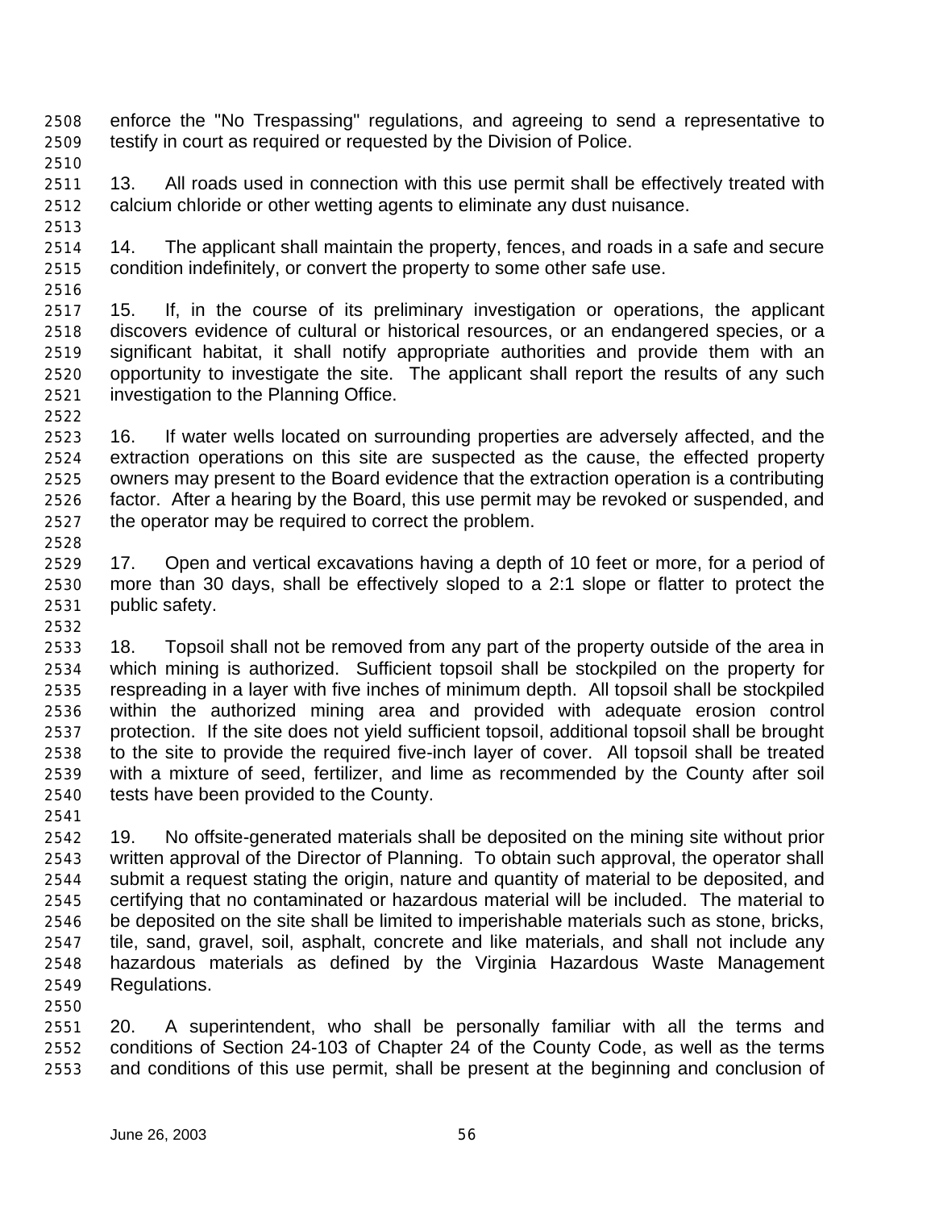enforce the "No Trespassing" regulations, and agreeing to send a representative to testify in court as required or requested by the Division of Police.

13. All roads used in connection with this use permit shall be effectively treated with calcium chloride or other wetting agents to eliminate any dust nuisance.

14. The applicant shall maintain the property, fences, and roads in a safe and secure condition indefinitely, or convert the property to some other safe use.

15. If, in the course of its preliminary investigation or operations, the applicant discovers evidence of cultural or historical resources, or an endangered species, or a significant habitat, it shall notify appropriate authorities and provide them with an opportunity to investigate the site. The applicant shall report the results of any such investigation to the Planning Office.

16. If water wells located on surrounding properties are adversely affected, and the extraction operations on this site are suspected as the cause, the effected property owners may present to the Board evidence that the extraction operation is a contributing factor. After a hearing by the Board, this use permit may be revoked or suspended, and the operator may be required to correct the problem.

17. Open and vertical excavations having a depth of 10 feet or more, for a period of more than 30 days, shall be effectively sloped to a 2:1 slope or flatter to protect the public safety.

18. Topsoil shall not be removed from any part of the property outside of the area in which mining is authorized. Sufficient topsoil shall be stockpiled on the property for respreading in a layer with five inches of minimum depth. All topsoil shall be stockpiled within the authorized mining area and provided with adequate erosion control protection. If the site does not yield sufficient topsoil, additional topsoil shall be brought to the site to provide the required five-inch layer of cover. All topsoil shall be treated with a mixture of seed, fertilizer, and lime as recommended by the County after soil tests have been provided to the County.

19. No offsite-generated materials shall be deposited on the mining site without prior written approval of the Director of Planning. To obtain such approval, the operator shall submit a request stating the origin, nature and quantity of material to be deposited, and certifying that no contaminated or hazardous material will be included. The material to be deposited on the site shall be limited to imperishable materials such as stone, bricks, tile, sand, gravel, soil, asphalt, concrete and like materials, and shall not include any hazardous materials as defined by the Virginia Hazardous Waste Management Regulations.

20. A superintendent, who shall be personally familiar with all the terms and conditions of Section 24-103 of Chapter 24 of the County Code, as well as the terms and conditions of this use permit, shall be present at the beginning and conclusion of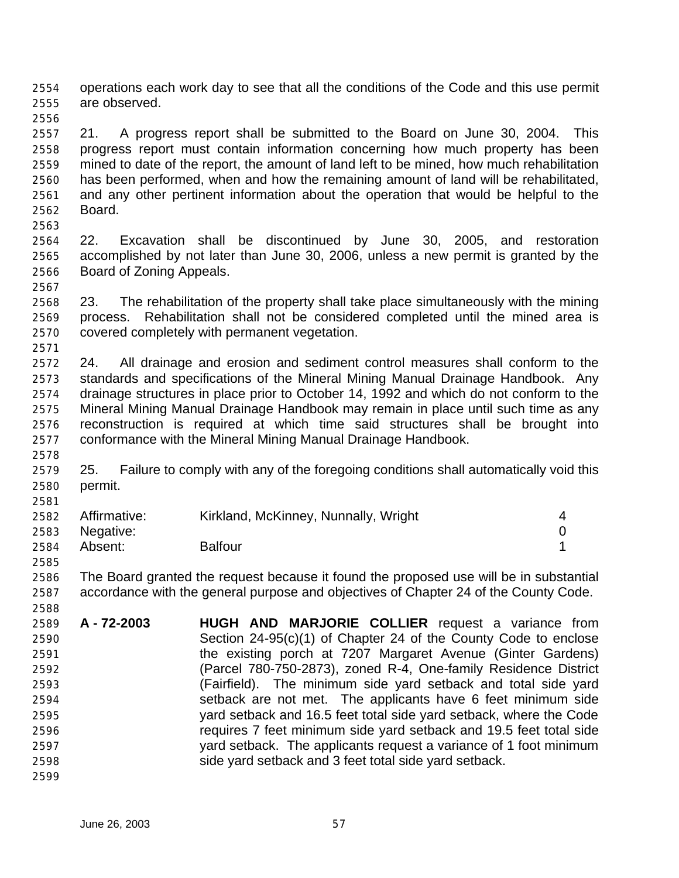operations each work day to see that all the conditions of the Code and this use permit are observed.

21. A progress report shall be submitted to the Board on June 30, 2004. This progress report must contain information concerning how much property has been mined to date of the report, the amount of land left to be mined, how much rehabilitation has been performed, when and how the remaining amount of land will be rehabilitated, and any other pertinent information about the operation that would be helpful to the Board.

22. Excavation shall be discontinued by June 30, 2005, and restoration accomplished by not later than June 30, 2006, unless a new permit is granted by the Board of Zoning Appeals.

23. The rehabilitation of the property shall take place simultaneously with the mining process. Rehabilitation shall not be considered completed until the mined area is covered completely with permanent vegetation.

24. All drainage and erosion and sediment control measures shall conform to the standards and specifications of the Mineral Mining Manual Drainage Handbook. Any drainage structures in place prior to October 14, 1992 and which do not conform to the Mineral Mining Manual Drainage Handbook may remain in place until such time as any reconstruction is required at which time said structures shall be brought into conformance with the Mineral Mining Manual Drainage Handbook.

25. Failure to comply with any of the foregoing conditions shall automatically void this permit.

| | | |
|---|---|---|
| Affirmative: | Kirkland, McKinney, Nunnally, Wright | 4 |
| Negative: | | 0 |
| Absent: | Balfour | 1 |

The Board granted the request because it found the proposed use will be in substantial accordance with the general purpose and objectives of Chapter 24 of the County Code.

**A - 72-2003** **HUGH AND MARJORIE COLLIER** request a variance from Section 24-95(c)(1) of Chapter 24 of the County Code to enclose the existing porch at 7207 Margaret Avenue (Ginter Gardens) (Parcel 780-750-2873), zoned R-4, One-family Residence District (Fairfield). The minimum side yard setback and total side yard setback are not met. The applicants have 6 feet minimum side yard setback and 16.5 feet total side yard setback, where the Code requires 7 feet minimum side yard setback and 19.5 feet total side yard setback. The applicants request a variance of 1 foot minimum side yard setback and 3 feet total side yard setback.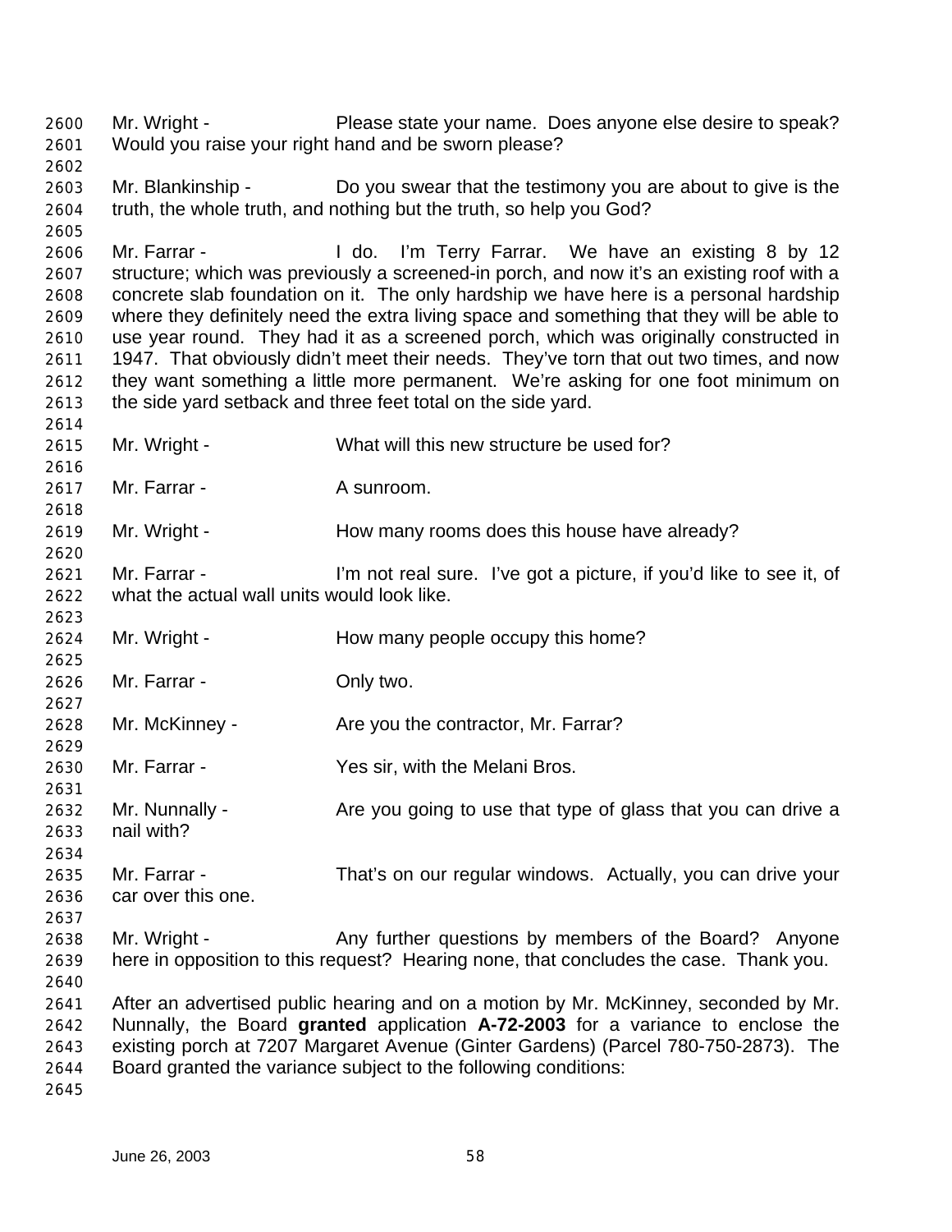Mr. Wright - Please state your name. Does anyone else desire to speak? Would you raise your right hand and be sworn please?

Mr. Blankinship - Do you swear that the testimony you are about to give is the truth, the whole truth, and nothing but the truth, so help you God?

Mr. Farrar - I do. I'm Terry Farrar. We have an existing 8 by 12 structure; which was previously a screened-in porch, and now it's an existing roof with a concrete slab foundation on it. The only hardship we have here is a personal hardship where they definitely need the extra living space and something that they will be able to use year round. They had it as a screened porch, which was originally constructed in 1947. That obviously didn't meet their needs. They've torn that out two times, and now they want something a little more permanent. We're asking for one foot minimum on the side yard setback and three feet total on the side yard.

Mr. Wright - What will this new structure be used for?

Mr. Farrar - A sunroom.

Mr. Wright - How many rooms does this house have already?

Mr. Farrar - I'm not real sure. I've got a picture, if you'd like to see it, of what the actual wall units would look like.

Mr. Wright - How many people occupy this home?

Mr. Farrar - Only two.

Mr. McKinney - Are you the contractor, Mr. Farrar?

Mr. Farrar - Yes sir, with the Melani Bros.

Mr. Nunnally - Are you going to use that type of glass that you can drive a nail with?

Mr. Farrar - That's on our regular windows. Actually, you can drive your car over this one.

Mr. Wright - Any further questions by members of the Board? Anyone here in opposition to this request? Hearing none, that concludes the case. Thank you.

After an advertised public hearing and on a motion by Mr. McKinney, seconded by Mr. Nunnally, the Board **granted** application **A-72-2003** for a variance to enclose the existing porch at 7207 Margaret Avenue (Ginter Gardens) (Parcel 780-750-2873). The Board granted the variance subject to the following conditions: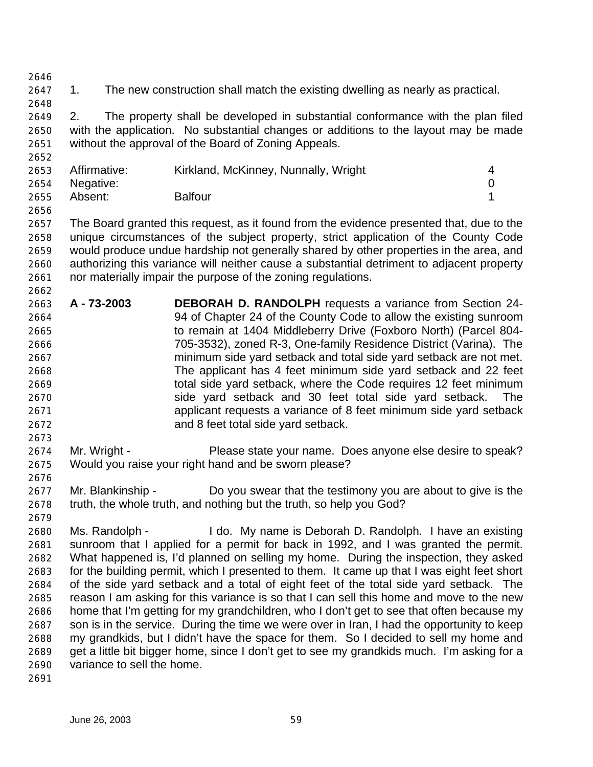1. The new construction shall match the existing dwelling as nearly as practical.

2. The property shall be developed in substantial conformance with the plan filed with the application. No substantial changes or additions to the layout may be made without the approval of the Board of Zoning Appeals.

| | | |
|---|---|---|
| Affirmative: | Kirkland, McKinney, Nunnally, Wright | 4 |
| Negative: | | 0 |
| Absent: | Balfour | 1 |

The Board granted this request, as it found from the evidence presented that, due to the unique circumstances of the subject property, strict application of the County Code would produce undue hardship not generally shared by other properties in the area, and authorizing this variance will neither cause a substantial detriment to adjacent property nor materially impair the purpose of the zoning regulations.

**A - 73-2003** **DEBORAH D. RANDOLPH** requests a variance from Section 24-94 of Chapter 24 of the County Code to allow the existing sunroom to remain at 1404 Middleberry Drive (Foxboro North) (Parcel 804-705-3532), zoned R-3, One-family Residence District (Varina). The minimum side yard setback and total side yard setback are not met. The applicant has 4 feet minimum side yard setback and 22 feet total side yard setback, where the Code requires 12 feet minimum side yard setback and 30 feet total side yard setback. The applicant requests a variance of 8 feet minimum side yard setback and 8 feet total side yard setback.

Mr. Wright - Please state your name. Does anyone else desire to speak? Would you raise your right hand and be sworn please?

Mr. Blankinship - Do you swear that the testimony you are about to give is the truth, the whole truth, and nothing but the truth, so help you God?

Ms. Randolph - I do. My name is Deborah D. Randolph. I have an existing sunroom that I applied for a permit for back in 1992, and I was granted the permit. What happened is, I'd planned on selling my home. During the inspection, they asked for the building permit, which I presented to them. It came up that I was eight feet short of the side yard setback and a total of eight feet of the total side yard setback. The reason I am asking for this variance is so that I can sell this home and move to the new home that I'm getting for my grandchildren, who I don't get to see that often because my son is in the service. During the time we were over in Iran, I had the opportunity to keep my grandkids, but I didn't have the space for them. So I decided to sell my home and get a little bit bigger home, since I don't get to see my grandkids much. I'm asking for a variance to sell the home.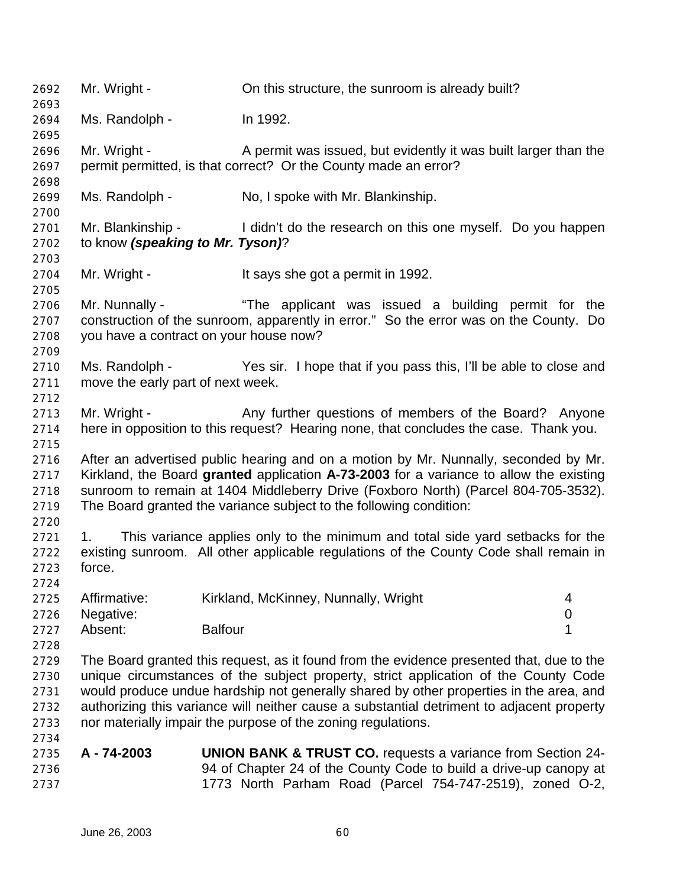Mr. Wright - On this structure, the sunroom is already built?

Ms. Randolph - In 1992.

Mr. Wright - A permit was issued, but evidently it was built larger than the permit permitted, is that correct? Or the County made an error?

Ms. Randolph - No, I spoke with Mr. Blankinship.

Mr. Blankinship - I didn't do the research on this one myself. Do you happen to know ***(speaking to Mr. Tyson)***?

Mr. Wright - It says she got a permit in 1992.

Mr. Nunnally - "The applicant was issued a building permit for the construction of the sunroom, apparently in error." So the error was on the County. Do you have a contract on your house now?

Ms. Randolph - Yes sir. I hope that if you pass this, I'll be able to close and move the early part of next week.

Mr. Wright - Any further questions of members of the Board? Anyone here in opposition to this request? Hearing none, that concludes the case. Thank you.

After an advertised public hearing and on a motion by Mr. Nunnally, seconded by Mr. Kirkland, the Board **granted** application **A-73-2003** for a variance to allow the existing sunroom to remain at 1404 Middleberry Drive (Foxboro North) (Parcel 804-705-3532). The Board granted the variance subject to the following condition:

1. This variance applies only to the minimum and total side yard setbacks for the existing sunroom. All other applicable regulations of the County Code shall remain in force.

| | | |
|---|---|---|
| Affirmative: | Kirkland, McKinney, Nunnally, Wright | 4 |
| Negative: | | 0 |
| Absent: | Balfour | 1 |

The Board granted this request, as it found from the evidence presented that, due to the unique circumstances of the subject property, strict application of the County Code would produce undue hardship not generally shared by other properties in the area, and authorizing this variance will neither cause a substantial detriment to adjacent property nor materially impair the purpose of the zoning regulations.

**A - 74-2003** **UNION BANK & TRUST CO.** requests a variance from Section 24-94 of Chapter 24 of the County Code to build a drive-up canopy at 1773 North Parham Road (Parcel 754-747-2519), zoned O-2,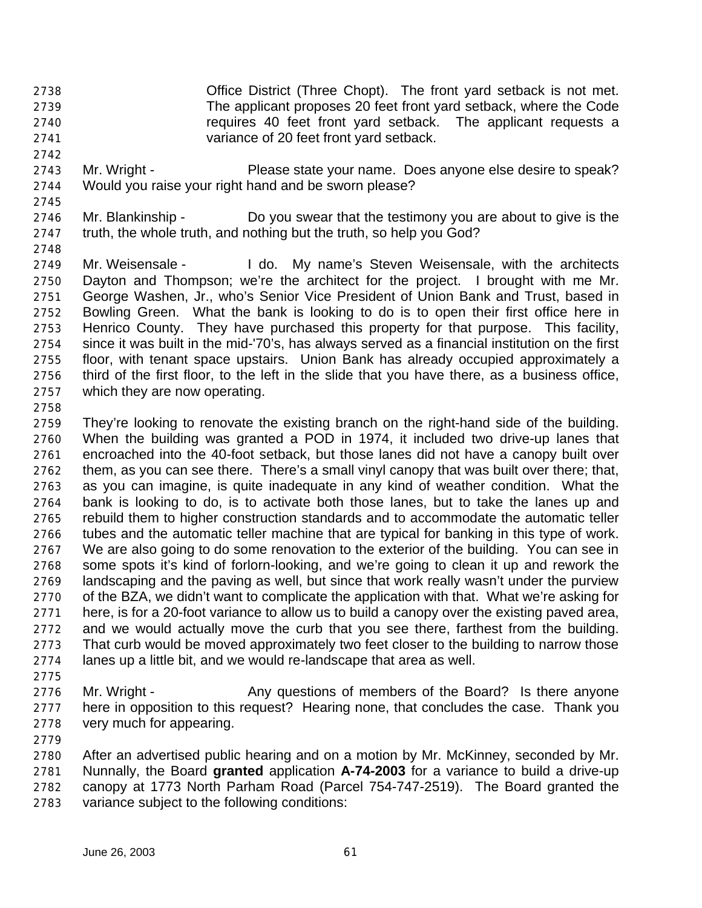Office District (Three Chopt). The front yard setback is not met. The applicant proposes 20 feet front yard setback, where the Code requires 40 feet front yard setback. The applicant requests a variance of 20 feet front yard setback.

Mr. Wright - Please state your name. Does anyone else desire to speak? Would you raise your right hand and be sworn please?

Mr. Blankinship - Do you swear that the testimony you are about to give is the truth, the whole truth, and nothing but the truth, so help you God?

Mr. Weisensale - I do. My name's Steven Weisensale, with the architects Dayton and Thompson; we're the architect for the project. I brought with me Mr. George Washen, Jr., who's Senior Vice President of Union Bank and Trust, based in Bowling Green. What the bank is looking to do is to open their first office here in Henrico County. They have purchased this property for that purpose. This facility, since it was built in the mid-'70's, has always served as a financial institution on the first floor, with tenant space upstairs. Union Bank has already occupied approximately a third of the first floor, to the left in the slide that you have there, as a business office, which they are now operating.

They're looking to renovate the existing branch on the right-hand side of the building. When the building was granted a POD in 1974, it included two drive-up lanes that encroached into the 40-foot setback, but those lanes did not have a canopy built over them, as you can see there. There's a small vinyl canopy that was built over there; that, as you can imagine, is quite inadequate in any kind of weather condition. What the bank is looking to do, is to activate both those lanes, but to take the lanes up and rebuild them to higher construction standards and to accommodate the automatic teller tubes and the automatic teller machine that are typical for banking in this type of work. We are also going to do some renovation to the exterior of the building. You can see in some spots it's kind of forlorn-looking, and we're going to clean it up and rework the landscaping and the paving as well, but since that work really wasn't under the purview of the BZA, we didn't want to complicate the application with that. What we're asking for here, is for a 20-foot variance to allow us to build a canopy over the existing paved area, and we would actually move the curb that you see there, farthest from the building. That curb would be moved approximately two feet closer to the building to narrow those lanes up a little bit, and we would re-landscape that area as well.

Mr. Wright - Any questions of members of the Board? Is there anyone here in opposition to this request? Hearing none, that concludes the case. Thank you very much for appearing.

After an advertised public hearing and on a motion by Mr. McKinney, seconded by Mr. Nunnally, the Board **granted** application **A-74-2003** for a variance to build a drive-up canopy at 1773 North Parham Road (Parcel 754-747-2519). The Board granted the variance subject to the following conditions: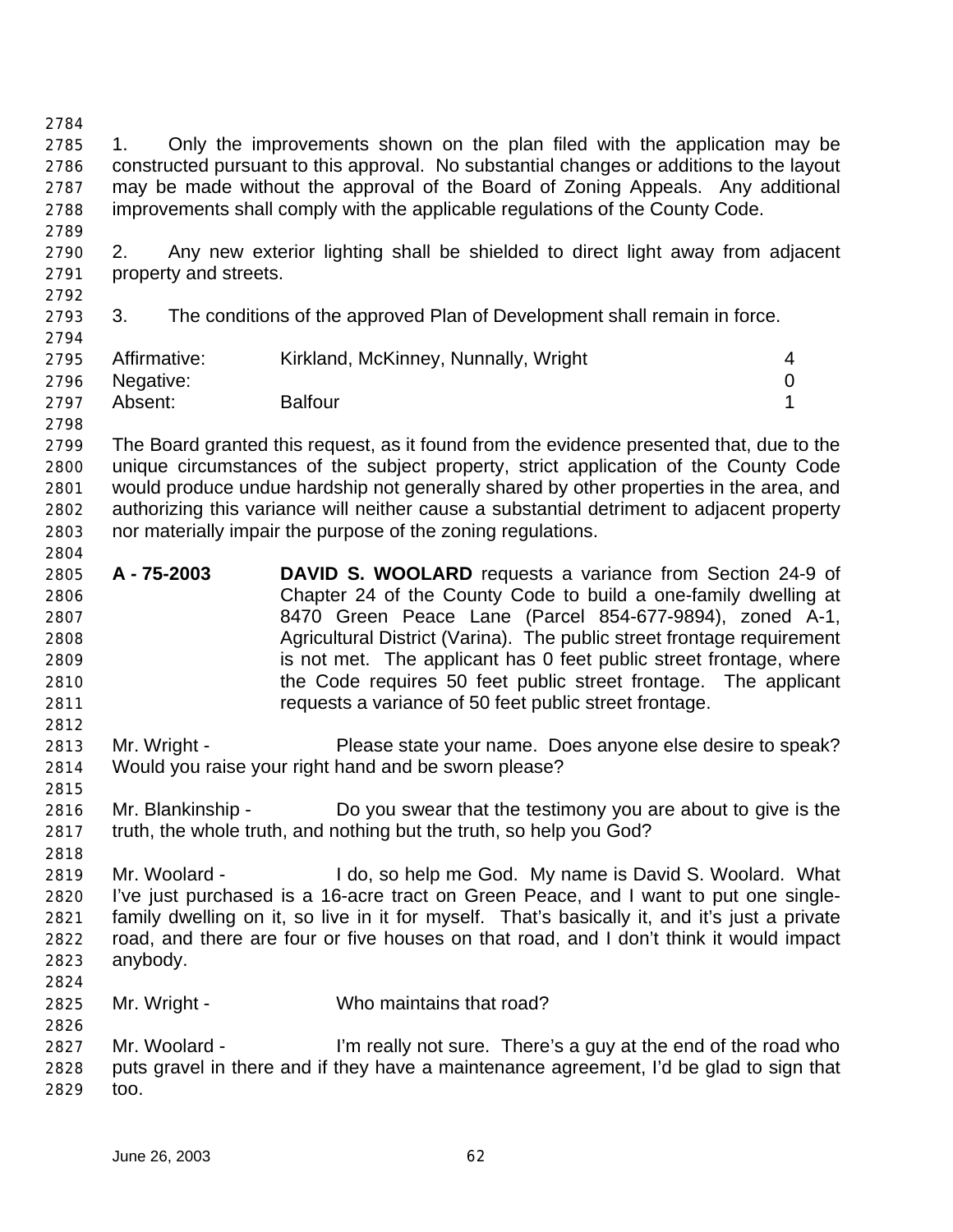1. Only the improvements shown on the plan filed with the application may be constructed pursuant to this approval. No substantial changes or additions to the layout may be made without the approval of the Board of Zoning Appeals. Any additional improvements shall comply with the applicable regulations of the County Code.

2. Any new exterior lighting shall be shielded to direct light away from adjacent property and streets.

3. The conditions of the approved Plan of Development shall remain in force.

| | | |
|---|---|---|
| Affirmative: | Kirkland, McKinney, Nunnally, Wright | 4 |
| Negative: | | 0 |
| Absent: | Balfour | 1 |

The Board granted this request, as it found from the evidence presented that, due to the unique circumstances of the subject property, strict application of the County Code would produce undue hardship not generally shared by other properties in the area, and authorizing this variance will neither cause a substantial detriment to adjacent property nor materially impair the purpose of the zoning regulations.

**A - 75-2003** **DAVID S. WOOLARD** requests a variance from Section 24-9 of Chapter 24 of the County Code to build a one-family dwelling at 8470 Green Peace Lane (Parcel 854-677-9894), zoned A-1, Agricultural District (Varina). The public street frontage requirement is not met. The applicant has 0 feet public street frontage, where the Code requires 50 feet public street frontage. The applicant requests a variance of 50 feet public street frontage.

Mr. Wright - Please state your name. Does anyone else desire to speak? Would you raise your right hand and be sworn please?

Mr. Blankinship - Do you swear that the testimony you are about to give is the truth, the whole truth, and nothing but the truth, so help you God?

Mr. Woolard - I do, so help me God. My name is David S. Woolard. What I've just purchased is a 16-acre tract on Green Peace, and I want to put one single-family dwelling on it, so live in it for myself. That's basically it, and it's just a private road, and there are four or five houses on that road, and I don't think it would impact anybody.

Mr. Wright - Who maintains that road?

Mr. Woolard - I'm really not sure. There's a guy at the end of the road who puts gravel in there and if they have a maintenance agreement, I'd be glad to sign that too.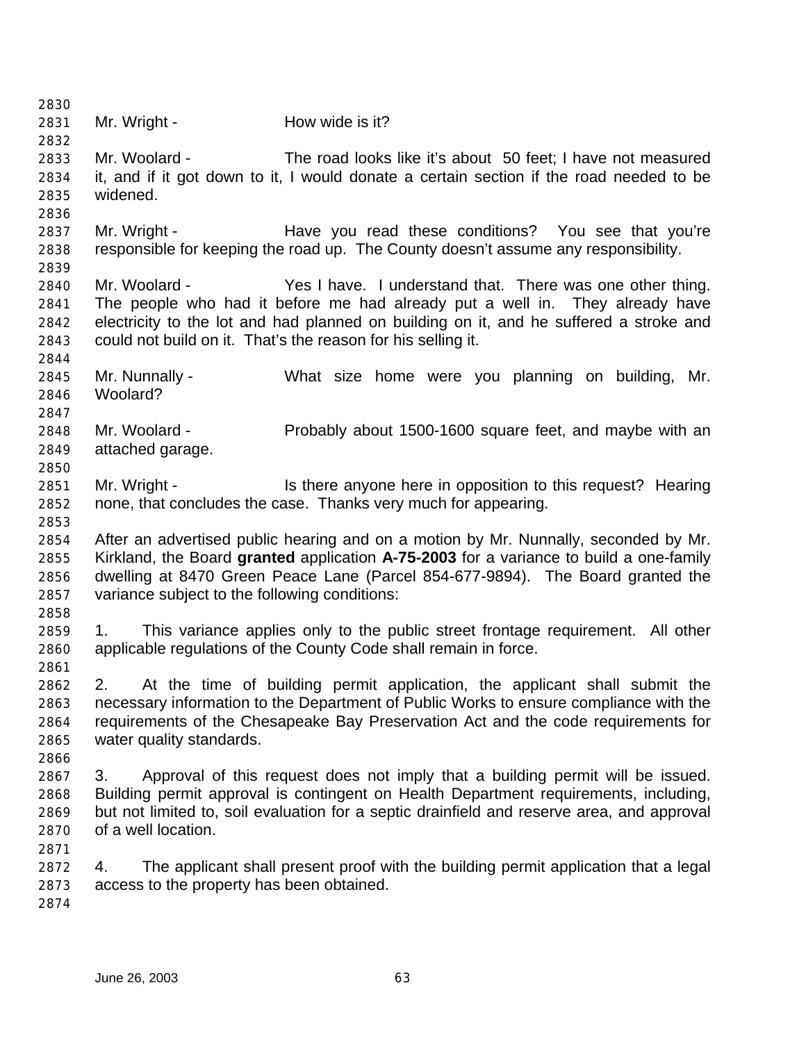Mr. Wright - How wide is it?

Mr. Woolard - The road looks like it's about 50 feet; I have not measured it, and if it got down to it, I would donate a certain section if the road needed to be widened.

Mr. Wright - Have you read these conditions? You see that you're responsible for keeping the road up. The County doesn't assume any responsibility.

Mr. Woolard - Yes I have. I understand that. There was one other thing. The people who had it before me had already put a well in. They already have electricity to the lot and had planned on building on it, and he suffered a stroke and could not build on it. That's the reason for his selling it.

Mr. Nunnally - What size home were you planning on building, Mr. Woolard?

Mr. Woolard - Probably about 1500-1600 square feet, and maybe with an attached garage.

Mr. Wright - Is there anyone here in opposition to this request? Hearing none, that concludes the case. Thanks very much for appearing.

After an advertised public hearing and on a motion by Mr. Nunnally, seconded by Mr. Kirkland, the Board **granted** application **A-75-2003** for a variance to build a one-family dwelling at 8470 Green Peace Lane (Parcel 854-677-9894). The Board granted the variance subject to the following conditions:

1. This variance applies only to the public street frontage requirement. All other applicable regulations of the County Code shall remain in force.

2. At the time of building permit application, the applicant shall submit the necessary information to the Department of Public Works to ensure compliance with the requirements of the Chesapeake Bay Preservation Act and the code requirements for water quality standards.

3. Approval of this request does not imply that a building permit will be issued. Building permit approval is contingent on Health Department requirements, including, but not limited to, soil evaluation for a septic drainfield and reserve area, and approval of a well location.

4. The applicant shall present proof with the building permit application that a legal access to the property has been obtained.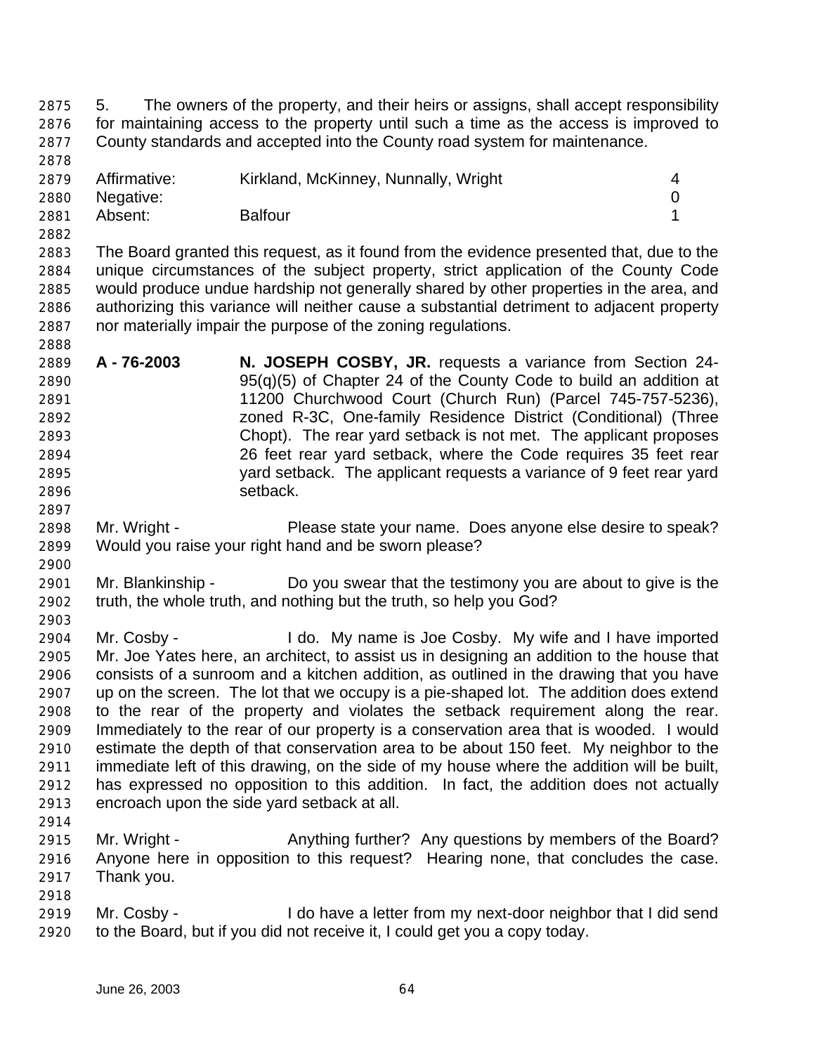5. The owners of the property, and their heirs or assigns, shall accept responsibility for maintaining access to the property until such a time as the access is improved to County standards and accepted into the County road system for maintenance.

| | | |
|---|---|---|
| Affirmative: | Kirkland, McKinney, Nunnally, Wright | 4 |
| Negative: | | 0 |
| Absent: | Balfour | 1 |

The Board granted this request, as it found from the evidence presented that, due to the unique circumstances of the subject property, strict application of the County Code would produce undue hardship not generally shared by other properties in the area, and authorizing this variance will neither cause a substantial detriment to adjacent property nor materially impair the purpose of the zoning regulations.

**A - 76-2003** **N. JOSEPH COSBY, JR.** requests a variance from Section 24-95(q)(5) of Chapter 24 of the County Code to build an addition at 11200 Churchwood Court (Church Run) (Parcel 745-757-5236), zoned R-3C, One-family Residence District (Conditional) (Three Chopt). The rear yard setback is not met. The applicant proposes 26 feet rear yard setback, where the Code requires 35 feet rear yard setback. The applicant requests a variance of 9 feet rear yard setback.

Mr. Wright - Please state your name. Does anyone else desire to speak? Would you raise your right hand and be sworn please?

Mr. Blankinship - Do you swear that the testimony you are about to give is the truth, the whole truth, and nothing but the truth, so help you God?

Mr. Cosby - I do. My name is Joe Cosby. My wife and I have imported Mr. Joe Yates here, an architect, to assist us in designing an addition to the house that consists of a sunroom and a kitchen addition, as outlined in the drawing that you have up on the screen. The lot that we occupy is a pie-shaped lot. The addition does extend to the rear of the property and violates the setback requirement along the rear. Immediately to the rear of our property is a conservation area that is wooded. I would estimate the depth of that conservation area to be about 150 feet. My neighbor to the immediate left of this drawing, on the side of my house where the addition will be built, has expressed no opposition to this addition. In fact, the addition does not actually encroach upon the side yard setback at all.

Mr. Wright - Anything further? Any questions by members of the Board? Anyone here in opposition to this request? Hearing none, that concludes the case. Thank you.

Mr. Cosby - I do have a letter from my next-door neighbor that I did send to the Board, but if you did not receive it, I could get you a copy today.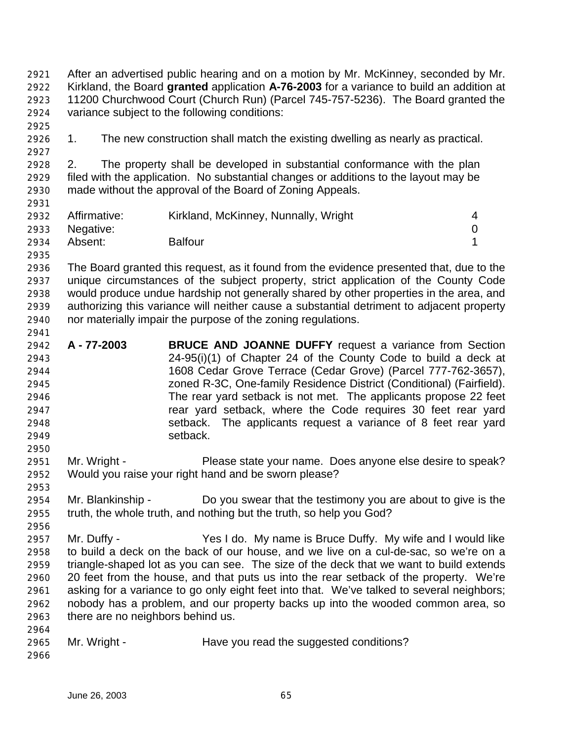After an advertised public hearing and on a motion by Mr. McKinney, seconded by Mr. Kirkland, the Board **granted** application **A-76-2003** for a variance to build an addition at 11200 Churchwood Court (Church Run) (Parcel 745-757-5236). The Board granted the variance subject to the following conditions:

1. The new construction shall match the existing dwelling as nearly as practical.

2. The property shall be developed in substantial conformance with the plan filed with the application. No substantial changes or additions to the layout may be made without the approval of the Board of Zoning Appeals.

| | | |
|---|---|---|
| Affirmative: | Kirkland, McKinney, Nunnally, Wright | 4 |
| Negative: | | 0 |
| Absent: | Balfour | 1 |

The Board granted this request, as it found from the evidence presented that, due to the unique circumstances of the subject property, strict application of the County Code would produce undue hardship not generally shared by other properties in the area, and authorizing this variance will neither cause a substantial detriment to adjacent property nor materially impair the purpose of the zoning regulations.

**A - 77-2003** **BRUCE AND JOANNE DUFFY** request a variance from Section 24-95(i)(1) of Chapter 24 of the County Code to build a deck at 1608 Cedar Grove Terrace (Cedar Grove) (Parcel 777-762-3657), zoned R-3C, One-family Residence District (Conditional) (Fairfield). The rear yard setback is not met. The applicants propose 22 feet rear yard setback, where the Code requires 30 feet rear yard setback. The applicants request a variance of 8 feet rear yard setback.

Mr. Wright - Please state your name. Does anyone else desire to speak? Would you raise your right hand and be sworn please?

Mr. Blankinship - Do you swear that the testimony you are about to give is the truth, the whole truth, and nothing but the truth, so help you God?

Mr. Duffy - Yes I do. My name is Bruce Duffy. My wife and I would like to build a deck on the back of our house, and we live on a cul-de-sac, so we're on a triangle-shaped lot as you can see. The size of the deck that we want to build extends 20 feet from the house, and that puts us into the rear setback of the property. We're asking for a variance to go only eight feet into that. We've talked to several neighbors; nobody has a problem, and our property backs up into the wooded common area, so there are no neighbors behind us.

Mr. Wright - Have you read the suggested conditions?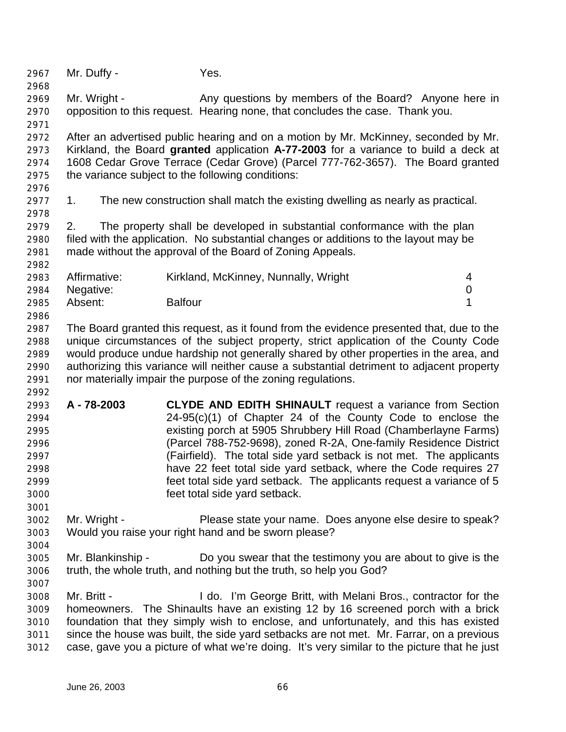Mr. Duffy - Yes.

Mr. Wright - Any questions by members of the Board? Anyone here in opposition to this request. Hearing none, that concludes the case. Thank you.

After an advertised public hearing and on a motion by Mr. McKinney, seconded by Mr. Kirkland, the Board **granted** application **A-77-2003** for a variance to build a deck at 1608 Cedar Grove Terrace (Cedar Grove) (Parcel 777-762-3657). The Board granted the variance subject to the following conditions:

1. The new construction shall match the existing dwelling as nearly as practical.

2. The property shall be developed in substantial conformance with the plan filed with the application. No substantial changes or additions to the layout may be made without the approval of the Board of Zoning Appeals.

| | | |
|---|---|---|
| Affirmative: | Kirkland, McKinney, Nunnally, Wright | 4 |
| Negative: | | 0 |
| Absent: | Balfour | 1 |

The Board granted this request, as it found from the evidence presented that, due to the unique circumstances of the subject property, strict application of the County Code would produce undue hardship not generally shared by other properties in the area, and authorizing this variance will neither cause a substantial detriment to adjacent property nor materially impair the purpose of the zoning regulations.

**A - 78-2003** **CLYDE AND EDITH SHINAULT** request a variance from Section 24-95(c)(1) of Chapter 24 of the County Code to enclose the existing porch at 5905 Shrubbery Hill Road (Chamberlayne Farms) (Parcel 788-752-9698), zoned R-2A, One-family Residence District (Fairfield). The total side yard setback is not met. The applicants have 22 feet total side yard setback, where the Code requires 27 feet total side yard setback. The applicants request a variance of 5 feet total side yard setback.

Mr. Wright - Please state your name. Does anyone else desire to speak? Would you raise your right hand and be sworn please?

Mr. Blankinship - Do you swear that the testimony you are about to give is the truth, the whole truth, and nothing but the truth, so help you God?

Mr. Britt - I do. I'm George Britt, with Melani Bros., contractor for the homeowners. The Shinaults have an existing 12 by 16 screened porch with a brick foundation that they simply wish to enclose, and unfortunately, and this has existed since the house was built, the side yard setbacks are not met. Mr. Farrar, on a previous case, gave you a picture of what we're doing. It's very similar to the picture that he just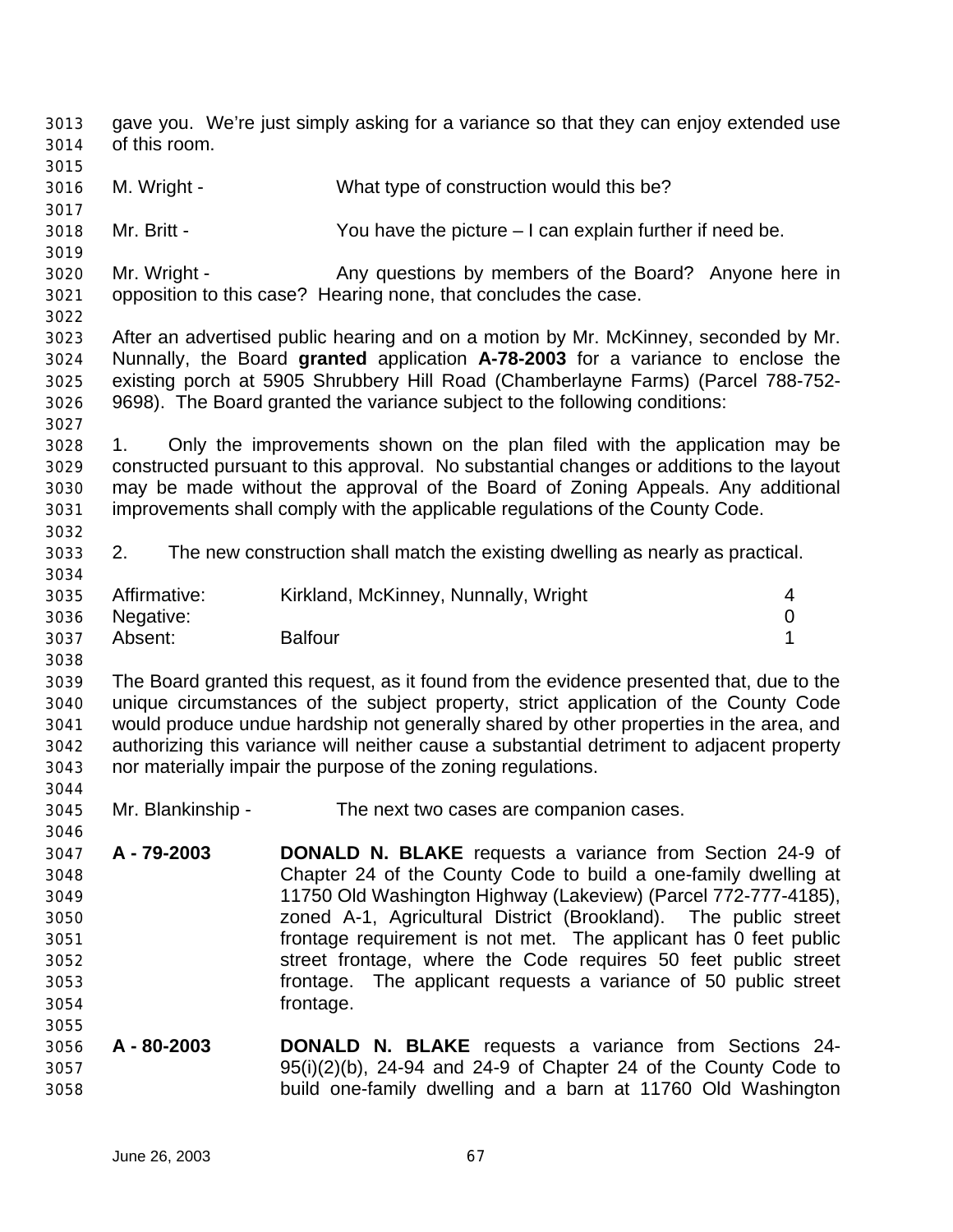gave you. We're just simply asking for a variance so that they can enjoy extended use of this room.

M. Wright - What type of construction would this be?

Mr. Britt - You have the picture – I can explain further if need be.

Mr. Wright - Any questions by members of the Board? Anyone here in opposition to this case? Hearing none, that concludes the case.

After an advertised public hearing and on a motion by Mr. McKinney, seconded by Mr. Nunnally, the Board **granted** application **A-78-2003** for a variance to enclose the existing porch at 5905 Shrubbery Hill Road (Chamberlayne Farms) (Parcel 788-752-9698). The Board granted the variance subject to the following conditions:

1. Only the improvements shown on the plan filed with the application may be constructed pursuant to this approval. No substantial changes or additions to the layout may be made without the approval of the Board of Zoning Appeals. Any additional improvements shall comply with the applicable regulations of the County Code.

2. The new construction shall match the existing dwelling as nearly as practical.

| | | |
|---|---|---|
| Affirmative: | Kirkland, McKinney, Nunnally, Wright | 4 |
| Negative: | | 0 |
| Absent: | Balfour | 1 |

The Board granted this request, as it found from the evidence presented that, due to the unique circumstances of the subject property, strict application of the County Code would produce undue hardship not generally shared by other properties in the area, and authorizing this variance will neither cause a substantial detriment to adjacent property nor materially impair the purpose of the zoning regulations.

Mr. Blankinship - The next two cases are companion cases.

**A - 79-2003** **DONALD N. BLAKE** requests a variance from Section 24-9 of Chapter 24 of the County Code to build a one-family dwelling at 11750 Old Washington Highway (Lakeview) (Parcel 772-777-4185), zoned A-1, Agricultural District (Brookland). The public street frontage requirement is not met. The applicant has 0 feet public street frontage, where the Code requires 50 feet public street frontage. The applicant requests a variance of 50 public street frontage.

**A - 80-2003** **DONALD N. BLAKE** requests a variance from Sections 24-95(i)(2)(b), 24-94 and 24-9 of Chapter 24 of the County Code to build one-family dwelling and a barn at 11760 Old Washington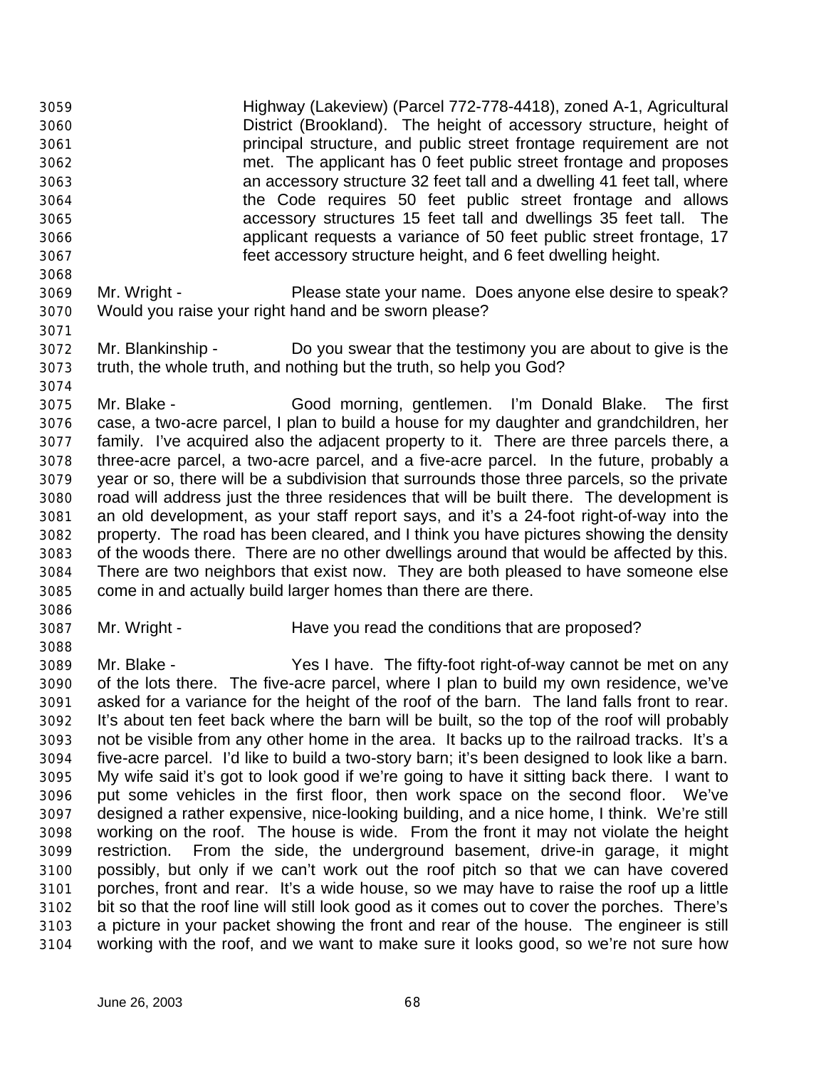Highway (Lakeview) (Parcel 772-778-4418), zoned A-1, Agricultural District (Brookland). The height of accessory structure, height of principal structure, and public street frontage requirement are not met. The applicant has 0 feet public street frontage and proposes an accessory structure 32 feet tall and a dwelling 41 feet tall, where the Code requires 50 feet public street frontage and allows accessory structures 15 feet tall and dwellings 35 feet tall. The applicant requests a variance of 50 feet public street frontage, 17 feet accessory structure height, and 6 feet dwelling height.

Mr. Wright - Please state your name. Does anyone else desire to speak? Would you raise your right hand and be sworn please?

Mr. Blankinship - Do you swear that the testimony you are about to give is the truth, the whole truth, and nothing but the truth, so help you God?

Mr. Blake - Good morning, gentlemen. I'm Donald Blake. The first case, a two-acre parcel, I plan to build a house for my daughter and grandchildren, her family. I've acquired also the adjacent property to it. There are three parcels there, a three-acre parcel, a two-acre parcel, and a five-acre parcel. In the future, probably a year or so, there will be a subdivision that surrounds those three parcels, so the private road will address just the three residences that will be built there. The development is an old development, as your staff report says, and it's a 24-foot right-of-way into the property. The road has been cleared, and I think you have pictures showing the density of the woods there. There are no other dwellings around that would be affected by this. There are two neighbors that exist now. They are both pleased to have someone else come in and actually build larger homes than there are there.

Mr. Wright - Have you read the conditions that are proposed?

Mr. Blake - Yes I have. The fifty-foot right-of-way cannot be met on any of the lots there. The five-acre parcel, where I plan to build my own residence, we've asked for a variance for the height of the roof of the barn. The land falls front to rear. It's about ten feet back where the barn will be built, so the top of the roof will probably not be visible from any other home in the area. It backs up to the railroad tracks. It's a five-acre parcel. I'd like to build a two-story barn; it's been designed to look like a barn. My wife said it's got to look good if we're going to have it sitting back there. I want to put some vehicles in the first floor, then work space on the second floor. We've designed a rather expensive, nice-looking building, and a nice home, I think. We're still working on the roof. The house is wide. From the front it may not violate the height restriction. From the side, the underground basement, drive-in garage, it might possibly, but only if we can't work out the roof pitch so that we can have covered porches, front and rear. It's a wide house, so we may have to raise the roof up a little bit so that the roof line will still look good as it comes out to cover the porches. There's a picture in your packet showing the front and rear of the house. The engineer is still working with the roof, and we want to make sure it looks good, so we're not sure how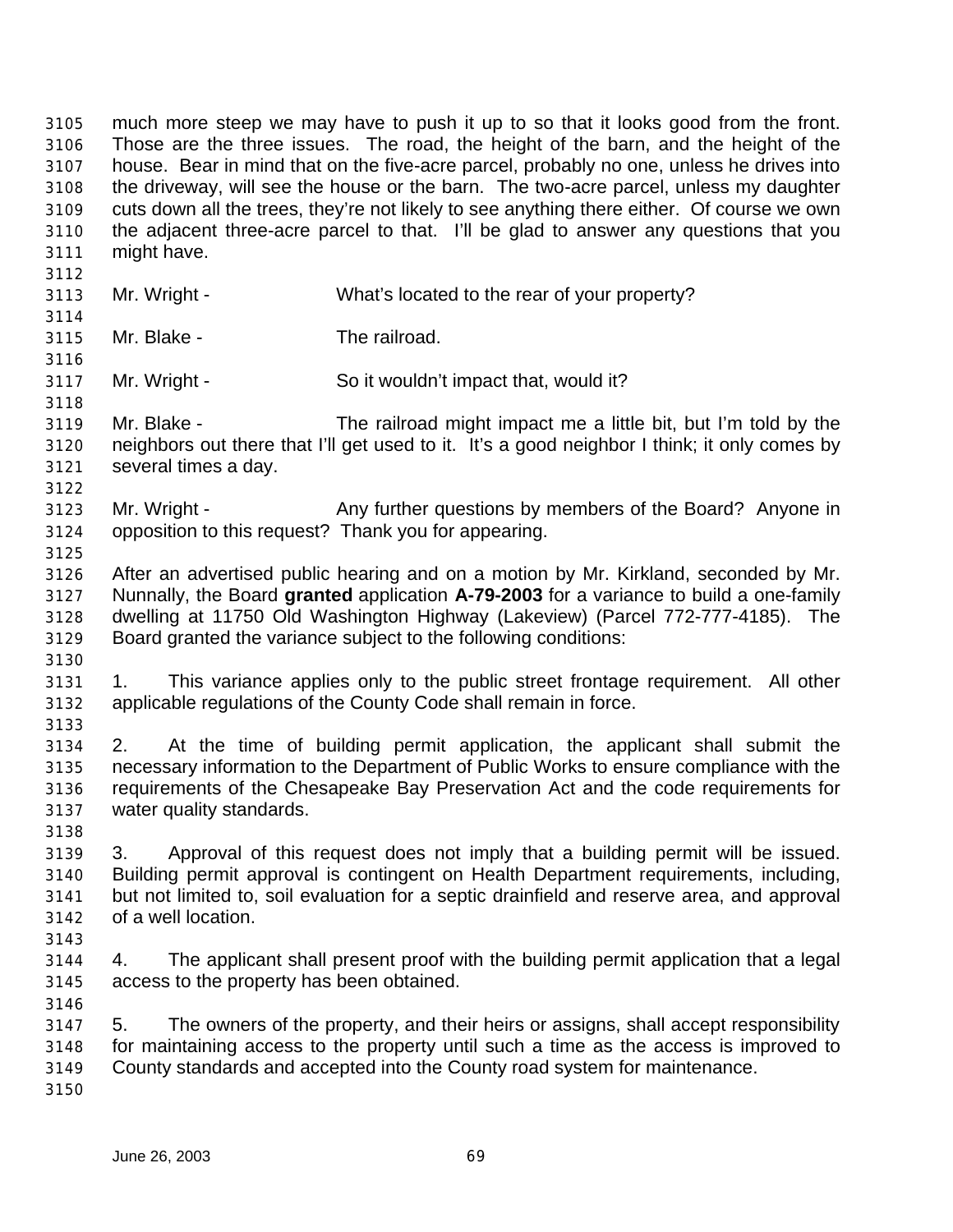much more steep we may have to push it up to so that it looks good from the front. Those are the three issues. The road, the height of the barn, and the height of the house. Bear in mind that on the five-acre parcel, probably no one, unless he drives into the driveway, will see the house or the barn. The two-acre parcel, unless my daughter cuts down all the trees, they're not likely to see anything there either. Of course we own the adjacent three-acre parcel to that. I'll be glad to answer any questions that you might have.

Mr. Wright - What's located to the rear of your property?

Mr. Blake - The railroad.

Mr. Wright - So it wouldn't impact that, would it?

Mr. Blake - The railroad might impact me a little bit, but I'm told by the neighbors out there that I'll get used to it. It's a good neighbor I think; it only comes by several times a day.

Mr. Wright - Any further questions by members of the Board? Anyone in opposition to this request? Thank you for appearing.

After an advertised public hearing and on a motion by Mr. Kirkland, seconded by Mr. Nunnally, the Board **granted** application **A-79-2003** for a variance to build a one-family dwelling at 11750 Old Washington Highway (Lakeview) (Parcel 772-777-4185). The Board granted the variance subject to the following conditions:

1. This variance applies only to the public street frontage requirement. All other applicable regulations of the County Code shall remain in force.

2. At the time of building permit application, the applicant shall submit the necessary information to the Department of Public Works to ensure compliance with the requirements of the Chesapeake Bay Preservation Act and the code requirements for water quality standards.

3. Approval of this request does not imply that a building permit will be issued. Building permit approval is contingent on Health Department requirements, including, but not limited to, soil evaluation for a septic drainfield and reserve area, and approval of a well location.

4. The applicant shall present proof with the building permit application that a legal access to the property has been obtained.

5. The owners of the property, and their heirs or assigns, shall accept responsibility for maintaining access to the property until such a time as the access is improved to County standards and accepted into the County road system for maintenance.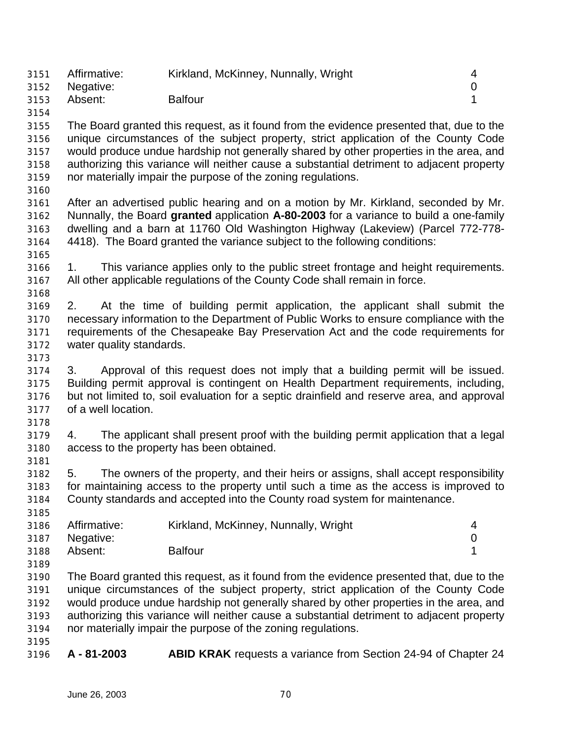| | | |
|---|---|---|
| Affirmative: | Kirkland, McKinney, Nunnally, Wright | 4 |
| Negative: | | 0 |
| Absent: | Balfour | 1 |

The Board granted this request, as it found from the evidence presented that, due to the unique circumstances of the subject property, strict application of the County Code would produce undue hardship not generally shared by other properties in the area, and authorizing this variance will neither cause a substantial detriment to adjacent property nor materially impair the purpose of the zoning regulations.

After an advertised public hearing and on a motion by Mr. Kirkland, seconded by Mr. Nunnally, the Board **granted** application **A-80-2003** for a variance to build a one-family dwelling and a barn at 11760 Old Washington Highway (Lakeview) (Parcel 772-778-4418). The Board granted the variance subject to the following conditions:

1. This variance applies only to the public street frontage and height requirements. All other applicable regulations of the County Code shall remain in force.

2. At the time of building permit application, the applicant shall submit the necessary information to the Department of Public Works to ensure compliance with the requirements of the Chesapeake Bay Preservation Act and the code requirements for water quality standards.

3. Approval of this request does not imply that a building permit will be issued. Building permit approval is contingent on Health Department requirements, including, but not limited to, soil evaluation for a septic drainfield and reserve area, and approval of a well location.

4. The applicant shall present proof with the building permit application that a legal access to the property has been obtained.

5. The owners of the property, and their heirs or assigns, shall accept responsibility for maintaining access to the property until such a time as the access is improved to County standards and accepted into the County road system for maintenance.

| | | |
|---|---|---|
| Affirmative: | Kirkland, McKinney, Nunnally, Wright | 4 |
| Negative: | | 0 |
| Absent: | Balfour | 1 |

The Board granted this request, as it found from the evidence presented that, due to the unique circumstances of the subject property, strict application of the County Code would produce undue hardship not generally shared by other properties in the area, and authorizing this variance will neither cause a substantial detriment to adjacent property nor materially impair the purpose of the zoning regulations.

**A - 81-2003** **ABID KRAK** requests a variance from Section 24-94 of Chapter 24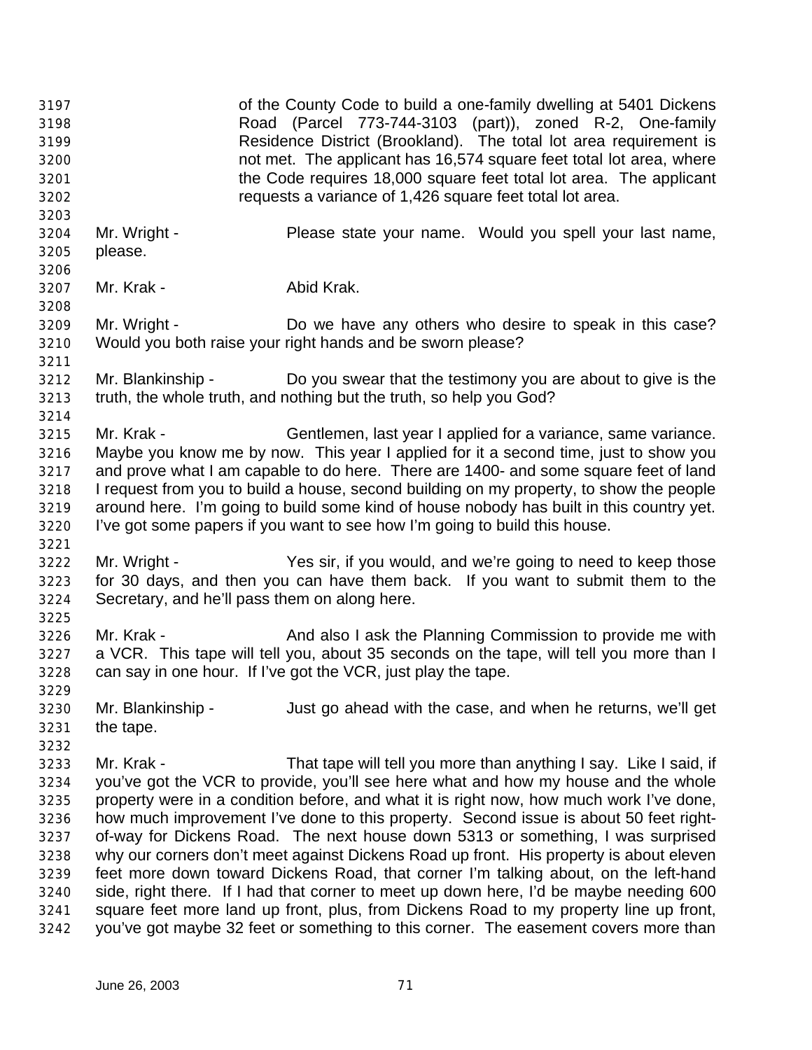of the County Code to build a one-family dwelling at 5401 Dickens Road (Parcel 773-744-3103 (part)), zoned R-2, One-family Residence District (Brookland). The total lot area requirement is not met. The applicant has 16,574 square feet total lot area, where the Code requires 18,000 square feet total lot area. The applicant requests a variance of 1,426 square feet total lot area.

Mr. Wright - Please state your name. Would you spell your last name, please.

Mr. Krak - Abid Krak.

Mr. Wright - Do we have any others who desire to speak in this case? Would you both raise your right hands and be sworn please?

Mr. Blankinship - Do you swear that the testimony you are about to give is the truth, the whole truth, and nothing but the truth, so help you God?

Mr. Krak - Gentlemen, last year I applied for a variance, same variance. Maybe you know me by now. This year I applied for it a second time, just to show you and prove what I am capable to do here. There are 1400- and some square feet of land I request from you to build a house, second building on my property, to show the people around here. I'm going to build some kind of house nobody has built in this country yet. I've got some papers if you want to see how I'm going to build this house.

Mr. Wright - Yes sir, if you would, and we're going to need to keep those for 30 days, and then you can have them back. If you want to submit them to the Secretary, and he'll pass them on along here.

Mr. Krak - And also I ask the Planning Commission to provide me with a VCR. This tape will tell you, about 35 seconds on the tape, will tell you more than I can say in one hour. If I've got the VCR, just play the tape.

Mr. Blankinship - Just go ahead with the case, and when he returns, we'll get the tape.

Mr. Krak - That tape will tell you more than anything I say. Like I said, if you've got the VCR to provide, you'll see here what and how my house and the whole property were in a condition before, and what it is right now, how much work I've done, how much improvement I've done to this property. Second issue is about 50 feet right-of-way for Dickens Road. The next house down 5313 or something, I was surprised why our corners don't meet against Dickens Road up front. His property is about eleven feet more down toward Dickens Road, that corner I'm talking about, on the left-hand side, right there. If I had that corner to meet up down here, I'd be maybe needing 600 square feet more land up front, plus, from Dickens Road to my property line up front, you've got maybe 32 feet or something to this corner. The easement covers more than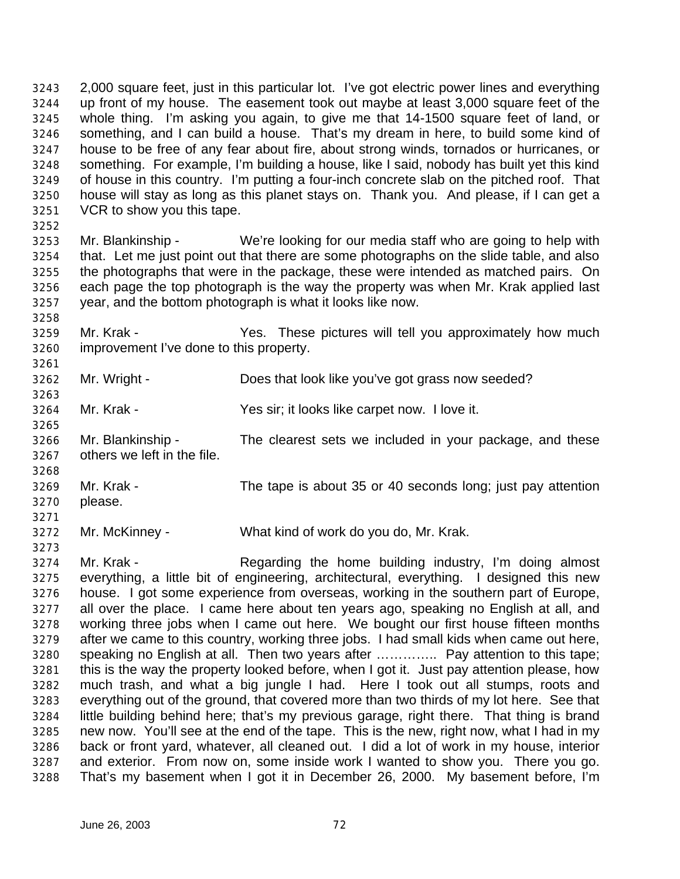2,000 square feet, just in this particular lot. I've got electric power lines and everything up front of my house. The easement took out maybe at least 3,000 square feet of the whole thing. I'm asking you again, to give me that 14-1500 square feet of land, or something, and I can build a house. That's my dream in here, to build some kind of house to be free of any fear about fire, about strong winds, tornados or hurricanes, or something. For example, I'm building a house, like I said, nobody has built yet this kind of house in this country. I'm putting a four-inch concrete slab on the pitched roof. That house will stay as long as this planet stays on. Thank you. And please, if I can get a VCR to show you this tape.

Mr. Blankinship - We're looking for our media staff who are going to help with that. Let me just point out that there are some photographs on the slide table, and also the photographs that were in the package, these were intended as matched pairs. On each page the top photograph is the way the property was when Mr. Krak applied last year, and the bottom photograph is what it looks like now.

Mr. Krak - Yes. These pictures will tell you approximately how much improvement I've done to this property.

Mr. Wright - Does that look like you've got grass now seeded?

Mr. Krak - Yes sir; it looks like carpet now. I love it.

Mr. Blankinship - The clearest sets we included in your package, and these others we left in the file.

Mr. Krak - The tape is about 35 or 40 seconds long; just pay attention please.

Mr. McKinney - What kind of work do you do, Mr. Krak.

Mr. Krak - Regarding the home building industry, I'm doing almost everything, a little bit of engineering, architectural, everything. I designed this new house. I got some experience from overseas, working in the southern part of Europe, all over the place. I came here about ten years ago, speaking no English at all, and working three jobs when I came out here. We bought our first house fifteen months after we came to this country, working three jobs. I had small kids when came out here, speaking no English at all. Then two years after ………….. Pay attention to this tape; this is the way the property looked before, when I got it. Just pay attention please, how much trash, and what a big jungle I had. Here I took out all stumps, roots and everything out of the ground, that covered more than two thirds of my lot here. See that little building behind here; that's my previous garage, right there. That thing is brand new now. You'll see at the end of the tape. This is the new, right now, what I had in my back or front yard, whatever, all cleaned out. I did a lot of work in my house, interior and exterior. From now on, some inside work I wanted to show you. There you go. That's my basement when I got it in December 26, 2000. My basement before, I'm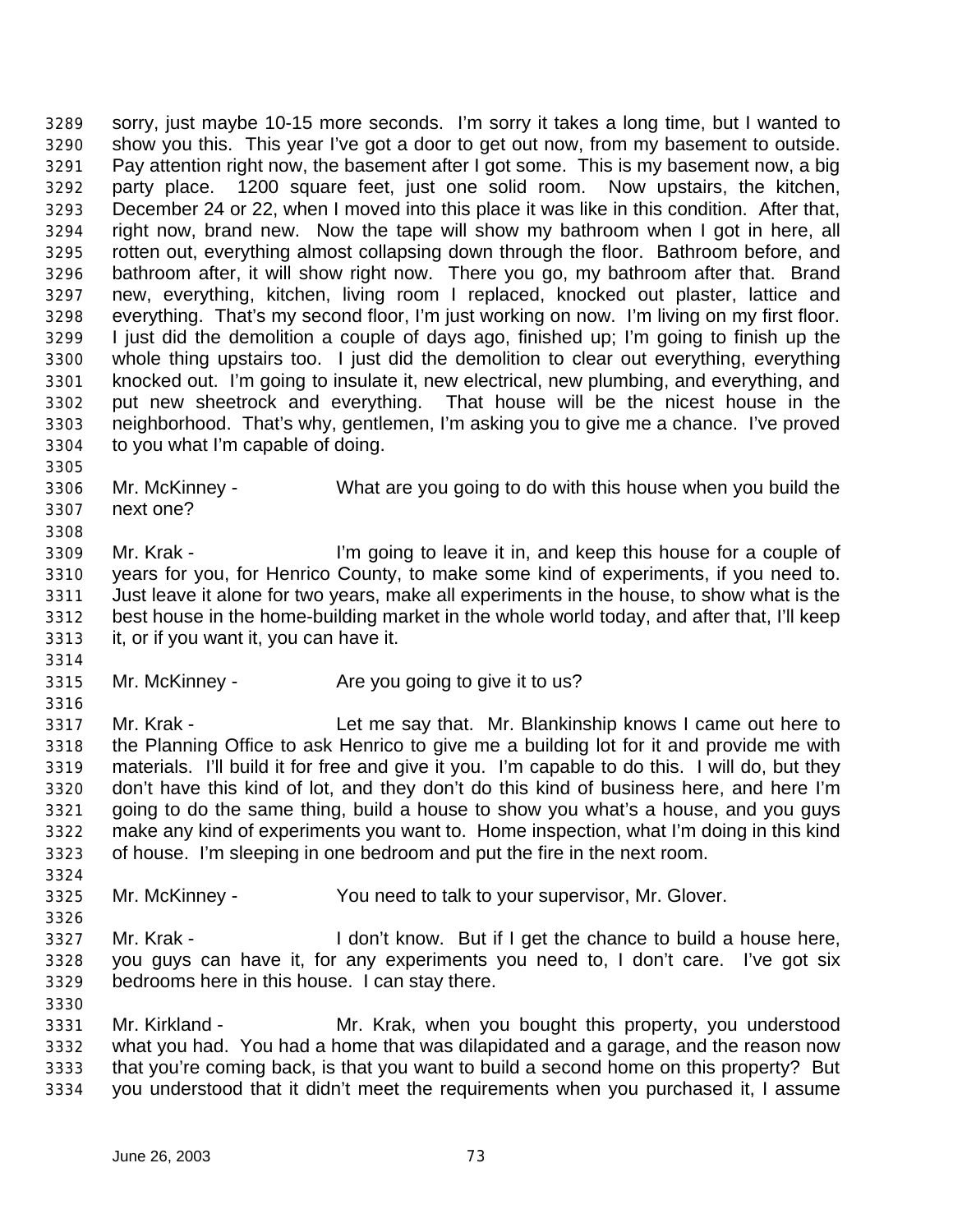sorry, just maybe 10-15 more seconds. I'm sorry it takes a long time, but I wanted to show you this. This year I've got a door to get out now, from my basement to outside. Pay attention right now, the basement after I got some. This is my basement now, a big party place. 1200 square feet, just one solid room. Now upstairs, the kitchen, December 24 or 22, when I moved into this place it was like in this condition. After that, right now, brand new. Now the tape will show my bathroom when I got in here, all rotten out, everything almost collapsing down through the floor. Bathroom before, and bathroom after, it will show right now. There you go, my bathroom after that. Brand new, everything, kitchen, living room I replaced, knocked out plaster, lattice and everything. That's my second floor, I'm just working on now. I'm living on my first floor. I just did the demolition a couple of days ago, finished up; I'm going to finish up the whole thing upstairs too. I just did the demolition to clear out everything, everything knocked out. I'm going to insulate it, new electrical, new plumbing, and everything, and put new sheetrock and everything. That house will be the nicest house in the neighborhood. That's why, gentlemen, I'm asking you to give me a chance. I've proved to you what I'm capable of doing.

Mr. McKinney - What are you going to do with this house when you build the next one?

Mr. Krak - I'm going to leave it in, and keep this house for a couple of years for you, for Henrico County, to make some kind of experiments, if you need to. Just leave it alone for two years, make all experiments in the house, to show what is the best house in the home-building market in the whole world today, and after that, I'll keep it, or if you want it, you can have it.

Mr. McKinney - Are you going to give it to us?

Mr. Krak - Let me say that. Mr. Blankinship knows I came out here to the Planning Office to ask Henrico to give me a building lot for it and provide me with materials. I'll build it for free and give it you. I'm capable to do this. I will do, but they don't have this kind of lot, and they don't do this kind of business here, and here I'm going to do the same thing, build a house to show you what's a house, and you guys make any kind of experiments you want to. Home inspection, what I'm doing in this kind of house. I'm sleeping in one bedroom and put the fire in the next room.

Mr. McKinney - You need to talk to your supervisor, Mr. Glover.

Mr. Krak - I don't know. But if I get the chance to build a house here, you guys can have it, for any experiments you need to, I don't care. I've got six bedrooms here in this house. I can stay there.

Mr. Kirkland - Mr. Krak, when you bought this property, you understood what you had. You had a home that was dilapidated and a garage, and the reason now that you're coming back, is that you want to build a second home on this property? But you understood that it didn't meet the requirements when you purchased it, I assume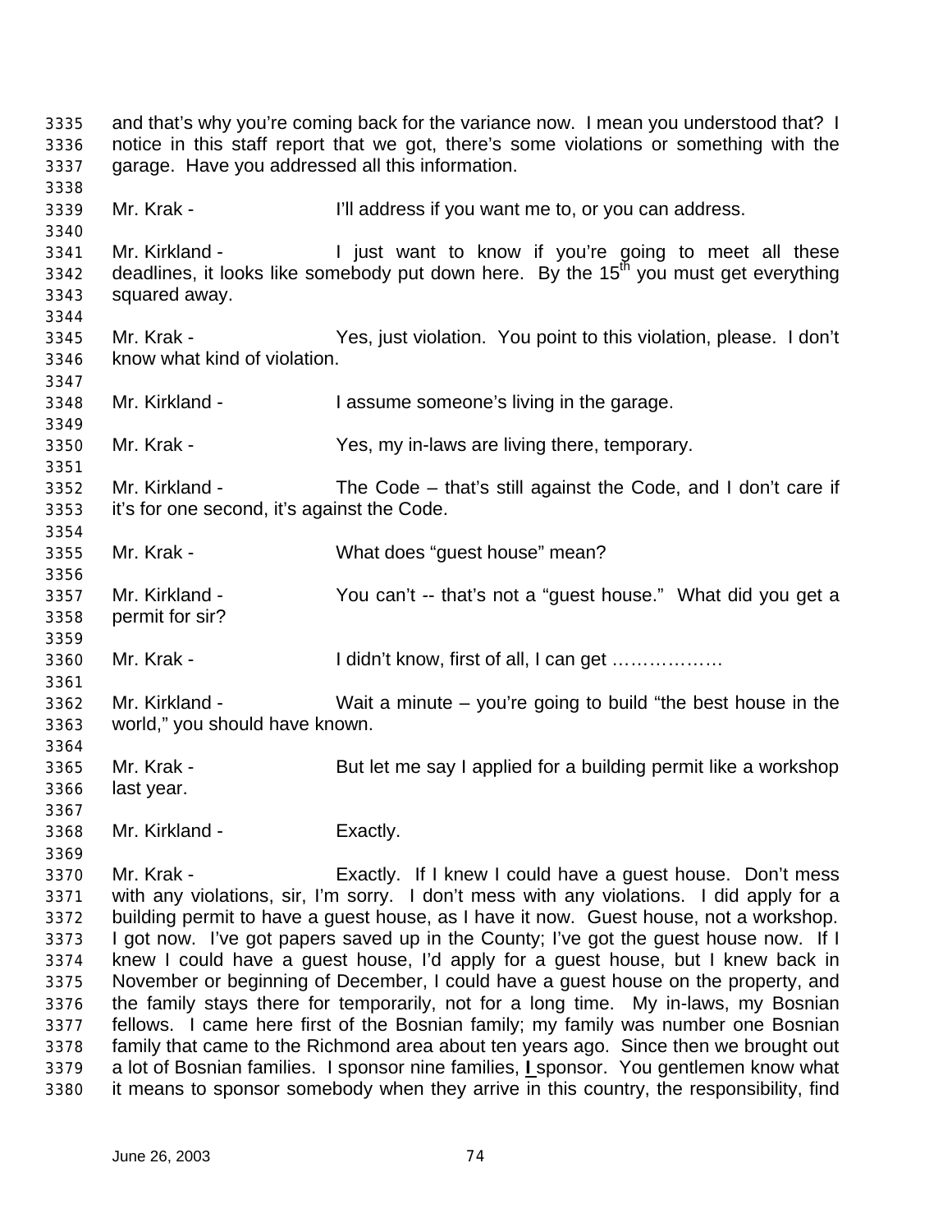and that's why you're coming back for the variance now. I mean you understood that? I notice in this staff report that we got, there's some violations or something with the garage. Have you addressed all this information.

Mr. Krak - I'll address if you want me to, or you can address.

Mr. Kirkland - I just want to know if you're going to meet all these deadlines, it looks like somebody put down here. By the 15th you must get everything squared away.

Mr. Krak - Yes, just violation. You point to this violation, please. I don't know what kind of violation.

Mr. Kirkland - I assume someone's living in the garage.

Mr. Krak - Yes, my in-laws are living there, temporary.

Mr. Kirkland - The Code – that's still against the Code, and I don't care if it's for one second, it's against the Code.

Mr. Krak - What does "guest house" mean?

Mr. Kirkland - You can't -- that's not a "guest house." What did you get a permit for sir?

Mr. Krak - I didn't know, first of all, I can get ………………

Mr. Kirkland - Wait a minute – you're going to build "the best house in the world," you should have known.

Mr. Krak - But let me say I applied for a building permit like a workshop last year.

Mr. Kirkland - Exactly.

Mr. Krak - Exactly. If I knew I could have a guest house. Don't mess with any violations, sir, I'm sorry. I don't mess with any violations. I did apply for a building permit to have a guest house, as I have it now. Guest house, not a workshop. I got now. I've got papers saved up in the County; I've got the guest house now. If I knew I could have a guest house, I'd apply for a guest house, but I knew back in November or beginning of December, I could have a guest house on the property, and the family stays there for temporarily, not for a long time. My in-laws, my Bosnian fellows. I came here first of the Bosnian family; my family was number one Bosnian family that came to the Richmond area about ten years ago. Since then we brought out a lot of Bosnian families. I sponsor nine families, **I** sponsor. You gentlemen know what it means to sponsor somebody when they arrive in this country, the responsibility, find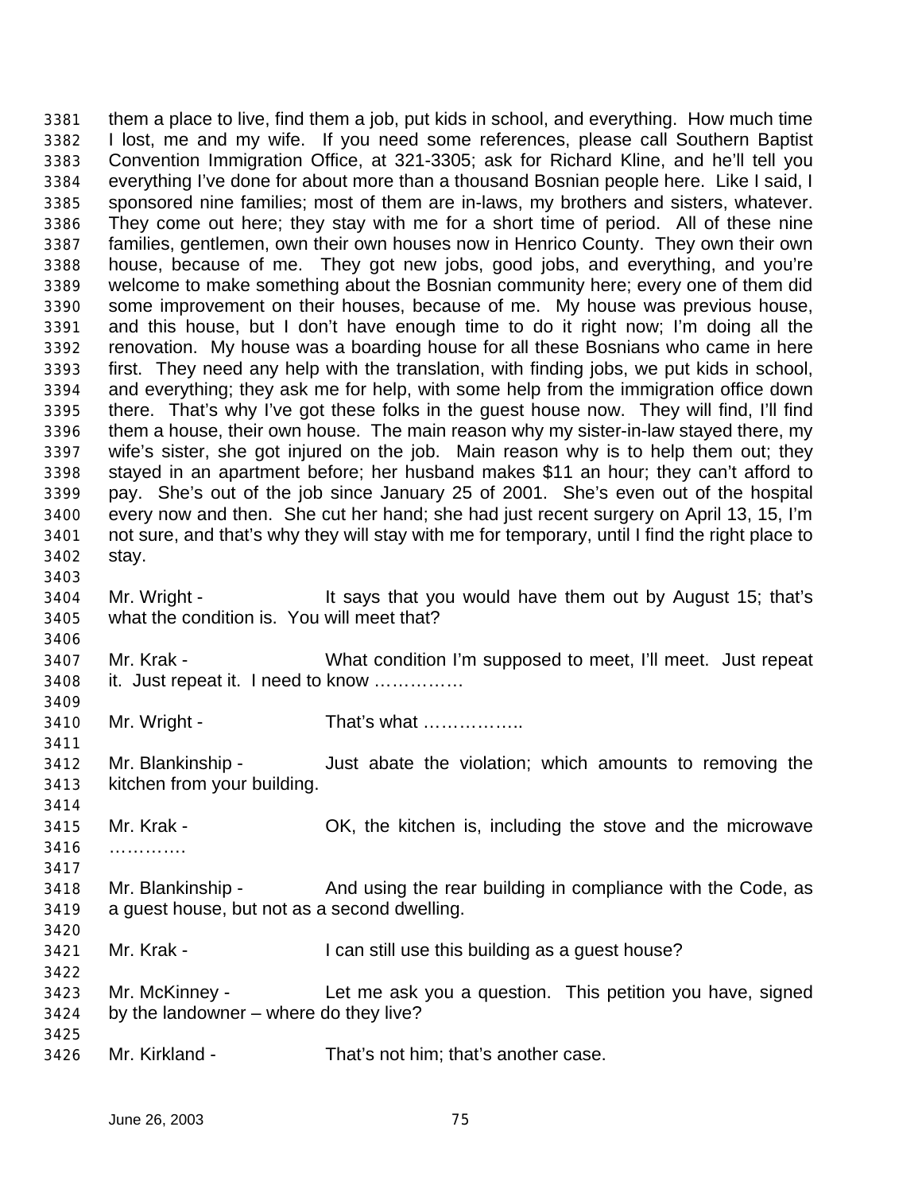them a place to live, find them a job, put kids in school, and everything. How much time I lost, me and my wife. If you need some references, please call Southern Baptist Convention Immigration Office, at 321-3305; ask for Richard Kline, and he'll tell you everything I've done for about more than a thousand Bosnian people here. Like I said, I sponsored nine families; most of them are in-laws, my brothers and sisters, whatever. They come out here; they stay with me for a short time of period. All of these nine families, gentlemen, own their own houses now in Henrico County. They own their own house, because of me. They got new jobs, good jobs, and everything, and you're welcome to make something about the Bosnian community here; every one of them did some improvement on their houses, because of me. My house was previous house, and this house, but I don't have enough time to do it right now; I'm doing all the renovation. My house was a boarding house for all these Bosnians who came in here first. They need any help with the translation, with finding jobs, we put kids in school, and everything; they ask me for help, with some help from the immigration office down there. That's why I've got these folks in the guest house now. They will find, I'll find them a house, their own house. The main reason why my sister-in-law stayed there, my wife's sister, she got injured on the job. Main reason why is to help them out; they stayed in an apartment before; her husband makes $11 an hour; they can't afford to pay. She's out of the job since January 25 of 2001. She's even out of the hospital every now and then. She cut her hand; she had just recent surgery on April 13, 15, I'm not sure, and that's why they will stay with me for temporary, until I find the right place to stay.

Mr. Wright - It says that you would have them out by August 15; that's what the condition is. You will meet that?

Mr. Krak - What condition I'm supposed to meet, I'll meet. Just repeat it. Just repeat it. I need to know ……………

Mr. Wright - That's what ……………..

Mr. Blankinship - Just abate the violation; which amounts to removing the kitchen from your building.

Mr. Krak - OK, the kitchen is, including the stove and the microwave ………….

Mr. Blankinship - And using the rear building in compliance with the Code, as a guest house, but not as a second dwelling.

Mr. Krak - I can still use this building as a guest house?

Mr. McKinney - Let me ask you a question. This petition you have, signed by the landowner – where do they live?

Mr. Kirkland - That's not him; that's another case.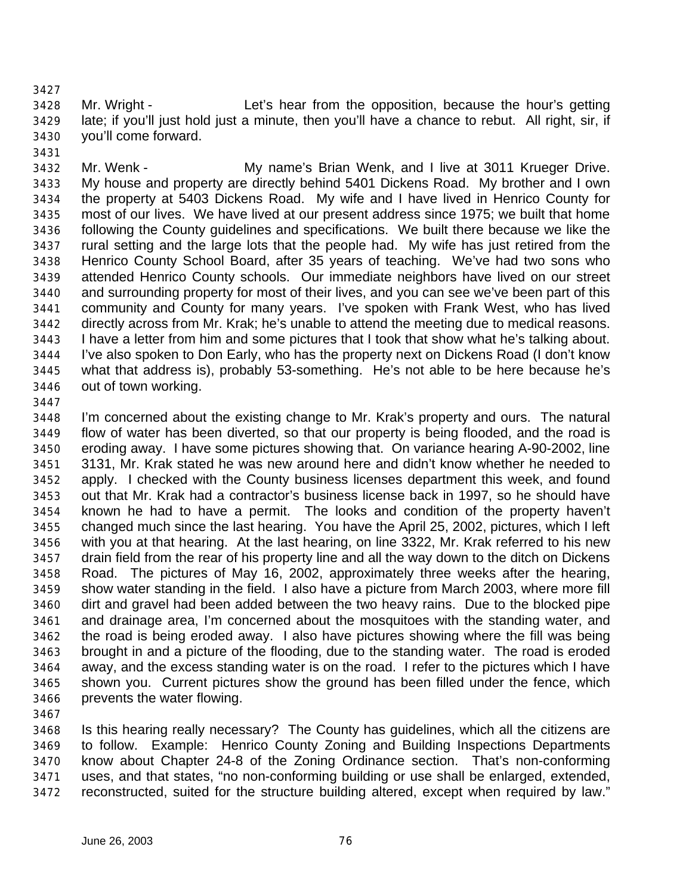Mr. Wright - Let's hear from the opposition, because the hour's getting late; if you'll just hold just a minute, then you'll have a chance to rebut. All right, sir, if you'll come forward.

Mr. Wenk - My name's Brian Wenk, and I live at 3011 Krueger Drive. My house and property are directly behind 5401 Dickens Road. My brother and I own the property at 5403 Dickens Road. My wife and I have lived in Henrico County for most of our lives. We have lived at our present address since 1975; we built that home following the County guidelines and specifications. We built there because we like the rural setting and the large lots that the people had. My wife has just retired from the Henrico County School Board, after 35 years of teaching. We've had two sons who attended Henrico County schools. Our immediate neighbors have lived on our street and surrounding property for most of their lives, and you can see we've been part of this community and County for many years. I've spoken with Frank West, who has lived directly across from Mr. Krak; he's unable to attend the meeting due to medical reasons. I have a letter from him and some pictures that I took that show what he's talking about. I've also spoken to Don Early, who has the property next on Dickens Road (I don't know what that address is), probably 53-something. He's not able to be here because he's out of town working.

I'm concerned about the existing change to Mr. Krak's property and ours. The natural flow of water has been diverted, so that our property is being flooded, and the road is eroding away. I have some pictures showing that. On variance hearing A-90-2002, line 3131, Mr. Krak stated he was new around here and didn't know whether he needed to apply. I checked with the County business licenses department this week, and found out that Mr. Krak had a contractor's business license back in 1997, so he should have known he had to have a permit. The looks and condition of the property haven't changed much since the last hearing. You have the April 25, 2002, pictures, which I left with you at that hearing. At the last hearing, on line 3322, Mr. Krak referred to his new drain field from the rear of his property line and all the way down to the ditch on Dickens Road. The pictures of May 16, 2002, approximately three weeks after the hearing, show water standing in the field. I also have a picture from March 2003, where more fill dirt and gravel had been added between the two heavy rains. Due to the blocked pipe and drainage area, I'm concerned about the mosquitoes with the standing water, and the road is being eroded away. I also have pictures showing where the fill was being brought in and a picture of the flooding, due to the standing water. The road is eroded away, and the excess standing water is on the road. I refer to the pictures which I have shown you. Current pictures show the ground has been filled under the fence, which prevents the water flowing.

Is this hearing really necessary? The County has guidelines, which all the citizens are to follow. Example: Henrico County Zoning and Building Inspections Departments know about Chapter 24-8 of the Zoning Ordinance section. That's non-conforming uses, and that states, "no non-conforming building or use shall be enlarged, extended, reconstructed, suited for the structure building altered, except when required by law."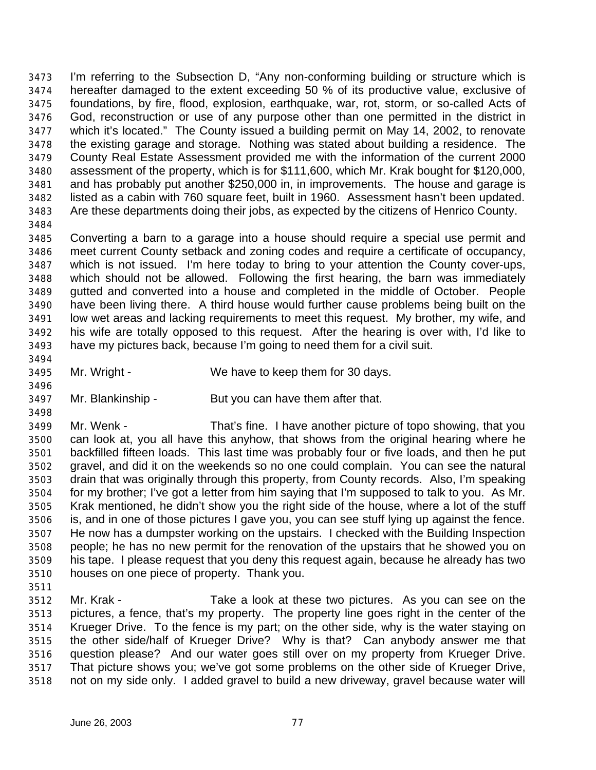I'm referring to the Subsection D, "Any non-conforming building or structure which is hereafter damaged to the extent exceeding 50 % of its productive value, exclusive of foundations, by fire, flood, explosion, earthquake, war, rot, storm, or so-called Acts of God, reconstruction or use of any purpose other than one permitted in the district in which it's located." The County issued a building permit on May 14, 2002, to renovate the existing garage and storage. Nothing was stated about building a residence. The County Real Estate Assessment provided me with the information of the current 2000 assessment of the property, which is for $111,600, which Mr. Krak bought for $120,000, and has probably put another $250,000 in, in improvements. The house and garage is listed as a cabin with 760 square feet, built in 1960. Assessment hasn't been updated. Are these departments doing their jobs, as expected by the citizens of Henrico County.

Converting a barn to a garage into a house should require a special use permit and meet current County setback and zoning codes and require a certificate of occupancy, which is not issued. I'm here today to bring to your attention the County cover-ups, which should not be allowed. Following the first hearing, the barn was immediately gutted and converted into a house and completed in the middle of October. People have been living there. A third house would further cause problems being built on the low wet areas and lacking requirements to meet this request. My brother, my wife, and his wife are totally opposed to this request. After the hearing is over with, I'd like to have my pictures back, because I'm going to need them for a civil suit.

Mr. Wright - We have to keep them for 30 days.

Mr. Blankinship - But you can have them after that.

Mr. Wenk - That's fine. I have another picture of topo showing, that you can look at, you all have this anyhow, that shows from the original hearing where he backfilled fifteen loads. This last time was probably four or five loads, and then he put gravel, and did it on the weekends so no one could complain. You can see the natural drain that was originally through this property, from County records. Also, I'm speaking for my brother; I've got a letter from him saying that I'm supposed to talk to you. As Mr. Krak mentioned, he didn't show you the right side of the house, where a lot of the stuff is, and in one of those pictures I gave you, you can see stuff lying up against the fence. He now has a dumpster working on the upstairs. I checked with the Building Inspection people; he has no new permit for the renovation of the upstairs that he showed you on his tape. I please request that you deny this request again, because he already has two houses on one piece of property. Thank you.

Mr. Krak - Take a look at these two pictures. As you can see on the pictures, a fence, that's my property. The property line goes right in the center of the Krueger Drive. To the fence is my part; on the other side, why is the water staying on the other side/half of Krueger Drive? Why is that? Can anybody answer me that question please? And our water goes still over on my property from Krueger Drive. That picture shows you; we've got some problems on the other side of Krueger Drive, not on my side only. I added gravel to build a new driveway, gravel because water will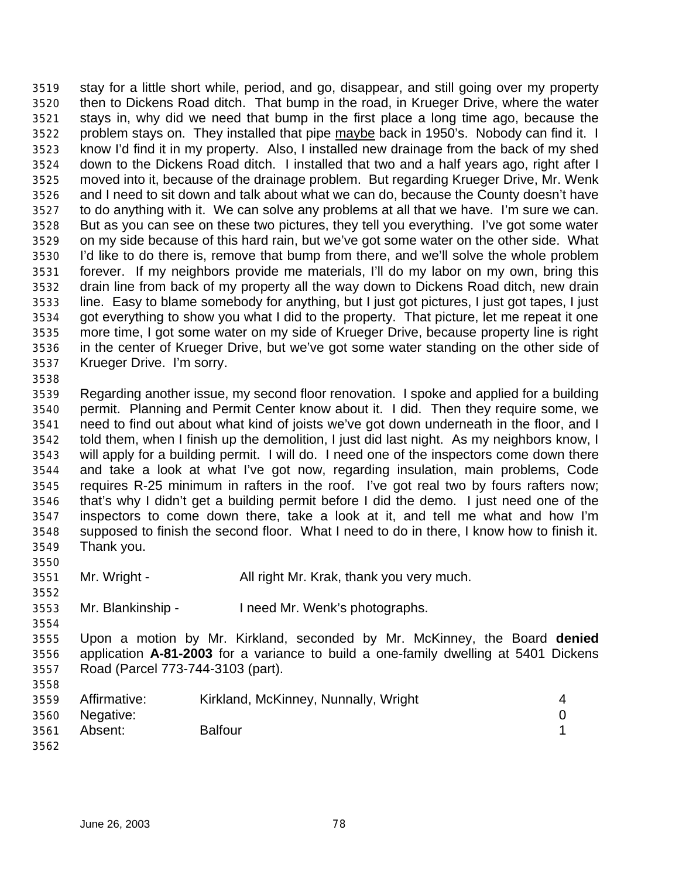stay for a little short while, period, and go, disappear, and still going over my property then to Dickens Road ditch. That bump in the road, in Krueger Drive, where the water stays in, why did we need that bump in the first place a long time ago, because the problem stays on. They installed that pipe maybe back in 1950's. Nobody can find it. I know I'd find it in my property. Also, I installed new drainage from the back of my shed down to the Dickens Road ditch. I installed that two and a half years ago, right after I moved into it, because of the drainage problem. But regarding Krueger Drive, Mr. Wenk and I need to sit down and talk about what we can do, because the County doesn't have to do anything with it. We can solve any problems at all that we have. I'm sure we can. But as you can see on these two pictures, they tell you everything. I've got some water on my side because of this hard rain, but we've got some water on the other side. What I'd like to do there is, remove that bump from there, and we'll solve the whole problem forever. If my neighbors provide me materials, I'll do my labor on my own, bring this drain line from back of my property all the way down to Dickens Road ditch, new drain line. Easy to blame somebody for anything, but I just got pictures, I just got tapes, I just got everything to show you what I did to the property. That picture, let me repeat it one more time, I got some water on my side of Krueger Drive, because property line is right in the center of Krueger Drive, but we've got some water standing on the other side of Krueger Drive. I'm sorry.

Regarding another issue, my second floor renovation. I spoke and applied for a building permit. Planning and Permit Center know about it. I did. Then they require some, we need to find out about what kind of joists we've got down underneath in the floor, and I told them, when I finish up the demolition, I just did last night. As my neighbors know, I will apply for a building permit. I will do. I need one of the inspectors come down there and take a look at what I've got now, regarding insulation, main problems, Code requires R-25 minimum in rafters in the roof. I've got real two by fours rafters now; that's why I didn't get a building permit before I did the demo. I just need one of the inspectors to come down there, take a look at it, and tell me what and how I'm supposed to finish the second floor. What I need to do in there, I know how to finish it. Thank you.

Mr. Wright - All right Mr. Krak, thank you very much.

Mr. Blankinship - I need Mr. Wenk's photographs.

Upon a motion by Mr. Kirkland, seconded by Mr. McKinney, the Board **denied** application **A-81-2003** for a variance to build a one-family dwelling at 5401 Dickens Road (Parcel 773-744-3103 (part).

| | | |
|---|---|---|
| Affirmative: | Kirkland, McKinney, Nunnally, Wright | 4 |
| Negative: | | 0 |
| Absent: | Balfour | 1 |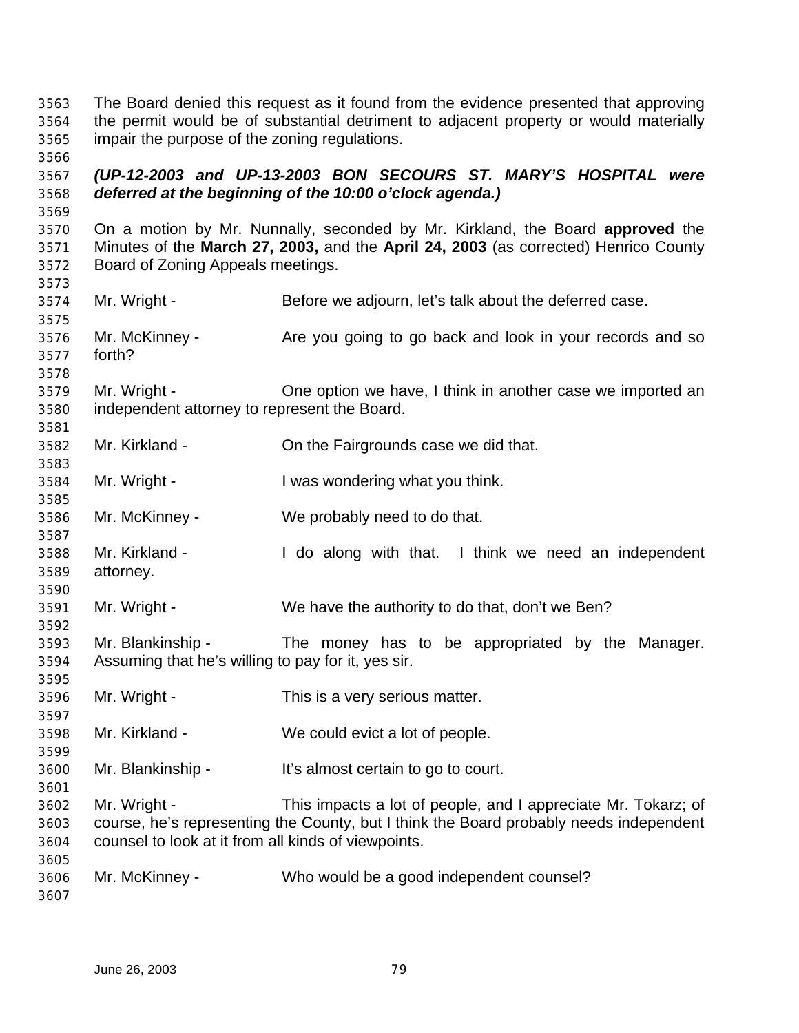The Board denied this request as it found from the evidence presented that approving the permit would be of substantial detriment to adjacent property or would materially impair the purpose of the zoning regulations.

***(UP-12-2003 and UP-13-2003 BON SECOURS ST. MARY'S HOSPITAL were deferred at the beginning of the 10:00 o'clock agenda.)***

On a motion by Mr. Nunnally, seconded by Mr. Kirkland, the Board **approved** the Minutes of the **March 27, 2003,** and the **April 24, 2003** (as corrected) Henrico County Board of Zoning Appeals meetings.

Mr. Wright - Before we adjourn, let's talk about the deferred case.

Mr. McKinney - Are you going to go back and look in your records and so forth?

Mr. Wright - One option we have, I think in another case we imported an independent attorney to represent the Board.

Mr. Kirkland - On the Fairgrounds case we did that.

Mr. Wright - I was wondering what you think.

Mr. McKinney - We probably need to do that.

Mr. Kirkland - I do along with that. I think we need an independent attorney.

Mr. Wright - We have the authority to do that, don't we Ben?

Mr. Blankinship - The money has to be appropriated by the Manager. Assuming that he's willing to pay for it, yes sir.

Mr. Wright - This is a very serious matter.

Mr. Kirkland - We could evict a lot of people.

Mr. Blankinship - It's almost certain to go to court.

Mr. Wright - This impacts a lot of people, and I appreciate Mr. Tokarz; of course, he's representing the County, but I think the Board probably needs independent counsel to look at it from all kinds of viewpoints.

Mr. McKinney - Who would be a good independent counsel?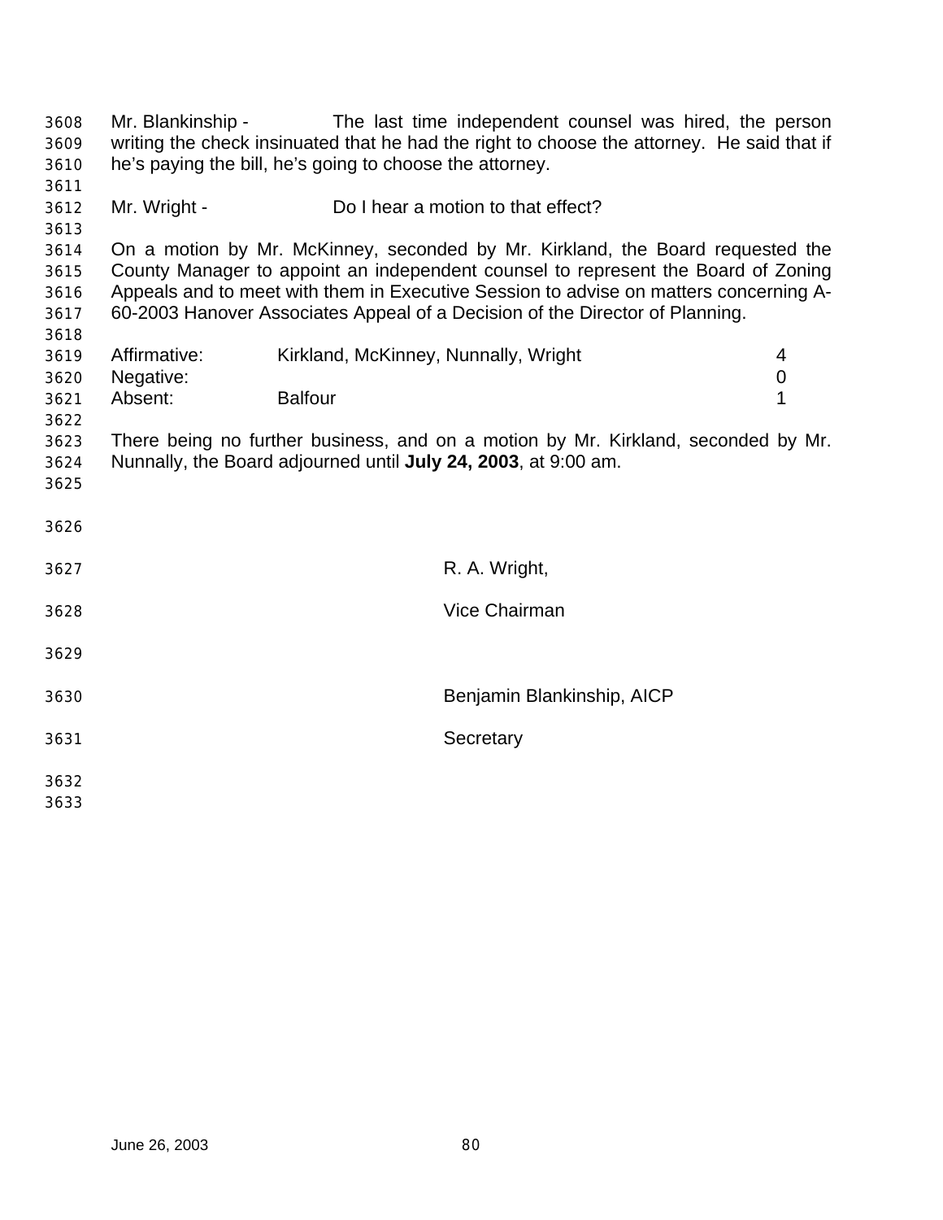Mr. Blankinship - The last time independent counsel was hired, the person writing the check insinuated that he had the right to choose the attorney. He said that if he's paying the bill, he's going to choose the attorney.

Mr. Wright - Do I hear a motion to that effect?

On a motion by Mr. McKinney, seconded by Mr. Kirkland, the Board requested the County Manager to appoint an independent counsel to represent the Board of Zoning Appeals and to meet with them in Executive Session to advise on matters concerning A-60-2003 Hanover Associates Appeal of a Decision of the Director of Planning.

| | | |
|---|---|---|
| Affirmative: | Kirkland, McKinney, Nunnally, Wright | 4 |
| Negative: | | 0 |
| Absent: | Balfour | 1 |

There being no further business, and on a motion by Mr. Kirkland, seconded by Mr. Nunnally, the Board adjourned until **July 24, 2003**, at 9:00 am.

R. A. Wright,

Vice Chairman

Benjamin Blankinship, AICP

Secretary